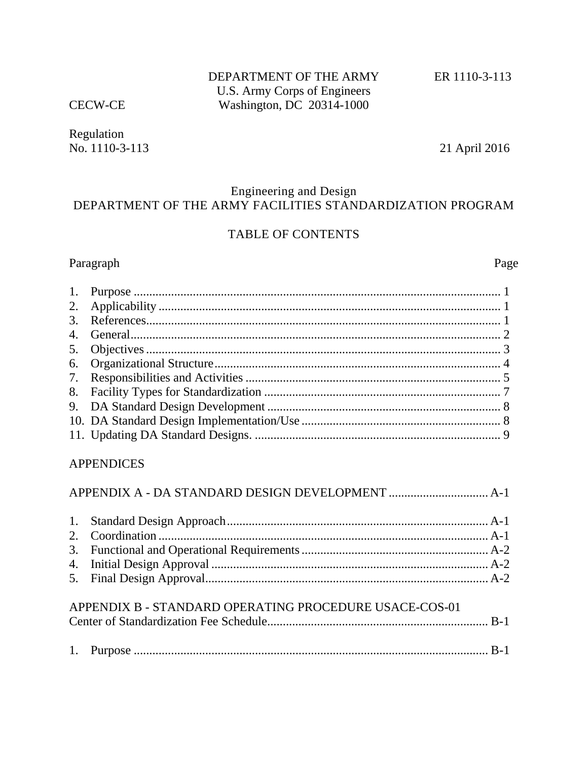DEPARTMENT OF THE ARMY  
U.S. Army Corps of Engineers  
Washington, DC 20314-1000

ER 1110-3-113

CECW-CE

Regulation  
No. 1110-3-113

21 April 2016

# Engineering and Design
# DEPARTMENT OF THE ARMY FACILITIES STANDARDIZATION PROGRAM

## TABLE OF CONTENTS

| Paragraph | Page |
|---|---|
| 1. Purpose | 1 |
| 2. Applicability | 1 |
| 3. References | 1 |
| 4. General | 2 |
| 5. Objectives | 3 |
| 6. Organizational Structure | 4 |
| 7. Responsibilities and Activities | 5 |
| 8. Facility Types for Standardization | 7 |
| 9. DA Standard Design Development | 8 |
| 10. DA Standard Design Implementation/Use | 8 |
| 11. Updating DA Standard Designs. | 9 |

APPENDICES

| | |
|---|---|
| APPENDIX A - DA STANDARD DESIGN DEVELOPMENT | A-1 |
| 1. Standard Design Approach | A-1 |
| 2. Coordination | A-1 |
| 3. Functional and Operational Requirements | A-2 |
| 4. Initial Design Approval | A-2 |
| 5. Final Design Approval | A-2 |
| APPENDIX B - STANDARD OPERATING PROCEDURE USACE-COS-01 Center of Standardization Fee Schedule | B-1 |
| 1. Purpose | B-1 |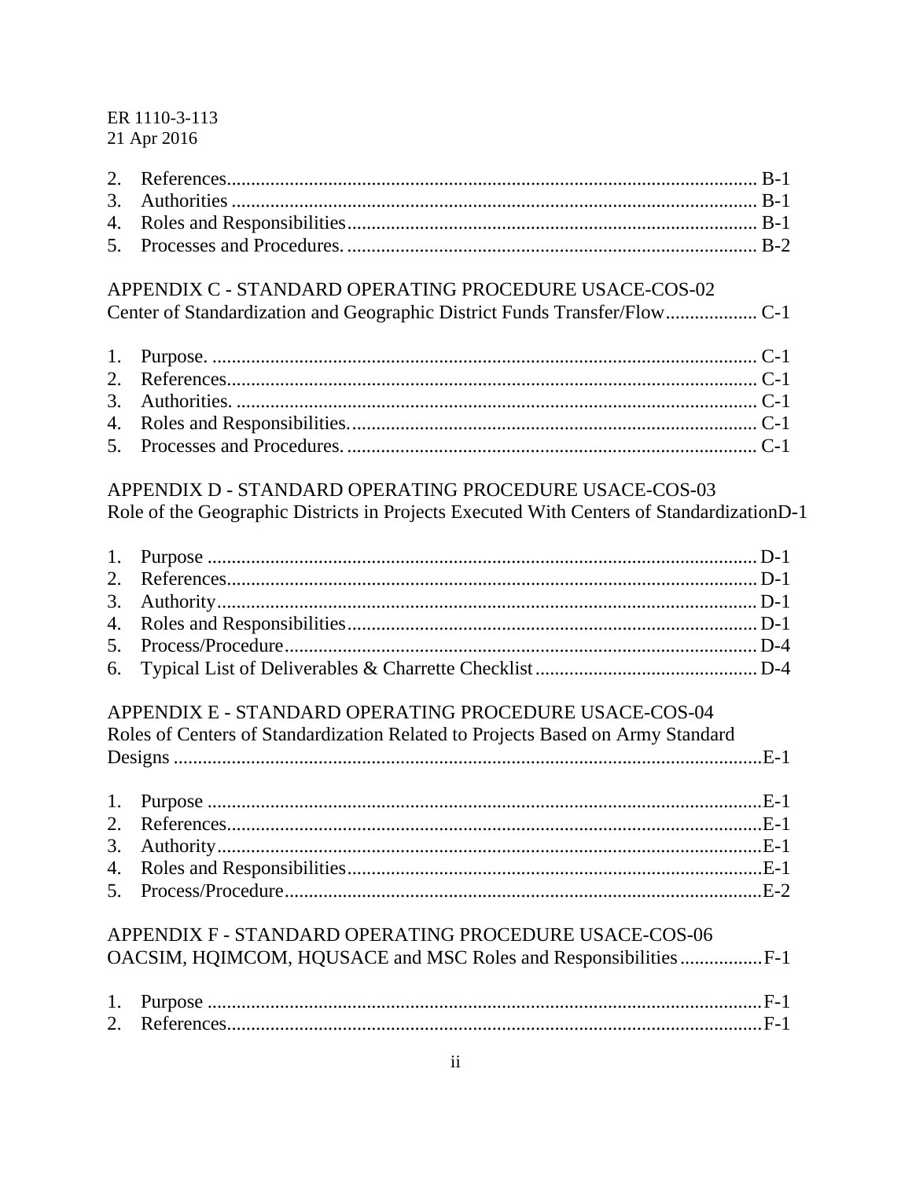2. References............................................................................................................ B-1
3. Authorities ............................................................................................................ B-1
4. Roles and Responsibilities.................................................................................... B-1
5. Processes and Procedures. .................................................................................... B-2

APPENDIX C - STANDARD OPERATING PROCEDURE USACE-COS-02
Center of Standardization and Geographic District Funds Transfer/Flow.................. C-1

1. Purpose. ................................................................................................................ C-1
2. References............................................................................................................ C-1
3. Authorities. ........................................................................................................... C-1
4. Roles and Responsibilities.................................................................................... C-1
5. Processes and Procedures. .................................................................................... C-1

APPENDIX D - STANDARD OPERATING PROCEDURE USACE-COS-03
Role of the Geographic Districts in Projects Executed With Centers of StandardizationD-1

1. Purpose ................................................................................................................. D-1
2. References............................................................................................................ D-1
3. Authority.............................................................................................................. D-1
4. Roles and Responsibilities.................................................................................... D-1
5. Process/Procedure................................................................................................ D-4
6. Typical List of Deliverables & Charrette Checklist ............................................. D-4

APPENDIX E - STANDARD OPERATING PROCEDURE USACE-COS-04
Roles of Centers of Standardization Related to Projects Based on Army Standard Designs ........................................................................................................................E-1

1. Purpose .................................................................................................................E-1
2. References............................................................................................................E-1
3. Authority..............................................................................................................E-1
4. Roles and Responsibilities....................................................................................E-1
5. Process/Procedure................................................................................................E-2

APPENDIX F - STANDARD OPERATING PROCEDURE USACE-COS-06
OACSIM, HQIMCOM, HQUSACE and MSC Roles and Responsibilities .................F-1

1. Purpose .................................................................................................................F-1
2. References............................................................................................................F-1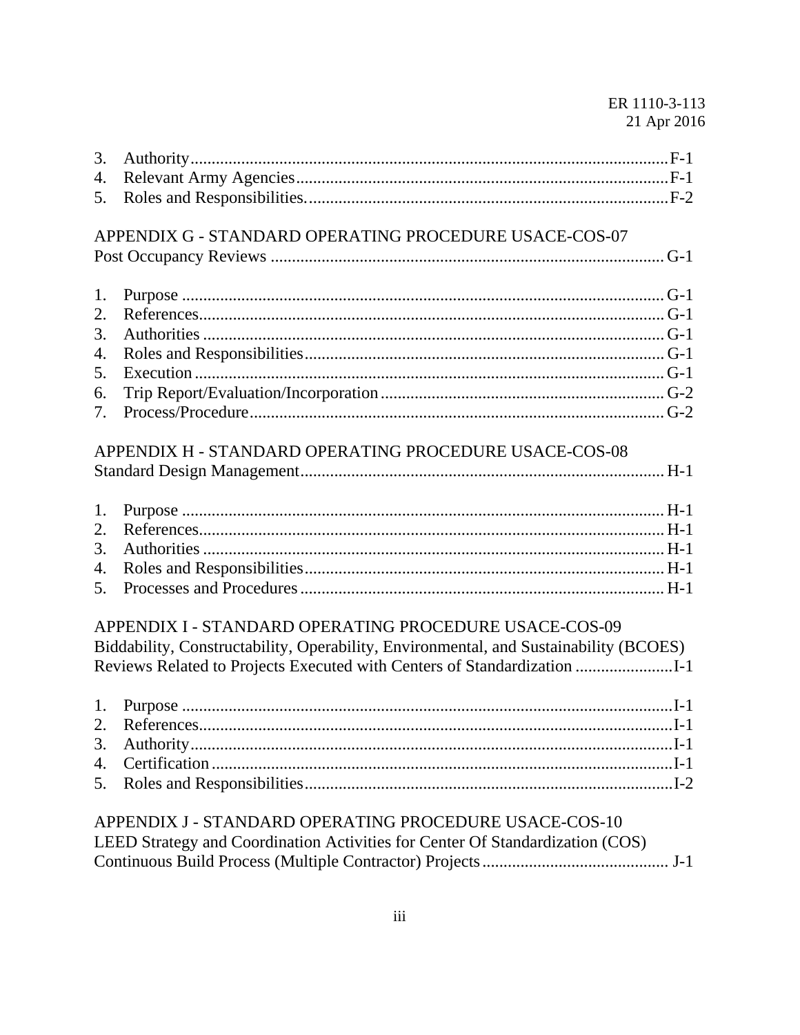3. Authority ........ F-1
4. Relevant Army Agencies ........ F-1
5. Roles and Responsibilities. ........ F-2

APPENDIX G - STANDARD OPERATING PROCEDURE USACE-COS-07
Post Occupancy Reviews ........ G-1

1. Purpose ........ G-1
2. References ........ G-1
3. Authorities ........ G-1
4. Roles and Responsibilities ........ G-1
5. Execution ........ G-1
6. Trip Report/Evaluation/Incorporation ........ G-2
7. Process/Procedure ........ G-2

APPENDIX H - STANDARD OPERATING PROCEDURE USACE-COS-08
Standard Design Management ........ H-1

1. Purpose ........ H-1
2. References ........ H-1
3. Authorities ........ H-1
4. Roles and Responsibilities ........ H-1
5. Processes and Procedures ........ H-1

APPENDIX I - STANDARD OPERATING PROCEDURE USACE-COS-09
Biddability, Constructability, Operability, Environmental, and Sustainability (BCOES) Reviews Related to Projects Executed with Centers of Standardization ........ I-1

1. Purpose ........ I-1
2. References ........ I-1
3. Authority ........ I-1
4. Certification ........ I-1
5. Roles and Responsibilities ........ I-2

APPENDIX J - STANDARD OPERATING PROCEDURE USACE-COS-10
LEED Strategy and Coordination Activities for Center Of Standardization (COS) Continuous Build Process (Multiple Contractor) Projects ........ J-1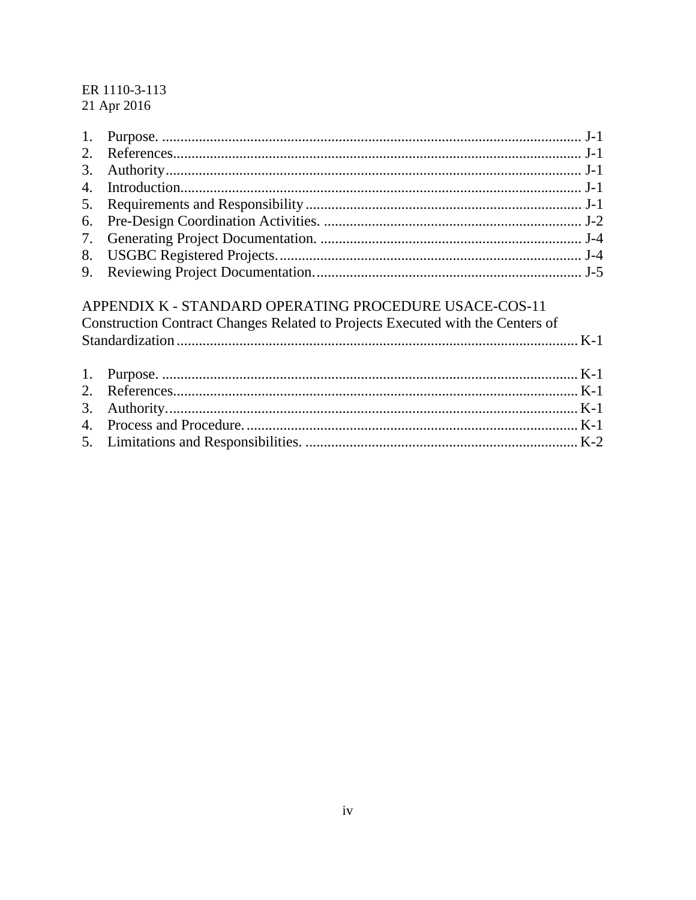1. Purpose. .................................................................................................................. J-1
2. References............................................................................................................... J-1
3. Authority.................................................................................................................. J-1
4. Introduction.............................................................................................................. J-1
5. Requirements and Responsibility........................................................................... J-1
6. Pre-Design Coordination Activities. ...................................................................... J-2
7. Generating Project Documentation. ....................................................................... J-4
8. USGBC Registered Projects.................................................................................. J-4
9. Reviewing Project Documentation......................................................................... J-5

APPENDIX K - STANDARD OPERATING PROCEDURE USACE-COS-11
Construction Contract Changes Related to Projects Executed with the Centers of Standardization............................................................................................................. K-1

1. Purpose. ................................................................................................................. K-1
2. References.............................................................................................................. K-1
3. Authority................................................................................................................ K-1
4. Process and Procedure............................................................................................ K-1
5. Limitations and Responsibilities. .......................................................................... K-2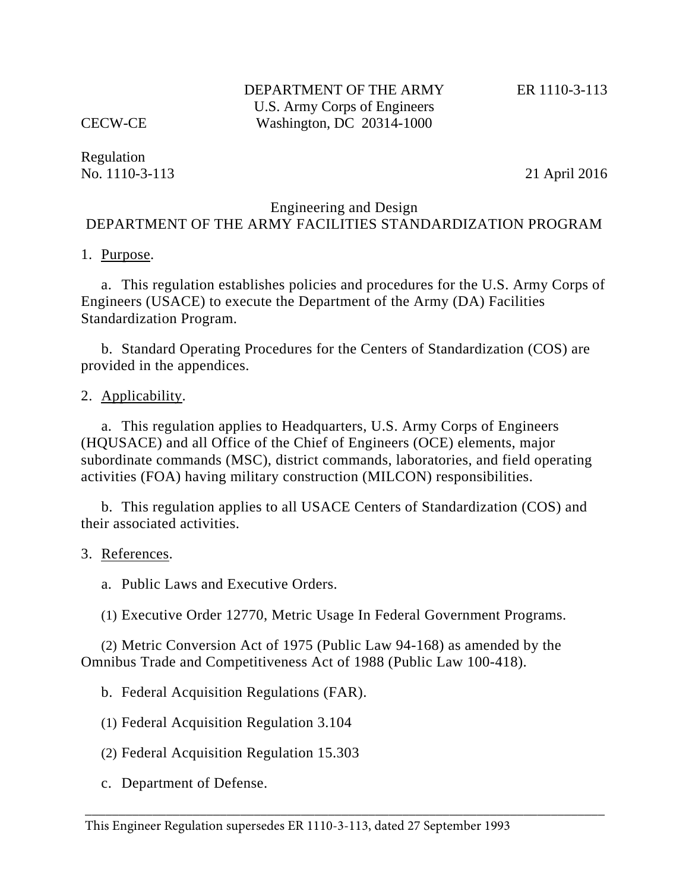DEPARTMENT OF THE ARMY
U.S. Army Corps of Engineers
Washington, DC 20314-1000

ER 1110-3-113

CECW-CE

Regulation
No. 1110-3-113

21 April 2016

Engineering and Design
DEPARTMENT OF THE ARMY FACILITIES STANDARDIZATION PROGRAM

1. Purpose.

a. This regulation establishes policies and procedures for the U.S. Army Corps of Engineers (USACE) to execute the Department of the Army (DA) Facilities Standardization Program.

b. Standard Operating Procedures for the Centers of Standardization (COS) are provided in the appendices.

2. Applicability.

a. This regulation applies to Headquarters, U.S. Army Corps of Engineers (HQUSACE) and all Office of the Chief of Engineers (OCE) elements, major subordinate commands (MSC), district commands, laboratories, and field operating activities (FOA) having military construction (MILCON) responsibilities.

b. This regulation applies to all USACE Centers of Standardization (COS) and their associated activities.

3. References.

a. Public Laws and Executive Orders.

(1) Executive Order 12770, Metric Usage In Federal Government Programs.

(2) Metric Conversion Act of 1975 (Public Law 94-168) as amended by the Omnibus Trade and Competitiveness Act of 1988 (Public Law 100-418).

b. Federal Acquisition Regulations (FAR).

(1) Federal Acquisition Regulation 3.104

(2) Federal Acquisition Regulation 15.303

c. Department of Defense.

---

This Engineer Regulation supersedes ER 1110-3-113, dated 27 September 1993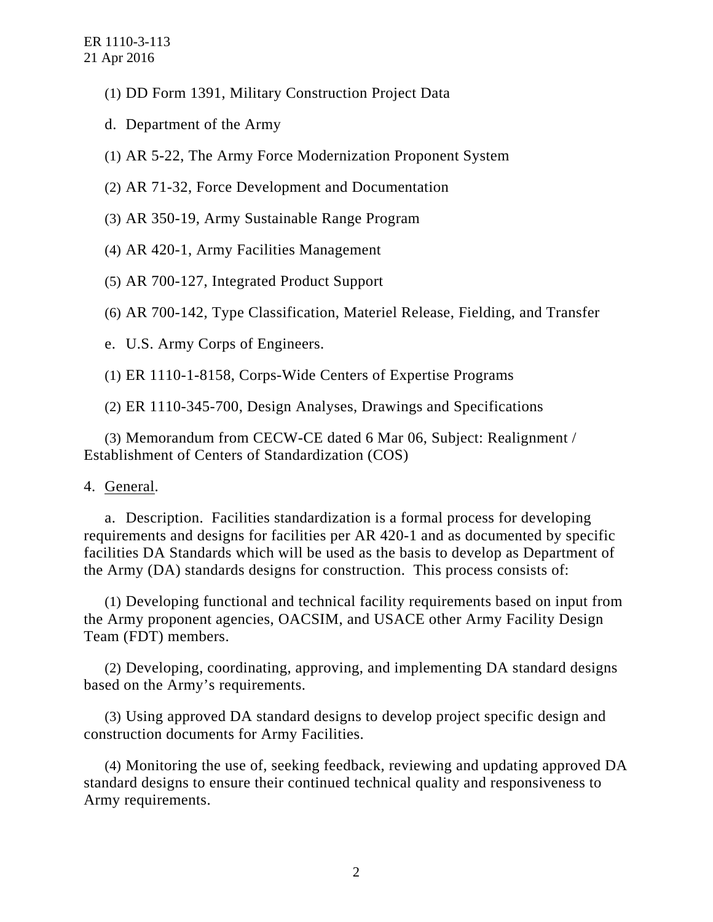(1) DD Form 1391, Military Construction Project Data

d. Department of the Army

(1) AR 5-22, The Army Force Modernization Proponent System

(2) AR 71-32, Force Development and Documentation

(3) AR 350-19, Army Sustainable Range Program

(4) AR 420-1, Army Facilities Management

(5) AR 700-127, Integrated Product Support

(6) AR 700-142, Type Classification, Materiel Release, Fielding, and Transfer

e. U.S. Army Corps of Engineers.

(1) ER 1110-1-8158, Corps-Wide Centers of Expertise Programs

(2) ER 1110-345-700, Design Analyses, Drawings and Specifications

(3) Memorandum from CECW-CE dated 6 Mar 06, Subject: Realignment / Establishment of Centers of Standardization (COS)

4. General.

a. Description. Facilities standardization is a formal process for developing requirements and designs for facilities per AR 420-1 and as documented by specific facilities DA Standards which will be used as the basis to develop as Department of the Army (DA) standards designs for construction. This process consists of:

(1) Developing functional and technical facility requirements based on input from the Army proponent agencies, OACSIM, and USACE other Army Facility Design Team (FDT) members.

(2) Developing, coordinating, approving, and implementing DA standard designs based on the Army's requirements.

(3) Using approved DA standard designs to develop project specific design and construction documents for Army Facilities.

(4) Monitoring the use of, seeking feedback, reviewing and updating approved DA standard designs to ensure their continued technical quality and responsiveness to Army requirements.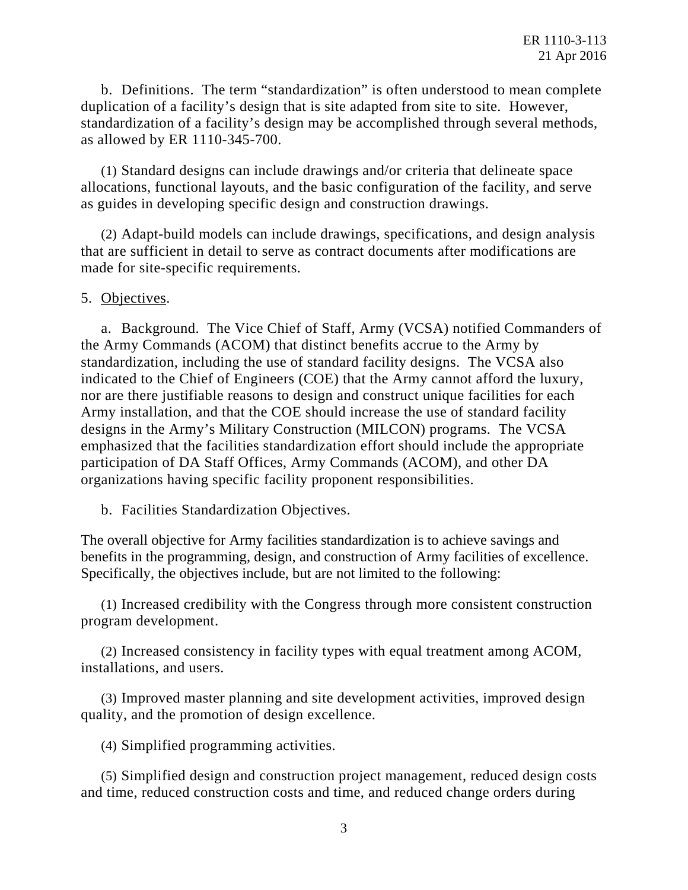b. Definitions. The term "standardization" is often understood to mean complete duplication of a facility's design that is site adapted from site to site. However, standardization of a facility's design may be accomplished through several methods, as allowed by ER 1110-345-700.

(1) Standard designs can include drawings and/or criteria that delineate space allocations, functional layouts, and the basic configuration of the facility, and serve as guides in developing specific design and construction drawings.

(2) Adapt-build models can include drawings, specifications, and design analysis that are sufficient in detail to serve as contract documents after modifications are made for site-specific requirements.

5. Objectives.

a. Background. The Vice Chief of Staff, Army (VCSA) notified Commanders of the Army Commands (ACOM) that distinct benefits accrue to the Army by standardization, including the use of standard facility designs. The VCSA also indicated to the Chief of Engineers (COE) that the Army cannot afford the luxury, nor are there justifiable reasons to design and construct unique facilities for each Army installation, and that the COE should increase the use of standard facility designs in the Army's Military Construction (MILCON) programs. The VCSA emphasized that the facilities standardization effort should include the appropriate participation of DA Staff Offices, Army Commands (ACOM), and other DA organizations having specific facility proponent responsibilities.

b. Facilities Standardization Objectives.

The overall objective for Army facilities standardization is to achieve savings and benefits in the programming, design, and construction of Army facilities of excellence. Specifically, the objectives include, but are not limited to the following:

(1) Increased credibility with the Congress through more consistent construction program development.

(2) Increased consistency in facility types with equal treatment among ACOM, installations, and users.

(3) Improved master planning and site development activities, improved design quality, and the promotion of design excellence.

(4) Simplified programming activities.

(5) Simplified design and construction project management, reduced design costs and time, reduced construction costs and time, and reduced change orders during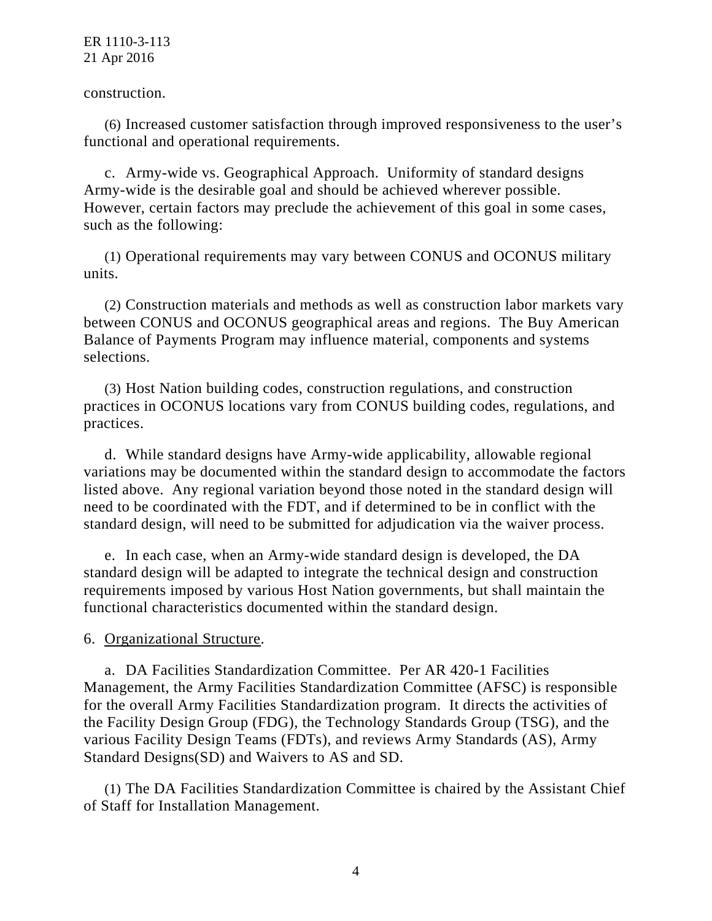construction.

(6) Increased customer satisfaction through improved responsiveness to the user's functional and operational requirements.

c. Army-wide vs. Geographical Approach. Uniformity of standard designs Army-wide is the desirable goal and should be achieved wherever possible. However, certain factors may preclude the achievement of this goal in some cases, such as the following:

(1) Operational requirements may vary between CONUS and OCONUS military units.

(2) Construction materials and methods as well as construction labor markets vary between CONUS and OCONUS geographical areas and regions. The Buy American Balance of Payments Program may influence material, components and systems selections.

(3) Host Nation building codes, construction regulations, and construction practices in OCONUS locations vary from CONUS building codes, regulations, and practices.

d. While standard designs have Army-wide applicability, allowable regional variations may be documented within the standard design to accommodate the factors listed above. Any regional variation beyond those noted in the standard design will need to be coordinated with the FDT, and if determined to be in conflict with the standard design, will need to be submitted for adjudication via the waiver process.

e. In each case, when an Army-wide standard design is developed, the DA standard design will be adapted to integrate the technical design and construction requirements imposed by various Host Nation governments, but shall maintain the functional characteristics documented within the standard design.

6. Organizational Structure.

a. DA Facilities Standardization Committee. Per AR 420-1 Facilities Management, the Army Facilities Standardization Committee (AFSC) is responsible for the overall Army Facilities Standardization program. It directs the activities of the Facility Design Group (FDG), the Technology Standards Group (TSG), and the various Facility Design Teams (FDTs), and reviews Army Standards (AS), Army Standard Designs(SD) and Waivers to AS and SD.

(1) The DA Facilities Standardization Committee is chaired by the Assistant Chief of Staff for Installation Management.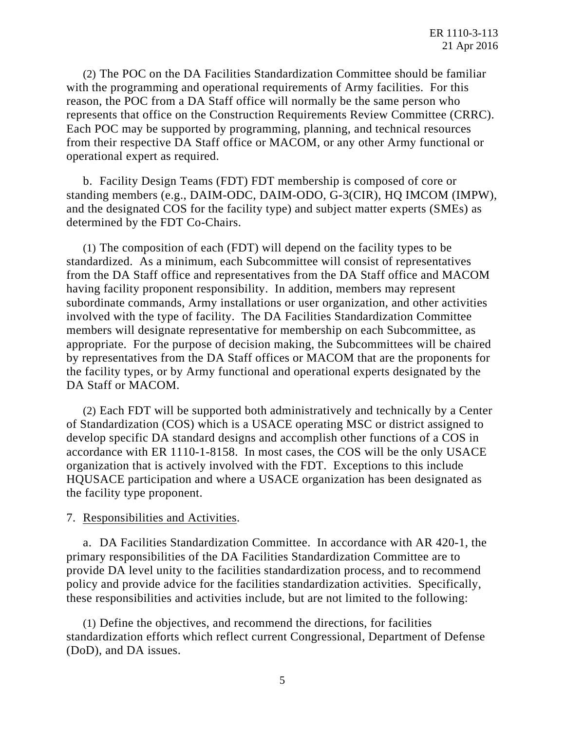(2) The POC on the DA Facilities Standardization Committee should be familiar with the programming and operational requirements of Army facilities. For this reason, the POC from a DA Staff office will normally be the same person who represents that office on the Construction Requirements Review Committee (CRRC). Each POC may be supported by programming, planning, and technical resources from their respective DA Staff office or MACOM, or any other Army functional or operational expert as required.

b. Facility Design Teams (FDT) FDT membership is composed of core or standing members (e.g., DAIM-ODC, DAIM-ODO, G-3(CIR), HQ IMCOM (IMPW), and the designated COS for the facility type) and subject matter experts (SMEs) as determined by the FDT Co-Chairs.

(1) The composition of each (FDT) will depend on the facility types to be standardized. As a minimum, each Subcommittee will consist of representatives from the DA Staff office and representatives from the DA Staff office and MACOM having facility proponent responsibility. In addition, members may represent subordinate commands, Army installations or user organization, and other activities involved with the type of facility. The DA Facilities Standardization Committee members will designate representative for membership on each Subcommittee, as appropriate. For the purpose of decision making, the Subcommittees will be chaired by representatives from the DA Staff offices or MACOM that are the proponents for the facility types, or by Army functional and operational experts designated by the DA Staff or MACOM.

(2) Each FDT will be supported both administratively and technically by a Center of Standardization (COS) which is a USACE operating MSC or district assigned to develop specific DA standard designs and accomplish other functions of a COS in accordance with ER 1110-1-8158. In most cases, the COS will be the only USACE organization that is actively involved with the FDT. Exceptions to this include HQUSACE participation and where a USACE organization has been designated as the facility type proponent.

7. Responsibilities and Activities.

a. DA Facilities Standardization Committee. In accordance with AR 420-1, the primary responsibilities of the DA Facilities Standardization Committee are to provide DA level unity to the facilities standardization process, and to recommend policy and provide advice for the facilities standardization activities. Specifically, these responsibilities and activities include, but are not limited to the following:

(1) Define the objectives, and recommend the directions, for facilities standardization efforts which reflect current Congressional, Department of Defense (DoD), and DA issues.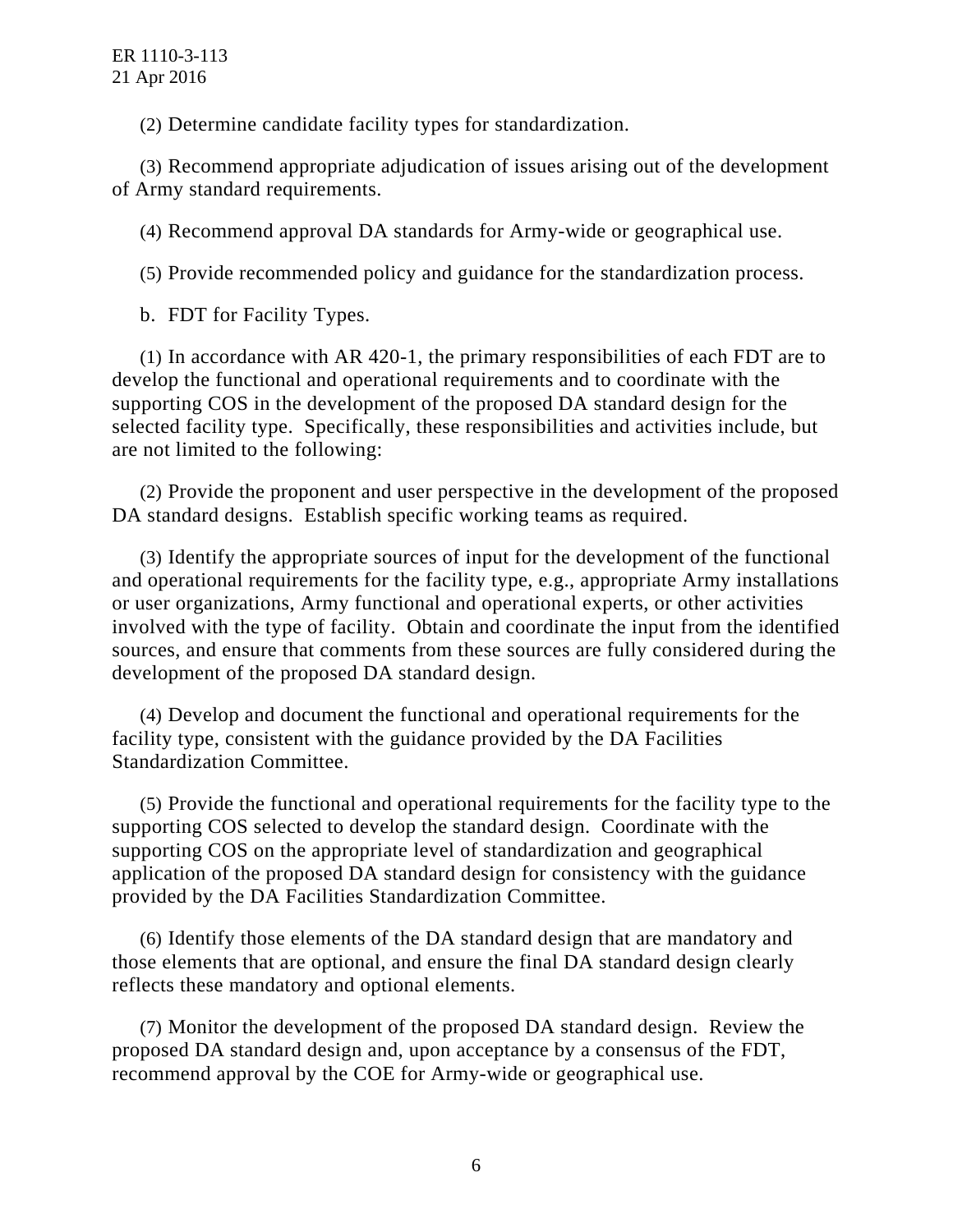(2) Determine candidate facility types for standardization.

(3) Recommend appropriate adjudication of issues arising out of the development of Army standard requirements.

(4) Recommend approval DA standards for Army-wide or geographical use.

(5) Provide recommended policy and guidance for the standardization process.

b. FDT for Facility Types.

(1) In accordance with AR 420-1, the primary responsibilities of each FDT are to develop the functional and operational requirements and to coordinate with the supporting COS in the development of the proposed DA standard design for the selected facility type. Specifically, these responsibilities and activities include, but are not limited to the following:

(2) Provide the proponent and user perspective in the development of the proposed DA standard designs. Establish specific working teams as required.

(3) Identify the appropriate sources of input for the development of the functional and operational requirements for the facility type, e.g., appropriate Army installations or user organizations, Army functional and operational experts, or other activities involved with the type of facility. Obtain and coordinate the input from the identified sources, and ensure that comments from these sources are fully considered during the development of the proposed DA standard design.

(4) Develop and document the functional and operational requirements for the facility type, consistent with the guidance provided by the DA Facilities Standardization Committee.

(5) Provide the functional and operational requirements for the facility type to the supporting COS selected to develop the standard design. Coordinate with the supporting COS on the appropriate level of standardization and geographical application of the proposed DA standard design for consistency with the guidance provided by the DA Facilities Standardization Committee.

(6) Identify those elements of the DA standard design that are mandatory and those elements that are optional, and ensure the final DA standard design clearly reflects these mandatory and optional elements.

(7) Monitor the development of the proposed DA standard design. Review the proposed DA standard design and, upon acceptance by a consensus of the FDT, recommend approval by the COE for Army-wide or geographical use.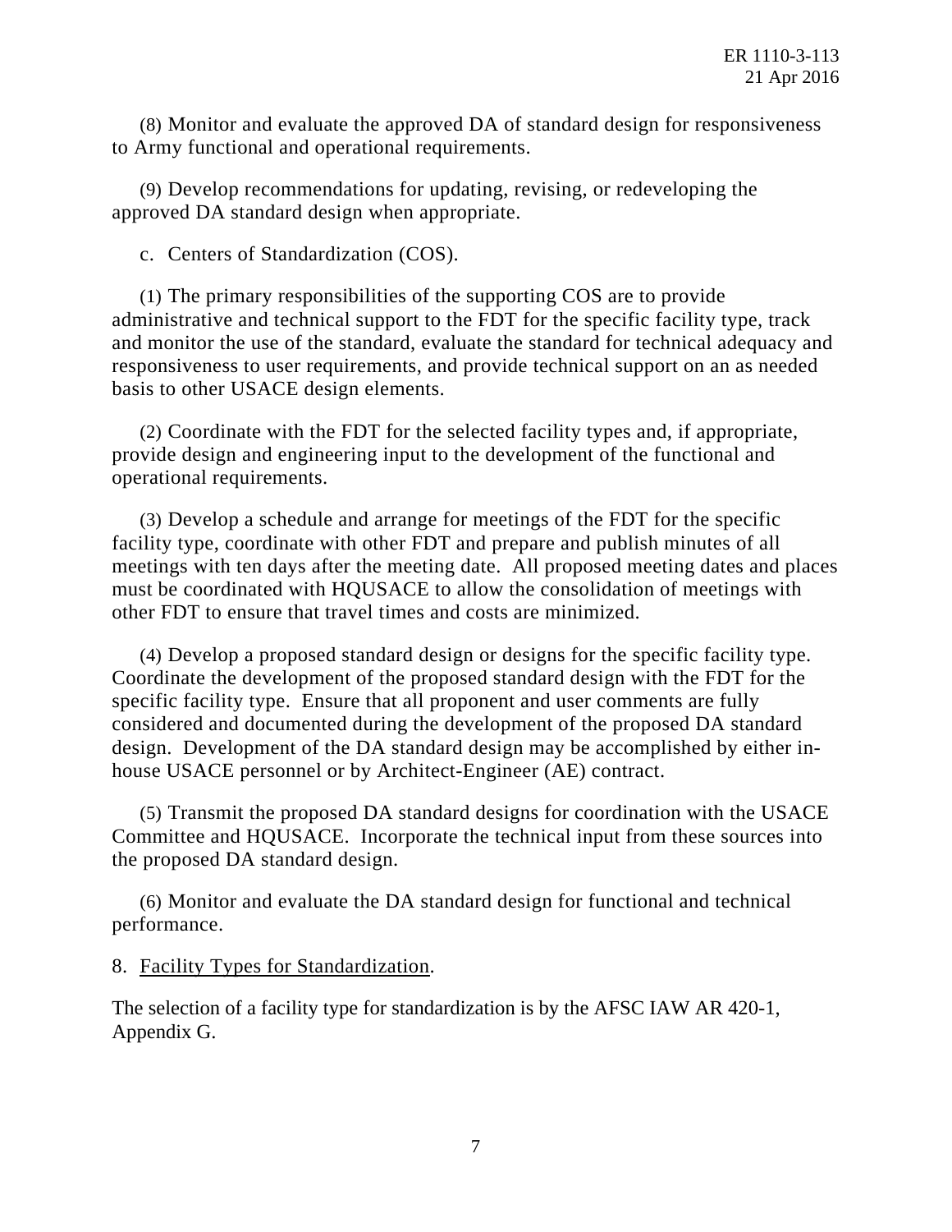(8) Monitor and evaluate the approved DA of standard design for responsiveness to Army functional and operational requirements.

(9) Develop recommendations for updating, revising, or redeveloping the approved DA standard design when appropriate.

c. Centers of Standardization (COS).

(1) The primary responsibilities of the supporting COS are to provide administrative and technical support to the FDT for the specific facility type, track and monitor the use of the standard, evaluate the standard for technical adequacy and responsiveness to user requirements, and provide technical support on an as needed basis to other USACE design elements.

(2) Coordinate with the FDT for the selected facility types and, if appropriate, provide design and engineering input to the development of the functional and operational requirements.

(3) Develop a schedule and arrange for meetings of the FDT for the specific facility type, coordinate with other FDT and prepare and publish minutes of all meetings with ten days after the meeting date. All proposed meeting dates and places must be coordinated with HQUSACE to allow the consolidation of meetings with other FDT to ensure that travel times and costs are minimized.

(4) Develop a proposed standard design or designs for the specific facility type. Coordinate the development of the proposed standard design with the FDT for the specific facility type. Ensure that all proponent and user comments are fully considered and documented during the development of the proposed DA standard design. Development of the DA standard design may be accomplished by either in-house USACE personnel or by Architect-Engineer (AE) contract.

(5) Transmit the proposed DA standard designs for coordination with the USACE Committee and HQUSACE. Incorporate the technical input from these sources into the proposed DA standard design.

(6) Monitor and evaluate the DA standard design for functional and technical performance.

8. Facility Types for Standardization.

The selection of a facility type for standardization is by the AFSC IAW AR 420-1, Appendix G.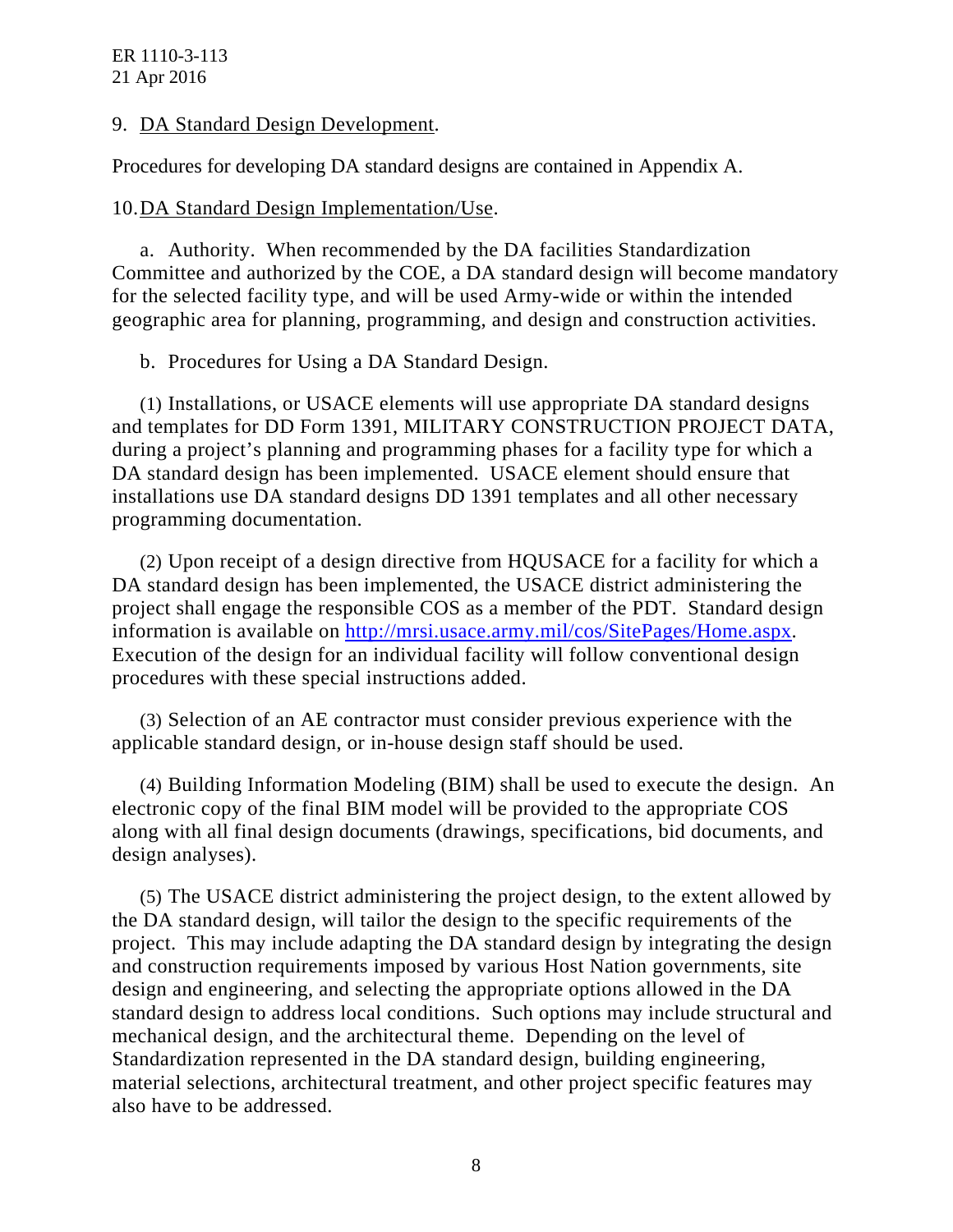9. DA Standard Design Development.

Procedures for developing DA standard designs are contained in Appendix A.

10. DA Standard Design Implementation/Use.

a. Authority. When recommended by the DA facilities Standardization Committee and authorized by the COE, a DA standard design will become mandatory for the selected facility type, and will be used Army-wide or within the intended geographic area for planning, programming, and design and construction activities.

b. Procedures for Using a DA Standard Design.

(1) Installations, or USACE elements will use appropriate DA standard designs and templates for DD Form 1391, MILITARY CONSTRUCTION PROJECT DATA, during a project's planning and programming phases for a facility type for which a DA standard design has been implemented. USACE element should ensure that installations use DA standard designs DD 1391 templates and all other necessary programming documentation.

(2) Upon receipt of a design directive from HQUSACE for a facility for which a DA standard design has been implemented, the USACE district administering the project shall engage the responsible COS as a member of the PDT. Standard design information is available on http://mrsi.usace.army.mil/cos/SitePages/Home.aspx. Execution of the design for an individual facility will follow conventional design procedures with these special instructions added.

(3) Selection of an AE contractor must consider previous experience with the applicable standard design, or in-house design staff should be used.

(4) Building Information Modeling (BIM) shall be used to execute the design. An electronic copy of the final BIM model will be provided to the appropriate COS along with all final design documents (drawings, specifications, bid documents, and design analyses).

(5) The USACE district administering the project design, to the extent allowed by the DA standard design, will tailor the design to the specific requirements of the project. This may include adapting the DA standard design by integrating the design and construction requirements imposed by various Host Nation governments, site design and engineering, and selecting the appropriate options allowed in the DA standard design to address local conditions. Such options may include structural and mechanical design, and the architectural theme. Depending on the level of Standardization represented in the DA standard design, building engineering, material selections, architectural treatment, and other project specific features may also have to be addressed.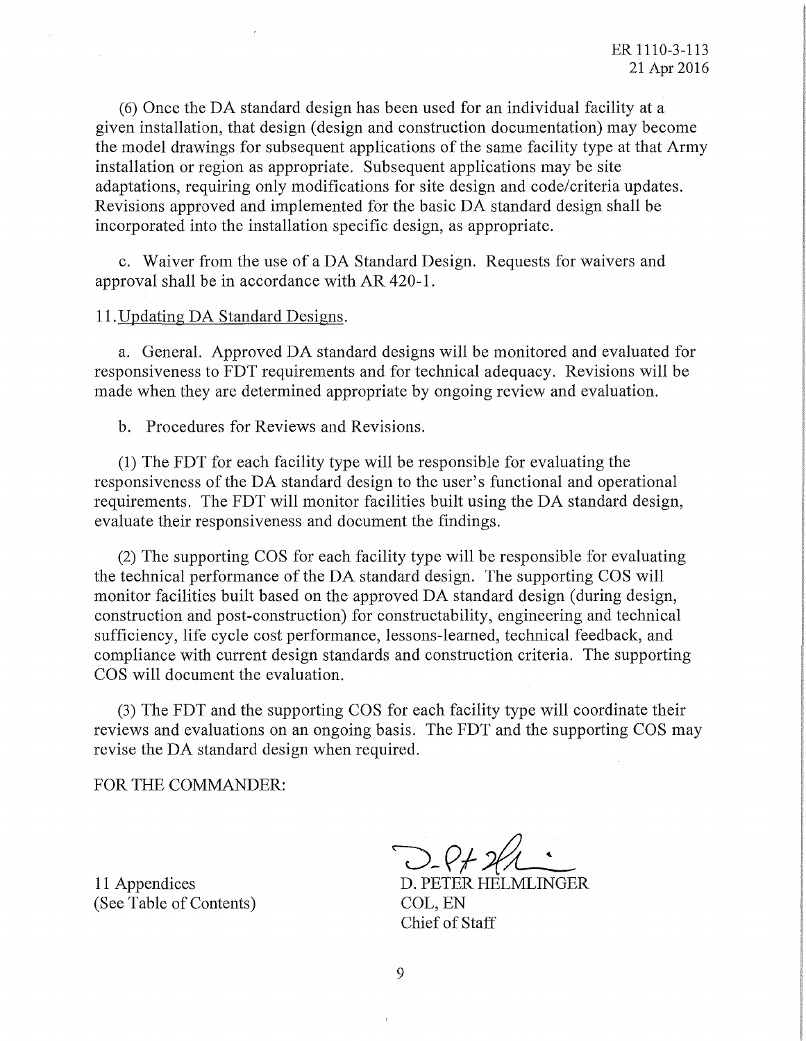(6) Once the DA standard design has been used for an individual facility at a given installation, that design (design and construction documentation) may become the model drawings for subsequent applications of the same facility type at that Army installation or region as appropriate. Subsequent applications may be site adaptations, requiring only modifications for site design and code/criteria updates. Revisions approved and implemented for the basic DA standard design shall be incorporated into the installation specific design, as appropriate.

c. Waiver from the use of a DA Standard Design. Requests for waivers and approval shall be in accordance with AR 420-1.

11. Updating DA Standard Designs.

a. General. Approved DA standard designs will be monitored and evaluated for responsiveness to FDT requirements and for technical adequacy. Revisions will be made when they are determined appropriate by ongoing review and evaluation.

b. Procedures for Reviews and Revisions.

(1) The FDT for each facility type will be responsible for evaluating the responsiveness of the DA standard design to the user's functional and operational requirements. The FDT will monitor facilities built using the DA standard design, evaluate their responsiveness and document the findings.

(2) The supporting COS for each facility type will be responsible for evaluating the technical performance of the DA standard design. The supporting COS will monitor facilities built based on the approved DA standard design (during design, construction and post-construction) for constructability, engineering and technical sufficiency, life cycle cost performance, lessons-learned, technical feedback, and compliance with current design standards and construction criteria. The supporting COS will document the evaluation.

(3) The FDT and the supporting COS for each facility type will coordinate their reviews and evaluations on an ongoing basis. The FDT and the supporting COS may revise the DA standard design when required.

FOR THE COMMANDER:

11 Appendices
(See Table of Contents)

D. PETER HELMLINGER
COL, EN
Chief of Staff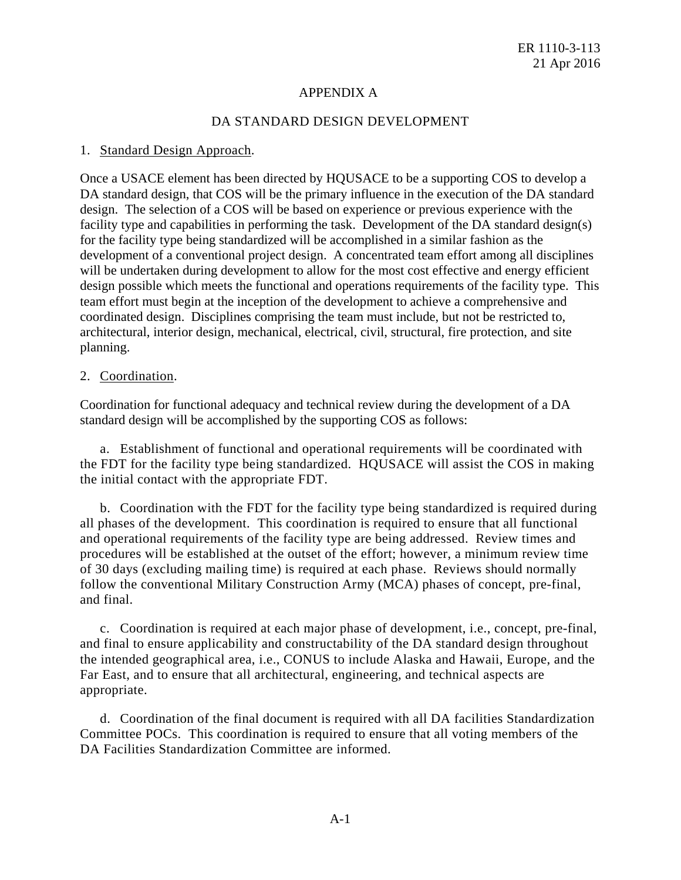# APPENDIX A

## DA STANDARD DESIGN DEVELOPMENT

1. Standard Design Approach.

Once a USACE element has been directed by HQUSACE to be a supporting COS to develop a DA standard design, that COS will be the primary influence in the execution of the DA standard design. The selection of a COS will be based on experience or previous experience with the facility type and capabilities in performing the task. Development of the DA standard design(s) for the facility type being standardized will be accomplished in a similar fashion as the development of a conventional project design. A concentrated team effort among all disciplines will be undertaken during development to allow for the most cost effective and energy efficient design possible which meets the functional and operations requirements of the facility type. This team effort must begin at the inception of the development to achieve a comprehensive and coordinated design. Disciplines comprising the team must include, but not be restricted to, architectural, interior design, mechanical, electrical, civil, structural, fire protection, and site planning.

2. Coordination.

Coordination for functional adequacy and technical review during the development of a DA standard design will be accomplished by the supporting COS as follows:

a. Establishment of functional and operational requirements will be coordinated with the FDT for the facility type being standardized. HQUSACE will assist the COS in making the initial contact with the appropriate FDT.

b. Coordination with the FDT for the facility type being standardized is required during all phases of the development. This coordination is required to ensure that all functional and operational requirements of the facility type are being addressed. Review times and procedures will be established at the outset of the effort; however, a minimum review time of 30 days (excluding mailing time) is required at each phase. Reviews should normally follow the conventional Military Construction Army (MCA) phases of concept, pre-final, and final.

c. Coordination is required at each major phase of development, i.e., concept, pre-final, and final to ensure applicability and constructability of the DA standard design throughout the intended geographical area, i.e., CONUS to include Alaska and Hawaii, Europe, and the Far East, and to ensure that all architectural, engineering, and technical aspects are appropriate.

d. Coordination of the final document is required with all DA facilities Standardization Committee POCs. This coordination is required to ensure that all voting members of the DA Facilities Standardization Committee are informed.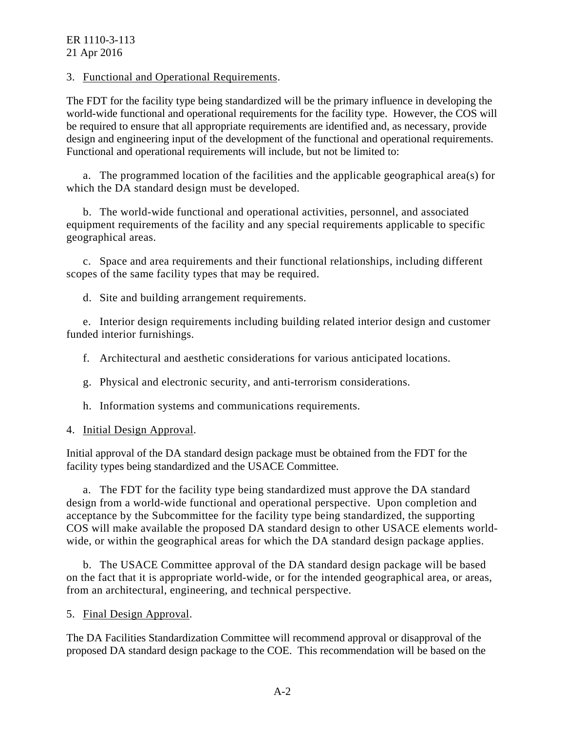3. Functional and Operational Requirements.

The FDT for the facility type being standardized will be the primary influence in developing the world-wide functional and operational requirements for the facility type. However, the COS will be required to ensure that all appropriate requirements are identified and, as necessary, provide design and engineering input of the development of the functional and operational requirements. Functional and operational requirements will include, but not be limited to:

a. The programmed location of the facilities and the applicable geographical area(s) for which the DA standard design must be developed.

b. The world-wide functional and operational activities, personnel, and associated equipment requirements of the facility and any special requirements applicable to specific geographical areas.

c. Space and area requirements and their functional relationships, including different scopes of the same facility types that may be required.

d. Site and building arrangement requirements.

e. Interior design requirements including building related interior design and customer funded interior furnishings.

f. Architectural and aesthetic considerations for various anticipated locations.

g. Physical and electronic security, and anti-terrorism considerations.

h. Information systems and communications requirements.

4. Initial Design Approval.

Initial approval of the DA standard design package must be obtained from the FDT for the facility types being standardized and the USACE Committee.

a. The FDT for the facility type being standardized must approve the DA standard design from a world-wide functional and operational perspective. Upon completion and acceptance by the Subcommittee for the facility type being standardized, the supporting COS will make available the proposed DA standard design to other USACE elements world-wide, or within the geographical areas for which the DA standard design package applies.

b. The USACE Committee approval of the DA standard design package will be based on the fact that it is appropriate world-wide, or for the intended geographical area, or areas, from an architectural, engineering, and technical perspective.

5. Final Design Approval.

The DA Facilities Standardization Committee will recommend approval or disapproval of the proposed DA standard design package to the COE. This recommendation will be based on the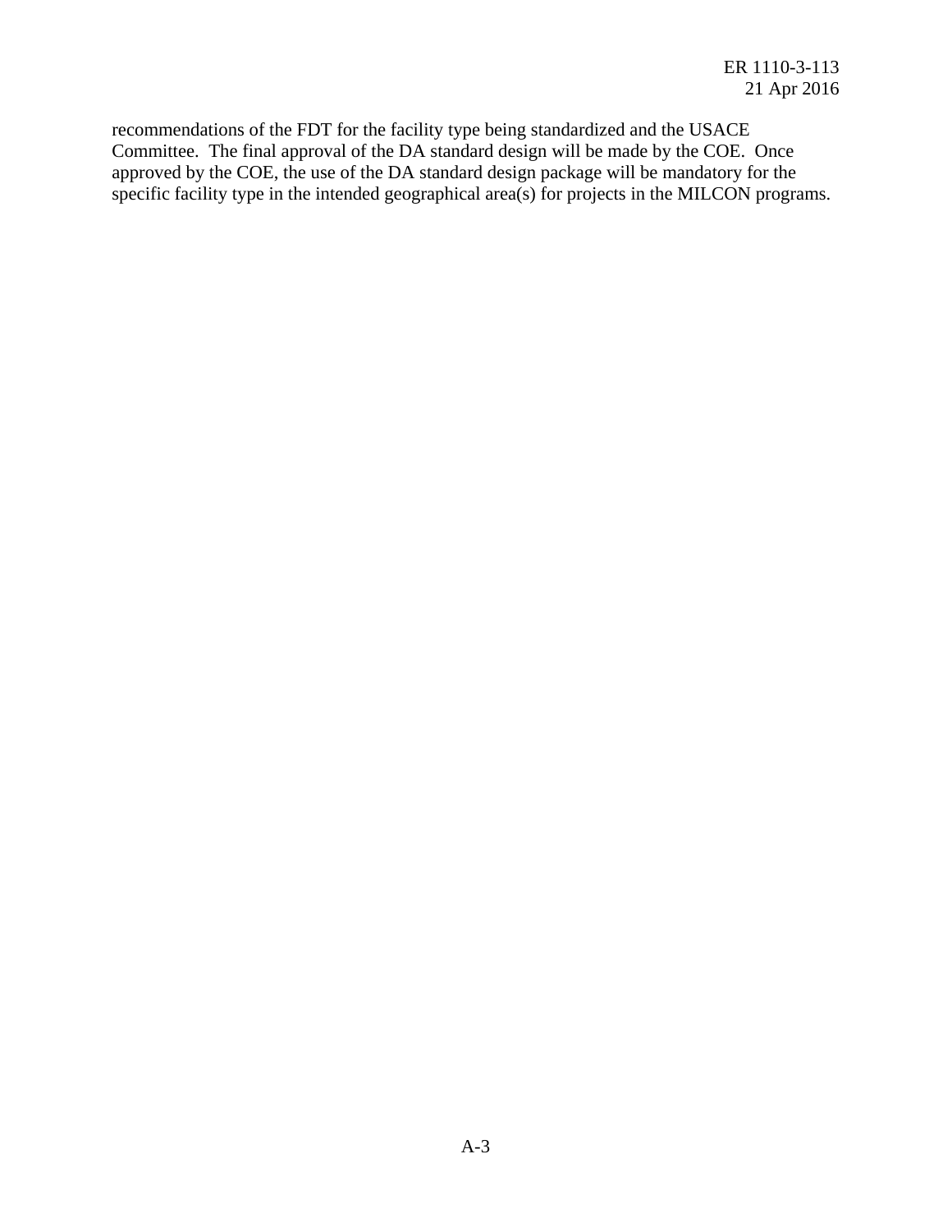recommendations of the FDT for the facility type being standardized and the USACE Committee. The final approval of the DA standard design will be made by the COE. Once approved by the COE, the use of the DA standard design package will be mandatory for the specific facility type in the intended geographical area(s) for projects in the MILCON programs.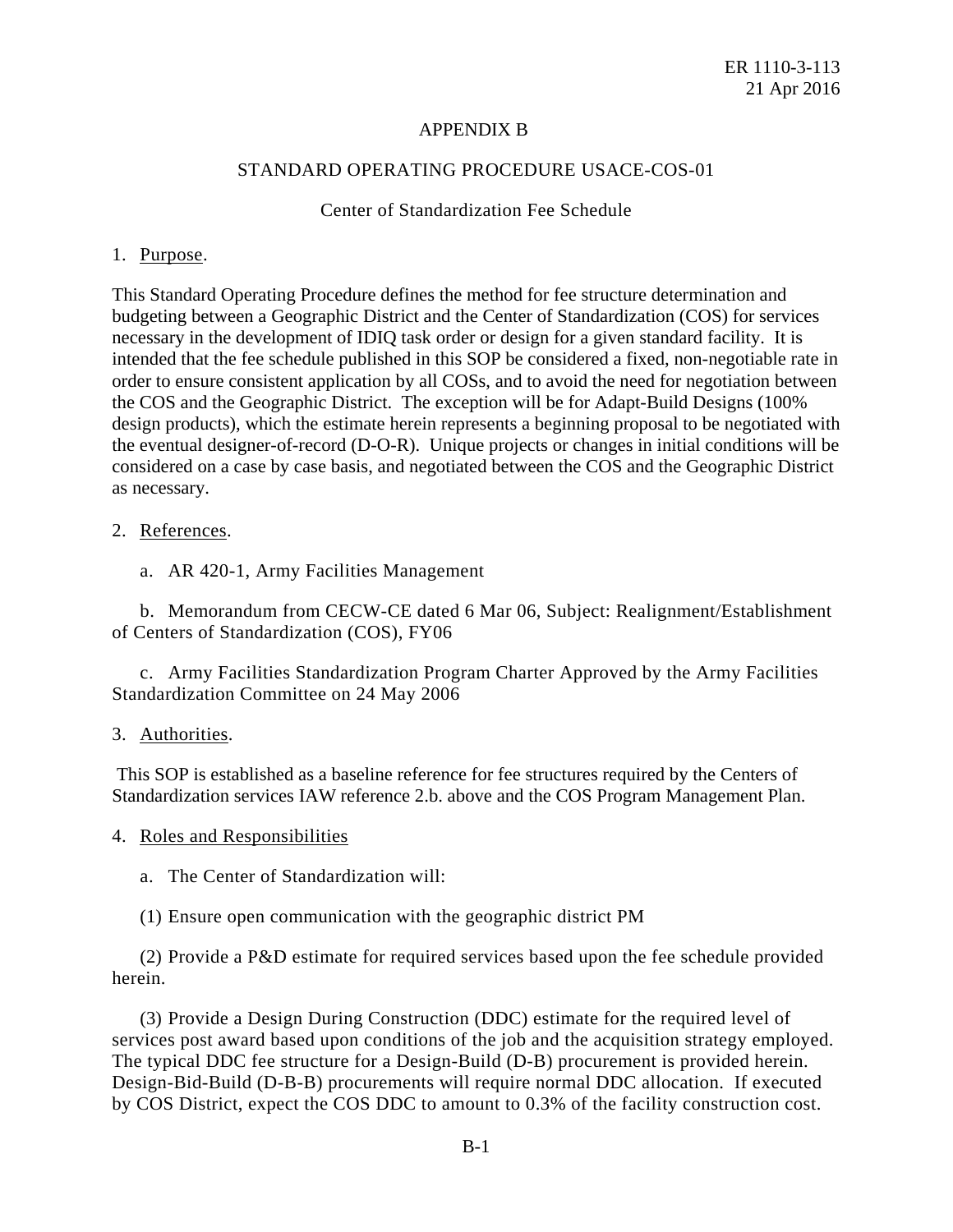# APPENDIX B

## STANDARD OPERATING PROCEDURE USACE-COS-01

### Center of Standardization Fee Schedule

1. Purpose.

This Standard Operating Procedure defines the method for fee structure determination and budgeting between a Geographic District and the Center of Standardization (COS) for services necessary in the development of IDIQ task order or design for a given standard facility. It is intended that the fee schedule published in this SOP be considered a fixed, non-negotiable rate in order to ensure consistent application by all COSs, and to avoid the need for negotiation between the COS and the Geographic District. The exception will be for Adapt-Build Designs (100% design products), which the estimate herein represents a beginning proposal to be negotiated with the eventual designer-of-record (D-O-R). Unique projects or changes in initial conditions will be considered on a case by case basis, and negotiated between the COS and the Geographic District as necessary.

2. References.

a. AR 420-1, Army Facilities Management

b. Memorandum from CECW-CE dated 6 Mar 06, Subject: Realignment/Establishment of Centers of Standardization (COS), FY06

c. Army Facilities Standardization Program Charter Approved by the Army Facilities Standardization Committee on 24 May 2006

3. Authorities.

This SOP is established as a baseline reference for fee structures required by the Centers of Standardization services IAW reference 2.b. above and the COS Program Management Plan.

4. Roles and Responsibilities

a. The Center of Standardization will:

(1) Ensure open communication with the geographic district PM

(2) Provide a P&D estimate for required services based upon the fee schedule provided herein.

(3) Provide a Design During Construction (DDC) estimate for the required level of services post award based upon conditions of the job and the acquisition strategy employed. The typical DDC fee structure for a Design-Build (D-B) procurement is provided herein. Design-Bid-Build (D-B-B) procurements will require normal DDC allocation. If executed by COS District, expect the COS DDC to amount to 0.3% of the facility construction cost.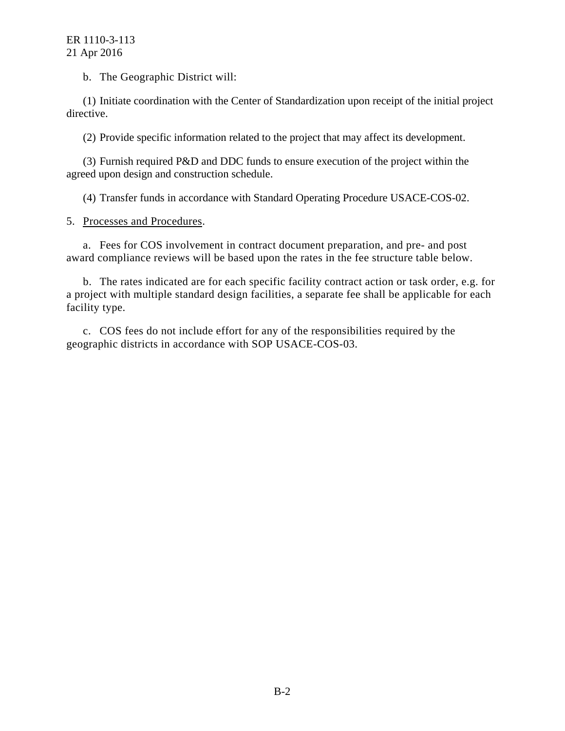b. The Geographic District will:

(1) Initiate coordination with the Center of Standardization upon receipt of the initial project directive.

(2) Provide specific information related to the project that may affect its development.

(3) Furnish required P&D and DDC funds to ensure execution of the project within the agreed upon design and construction schedule.

(4) Transfer funds in accordance with Standard Operating Procedure USACE-COS-02.

5. Processes and Procedures.

a. Fees for COS involvement in contract document preparation, and pre- and post award compliance reviews will be based upon the rates in the fee structure table below.

b. The rates indicated are for each specific facility contract action or task order, e.g. for a project with multiple standard design facilities, a separate fee shall be applicable for each facility type.

c. COS fees do not include effort for any of the responsibilities required by the geographic districts in accordance with SOP USACE-COS-03.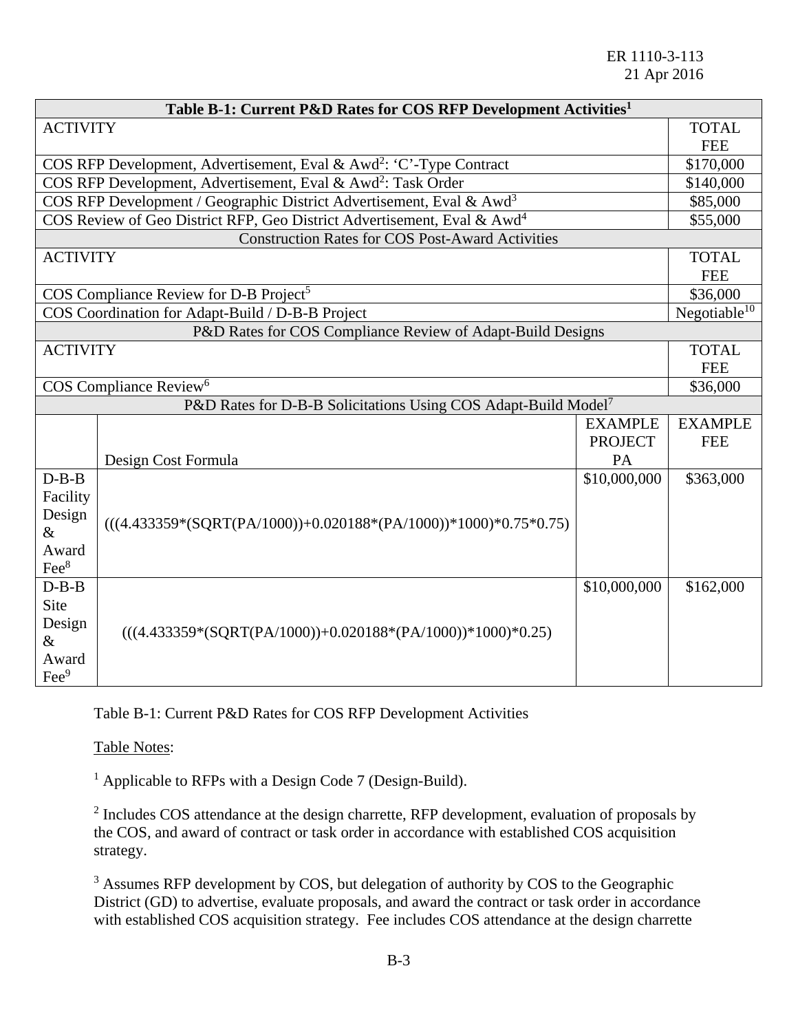| Table B-1: Current P&D Rates for COS RFP Development Activities[1] | | | |
|---|---|---|---|
| ACTIVITY | | | TOTAL FEE |
| COS RFP Development, Advertisement, Eval & Awd[2]: 'C'-Type Contract | | | \$170,000 |
| COS RFP Development, Advertisement, Eval & Awd[2]: Task Order | | | \$140,000 |
| COS RFP Development / Geographic District Advertisement, Eval & Awd[3] | | | \$85,000 |
| COS Review of Geo District RFP, Geo District Advertisement, Eval & Awd[4] | | | \$55,000 |
| Construction Rates for COS Post-Award Activities | | | |
| ACTIVITY | | | TOTAL FEE |
| COS Compliance Review for D-B Project[5] | | | \$36,000 |
| COS Coordination for Adapt-Build / D-B-B Project | | | Negotiable[10] |
| P&D Rates for COS Compliance Review of Adapt-Build Designs | | | |
| ACTIVITY | | | TOTAL FEE |
| COS Compliance Review[6] | | | \$36,000 |
| P&D Rates for D-B-B Solicitations Using COS Adapt-Build Model[7] | | | |
| | Design Cost Formula | EXAMPLE PROJECT PA | EXAMPLE FEE |
| D-B-B Facility Design & Award Fee[8] | (((4.433359*(SQRT(PA/1000))+0.020188*(PA/1000))*1000)*0.75*0.75) | \$10,000,000 | \$363,000 |
| D-B-B Site Design & Award Fee[9] | (((4.433359*(SQRT(PA/1000))+0.020188*(PA/1000))*1000)*0.25) | \$10,000,000 | \$162,000 |

Table B-1: Current P&D Rates for COS RFP Development Activities

Table Notes:

[1] Applicable to RFPs with a Design Code 7 (Design-Build).

[2] Includes COS attendance at the design charrette, RFP development, evaluation of proposals by the COS, and award of contract or task order in accordance with established COS acquisition strategy.

[3] Assumes RFP development by COS, but delegation of authority by COS to the Geographic District (GD) to advertise, evaluate proposals, and award the contract or task order in accordance with established COS acquisition strategy. Fee includes COS attendance at the design charrette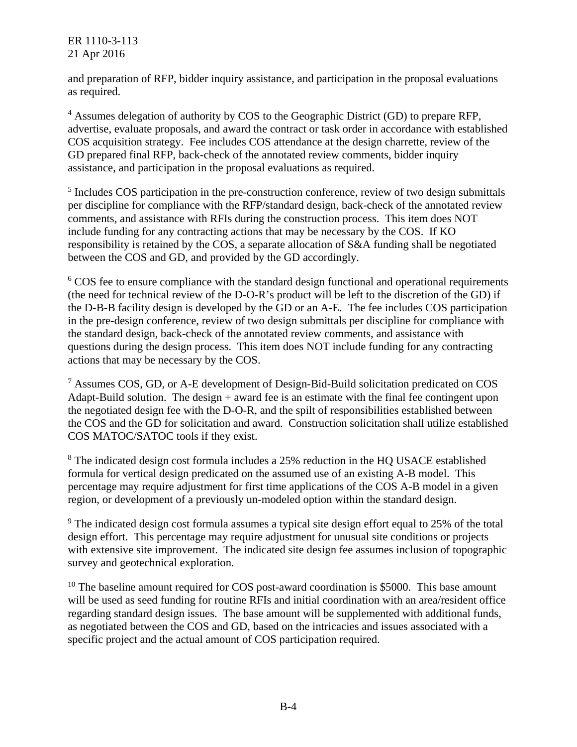and preparation of RFP, bidder inquiry assistance, and participation in the proposal evaluations as required.

[4] Assumes delegation of authority by COS to the Geographic District (GD) to prepare RFP, advertise, evaluate proposals, and award the contract or task order in accordance with established COS acquisition strategy. Fee includes COS attendance at the design charrette, review of the GD prepared final RFP, back-check of the annotated review comments, bidder inquiry assistance, and participation in the proposal evaluations as required.

[5] Includes COS participation in the pre-construction conference, review of two design submittals per discipline for compliance with the RFP/standard design, back-check of the annotated review comments, and assistance with RFIs during the construction process. This item does NOT include funding for any contracting actions that may be necessary by the COS. If KO responsibility is retained by the COS, a separate allocation of S&A funding shall be negotiated between the COS and GD, and provided by the GD accordingly.

[6] COS fee to ensure compliance with the standard design functional and operational requirements (the need for technical review of the D-O-R's product will be left to the discretion of the GD) if the D-B-B facility design is developed by the GD or an A-E. The fee includes COS participation in the pre-design conference, review of two design submittals per discipline for compliance with the standard design, back-check of the annotated review comments, and assistance with questions during the design process. This item does NOT include funding for any contracting actions that may be necessary by the COS.

[7] Assumes COS, GD, or A-E development of Design-Bid-Build solicitation predicated on COS Adapt-Build solution. The design + award fee is an estimate with the final fee contingent upon the negotiated design fee with the D-O-R, and the spilt of responsibilities established between the COS and the GD for solicitation and award. Construction solicitation shall utilize established COS MATOC/SATOC tools if they exist.

[8] The indicated design cost formula includes a 25% reduction in the HQ USACE established formula for vertical design predicated on the assumed use of an existing A-B model. This percentage may require adjustment for first time applications of the COS A-B model in a given region, or development of a previously un-modeled option within the standard design.

[9] The indicated design cost formula assumes a typical site design effort equal to 25% of the total design effort. This percentage may require adjustment for unusual site conditions or projects with extensive site improvement. The indicated site design fee assumes inclusion of topographic survey and geotechnical exploration.

[10] The baseline amount required for COS post-award coordination is $5000. This base amount will be used as seed funding for routine RFIs and initial coordination with an area/resident office regarding standard design issues. The base amount will be supplemented with additional funds, as negotiated between the COS and GD, based on the intricacies and issues associated with a specific project and the actual amount of COS participation required.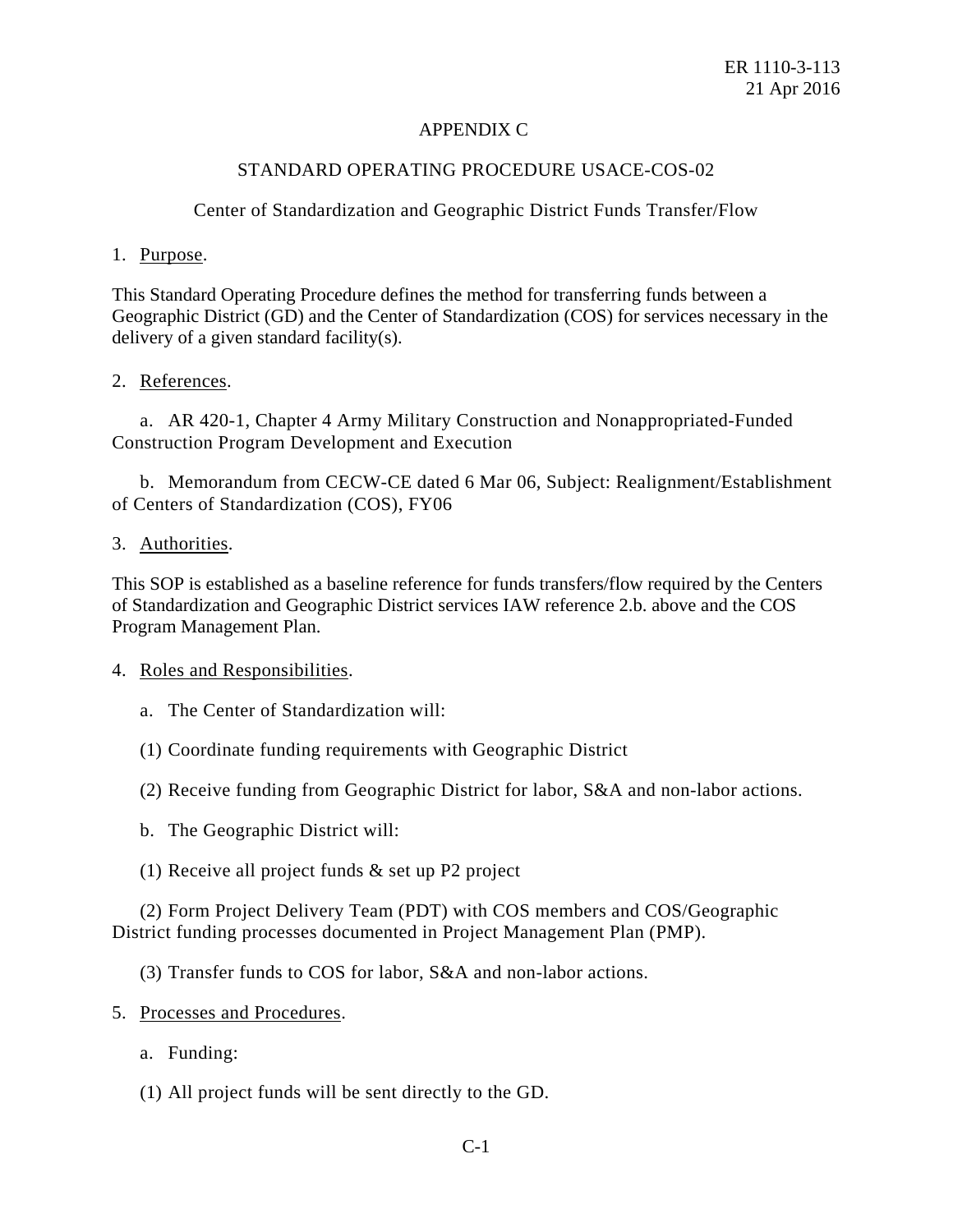# APPENDIX C

## STANDARD OPERATING PROCEDURE USACE-COS-02

### Center of Standardization and Geographic District Funds Transfer/Flow

1. Purpose.

This Standard Operating Procedure defines the method for transferring funds between a Geographic District (GD) and the Center of Standardization (COS) for services necessary in the delivery of a given standard facility(s).

2. References.

a. AR 420-1, Chapter 4 Army Military Construction and Nonappropriated-Funded Construction Program Development and Execution

b. Memorandum from CECW-CE dated 6 Mar 06, Subject: Realignment/Establishment of Centers of Standardization (COS), FY06

3. Authorities.

This SOP is established as a baseline reference for funds transfers/flow required by the Centers of Standardization and Geographic District services IAW reference 2.b. above and the COS Program Management Plan.

4. Roles and Responsibilities.

a. The Center of Standardization will:

(1) Coordinate funding requirements with Geographic District

(2) Receive funding from Geographic District for labor, S&A and non-labor actions.

b. The Geographic District will:

(1) Receive all project funds & set up P2 project

(2) Form Project Delivery Team (PDT) with COS members and COS/Geographic District funding processes documented in Project Management Plan (PMP).

(3) Transfer funds to COS for labor, S&A and non-labor actions.

5. Processes and Procedures.

a. Funding:

(1) All project funds will be sent directly to the GD.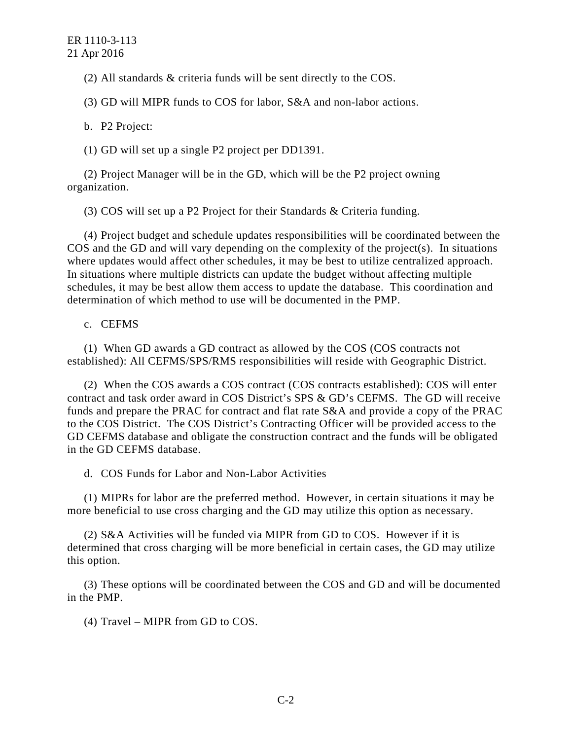(2) All standards & criteria funds will be sent directly to the COS.

(3) GD will MIPR funds to COS for labor, S&A and non-labor actions.

b. P2 Project:

(1) GD will set up a single P2 project per DD1391.

(2) Project Manager will be in the GD, which will be the P2 project owning organization.

(3) COS will set up a P2 Project for their Standards & Criteria funding.

(4) Project budget and schedule updates responsibilities will be coordinated between the COS and the GD and will vary depending on the complexity of the project(s). In situations where updates would affect other schedules, it may be best to utilize centralized approach. In situations where multiple districts can update the budget without affecting multiple schedules, it may be best allow them access to update the database. This coordination and determination of which method to use will be documented in the PMP.

c. CEFMS

(1) When GD awards a GD contract as allowed by the COS (COS contracts not established): All CEFMS/SPS/RMS responsibilities will reside with Geographic District.

(2) When the COS awards a COS contract (COS contracts established): COS will enter contract and task order award in COS District's SPS & GD's CEFMS. The GD will receive funds and prepare the PRAC for contract and flat rate S&A and provide a copy of the PRAC to the COS District. The COS District's Contracting Officer will be provided access to the GD CEFMS database and obligate the construction contract and the funds will be obligated in the GD CEFMS database.

d. COS Funds for Labor and Non-Labor Activities

(1) MIPRs for labor are the preferred method. However, in certain situations it may be more beneficial to use cross charging and the GD may utilize this option as necessary.

(2) S&A Activities will be funded via MIPR from GD to COS. However if it is determined that cross charging will be more beneficial in certain cases, the GD may utilize this option.

(3) These options will be coordinated between the COS and GD and will be documented in the PMP.

(4) Travel – MIPR from GD to COS.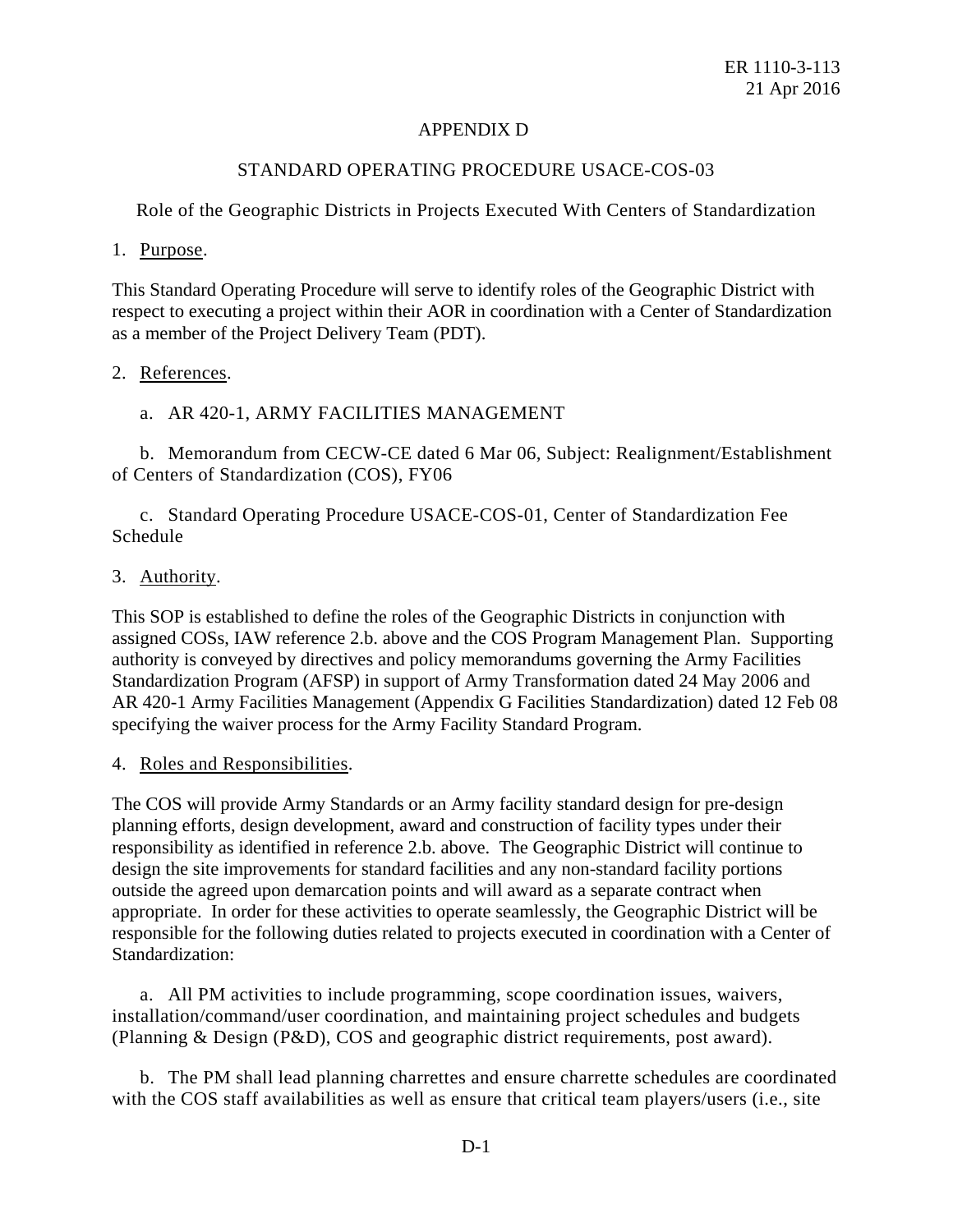# APPENDIX D

## STANDARD OPERATING PROCEDURE USACE-COS-03

### Role of the Geographic Districts in Projects Executed With Centers of Standardization

1. Purpose.

This Standard Operating Procedure will serve to identify roles of the Geographic District with respect to executing a project within their AOR in coordination with a Center of Standardization as a member of the Project Delivery Team (PDT).

2. References.

a. AR 420-1, ARMY FACILITIES MANAGEMENT

b. Memorandum from CECW-CE dated 6 Mar 06, Subject: Realignment/Establishment of Centers of Standardization (COS), FY06

c. Standard Operating Procedure USACE-COS-01, Center of Standardization Fee Schedule

3. Authority.

This SOP is established to define the roles of the Geographic Districts in conjunction with assigned COSs, IAW reference 2.b. above and the COS Program Management Plan. Supporting authority is conveyed by directives and policy memorandums governing the Army Facilities Standardization Program (AFSP) in support of Army Transformation dated 24 May 2006 and AR 420-1 Army Facilities Management (Appendix G Facilities Standardization) dated 12 Feb 08 specifying the waiver process for the Army Facility Standard Program.

4. Roles and Responsibilities.

The COS will provide Army Standards or an Army facility standard design for pre-design planning efforts, design development, award and construction of facility types under their responsibility as identified in reference 2.b. above. The Geographic District will continue to design the site improvements for standard facilities and any non-standard facility portions outside the agreed upon demarcation points and will award as a separate contract when appropriate. In order for these activities to operate seamlessly, the Geographic District will be responsible for the following duties related to projects executed in coordination with a Center of Standardization:

a. All PM activities to include programming, scope coordination issues, waivers, installation/command/user coordination, and maintaining project schedules and budgets (Planning & Design (P&D), COS and geographic district requirements, post award).

b. The PM shall lead planning charrettes and ensure charrette schedules are coordinated with the COS staff availabilities as well as ensure that critical team players/users (i.e., site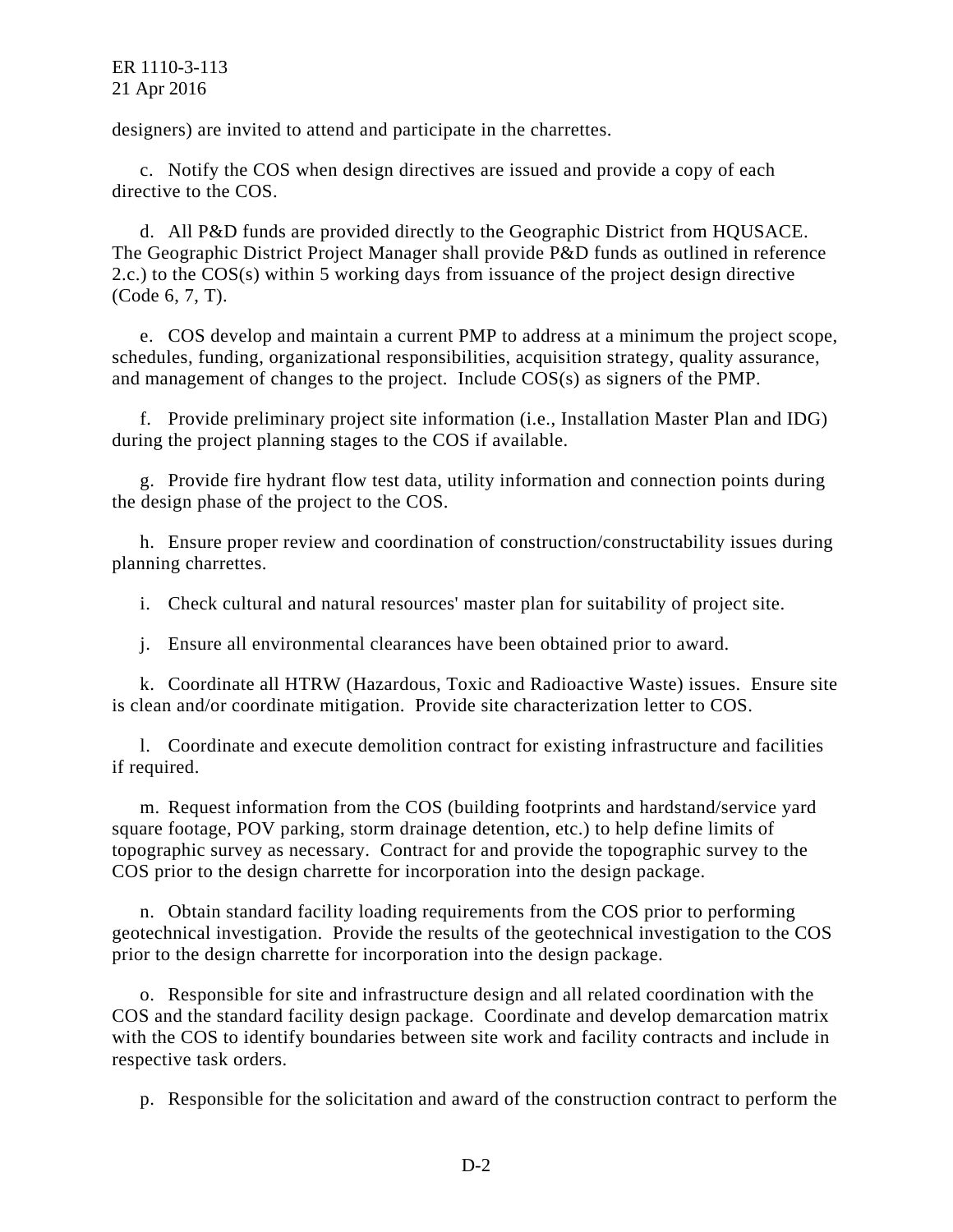designers) are invited to attend and participate in the charrettes.

c. Notify the COS when design directives are issued and provide a copy of each directive to the COS.

d. All P&D funds are provided directly to the Geographic District from HQUSACE. The Geographic District Project Manager shall provide P&D funds as outlined in reference 2.c.) to the COS(s) within 5 working days from issuance of the project design directive (Code 6, 7, T).

e. COS develop and maintain a current PMP to address at a minimum the project scope, schedules, funding, organizational responsibilities, acquisition strategy, quality assurance, and management of changes to the project. Include COS(s) as signers of the PMP.

f. Provide preliminary project site information (i.e., Installation Master Plan and IDG) during the project planning stages to the COS if available.

g. Provide fire hydrant flow test data, utility information and connection points during the design phase of the project to the COS.

h. Ensure proper review and coordination of construction/constructability issues during planning charrettes.

i. Check cultural and natural resources' master plan for suitability of project site.

j. Ensure all environmental clearances have been obtained prior to award.

k. Coordinate all HTRW (Hazardous, Toxic and Radioactive Waste) issues. Ensure site is clean and/or coordinate mitigation. Provide site characterization letter to COS.

l. Coordinate and execute demolition contract for existing infrastructure and facilities if required.

m. Request information from the COS (building footprints and hardstand/service yard square footage, POV parking, storm drainage detention, etc.) to help define limits of topographic survey as necessary. Contract for and provide the topographic survey to the COS prior to the design charrette for incorporation into the design package.

n. Obtain standard facility loading requirements from the COS prior to performing geotechnical investigation. Provide the results of the geotechnical investigation to the COS prior to the design charrette for incorporation into the design package.

o. Responsible for site and infrastructure design and all related coordination with the COS and the standard facility design package. Coordinate and develop demarcation matrix with the COS to identify boundaries between site work and facility contracts and include in respective task orders.

p. Responsible for the solicitation and award of the construction contract to perform the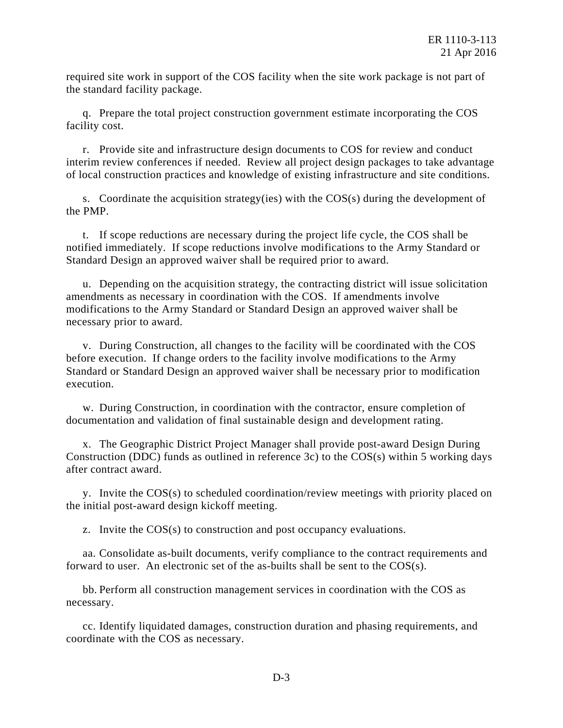required site work in support of the COS facility when the site work package is not part of the standard facility package.

q. Prepare the total project construction government estimate incorporating the COS facility cost.

r. Provide site and infrastructure design documents to COS for review and conduct interim review conferences if needed. Review all project design packages to take advantage of local construction practices and knowledge of existing infrastructure and site conditions.

s. Coordinate the acquisition strategy(ies) with the COS(s) during the development of the PMP.

t. If scope reductions are necessary during the project life cycle, the COS shall be notified immediately. If scope reductions involve modifications to the Army Standard or Standard Design an approved waiver shall be required prior to award.

u. Depending on the acquisition strategy, the contracting district will issue solicitation amendments as necessary in coordination with the COS. If amendments involve modifications to the Army Standard or Standard Design an approved waiver shall be necessary prior to award.

v. During Construction, all changes to the facility will be coordinated with the COS before execution. If change orders to the facility involve modifications to the Army Standard or Standard Design an approved waiver shall be necessary prior to modification execution.

w. During Construction, in coordination with the contractor, ensure completion of documentation and validation of final sustainable design and development rating.

x. The Geographic District Project Manager shall provide post-award Design During Construction (DDC) funds as outlined in reference 3c) to the COS(s) within 5 working days after contract award.

y. Invite the COS(s) to scheduled coordination/review meetings with priority placed on the initial post-award design kickoff meeting.

z. Invite the COS(s) to construction and post occupancy evaluations.

aa. Consolidate as-built documents, verify compliance to the contract requirements and forward to user. An electronic set of the as-builts shall be sent to the COS(s).

bb. Perform all construction management services in coordination with the COS as necessary.

cc. Identify liquidated damages, construction duration and phasing requirements, and coordinate with the COS as necessary.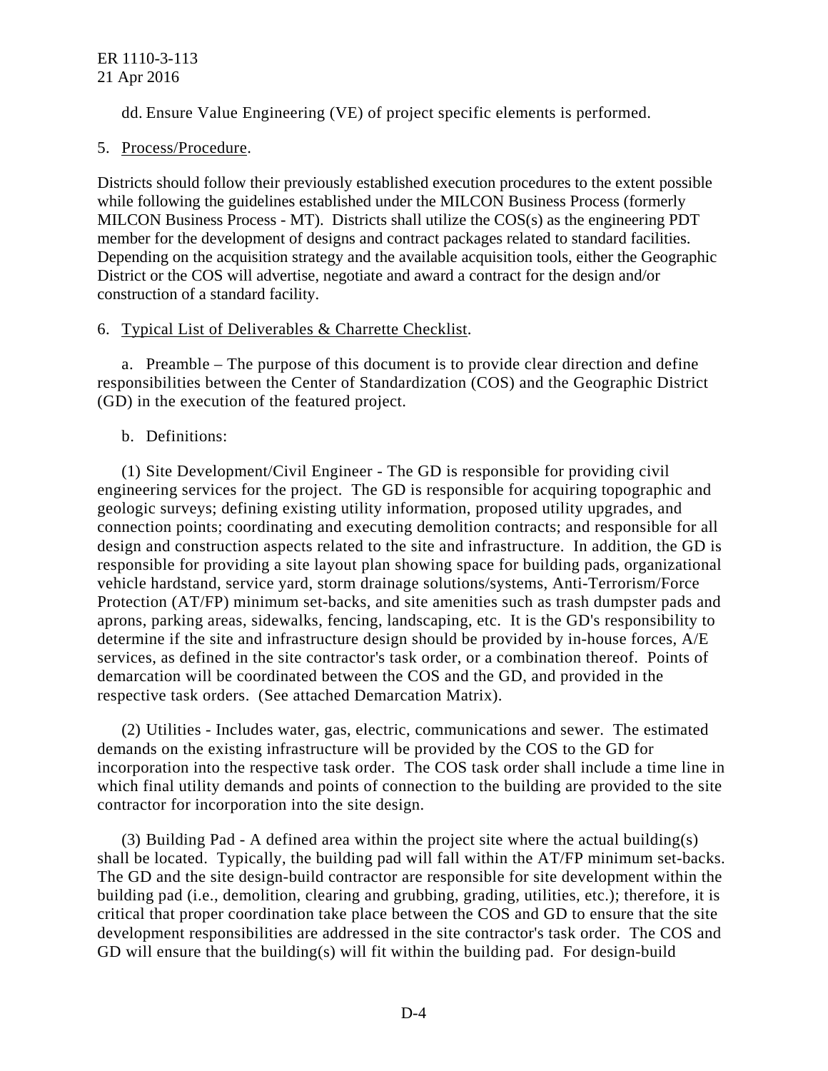dd. Ensure Value Engineering (VE) of project specific elements is performed.

5. Process/Procedure.

Districts should follow their previously established execution procedures to the extent possible while following the guidelines established under the MILCON Business Process (formerly MILCON Business Process - MT). Districts shall utilize the COS(s) as the engineering PDT member for the development of designs and contract packages related to standard facilities. Depending on the acquisition strategy and the available acquisition tools, either the Geographic District or the COS will advertise, negotiate and award a contract for the design and/or construction of a standard facility.

6. Typical List of Deliverables & Charrette Checklist.

a. Preamble – The purpose of this document is to provide clear direction and define responsibilities between the Center of Standardization (COS) and the Geographic District (GD) in the execution of the featured project.

b. Definitions:

(1) Site Development/Civil Engineer - The GD is responsible for providing civil engineering services for the project. The GD is responsible for acquiring topographic and geologic surveys; defining existing utility information, proposed utility upgrades, and connection points; coordinating and executing demolition contracts; and responsible for all design and construction aspects related to the site and infrastructure. In addition, the GD is responsible for providing a site layout plan showing space for building pads, organizational vehicle hardstand, service yard, storm drainage solutions/systems, Anti-Terrorism/Force Protection (AT/FP) minimum set-backs, and site amenities such as trash dumpster pads and aprons, parking areas, sidewalks, fencing, landscaping, etc. It is the GD's responsibility to determine if the site and infrastructure design should be provided by in-house forces, A/E services, as defined in the site contractor's task order, or a combination thereof. Points of demarcation will be coordinated between the COS and the GD, and provided in the respective task orders. (See attached Demarcation Matrix).

(2) Utilities - Includes water, gas, electric, communications and sewer. The estimated demands on the existing infrastructure will be provided by the COS to the GD for incorporation into the respective task order. The COS task order shall include a time line in which final utility demands and points of connection to the building are provided to the site contractor for incorporation into the site design.

(3) Building Pad - A defined area within the project site where the actual building(s) shall be located. Typically, the building pad will fall within the AT/FP minimum set-backs. The GD and the site design-build contractor are responsible for site development within the building pad (i.e., demolition, clearing and grubbing, grading, utilities, etc.); therefore, it is critical that proper coordination take place between the COS and GD to ensure that the site development responsibilities are addressed in the site contractor's task order. The COS and GD will ensure that the building(s) will fit within the building pad. For design-build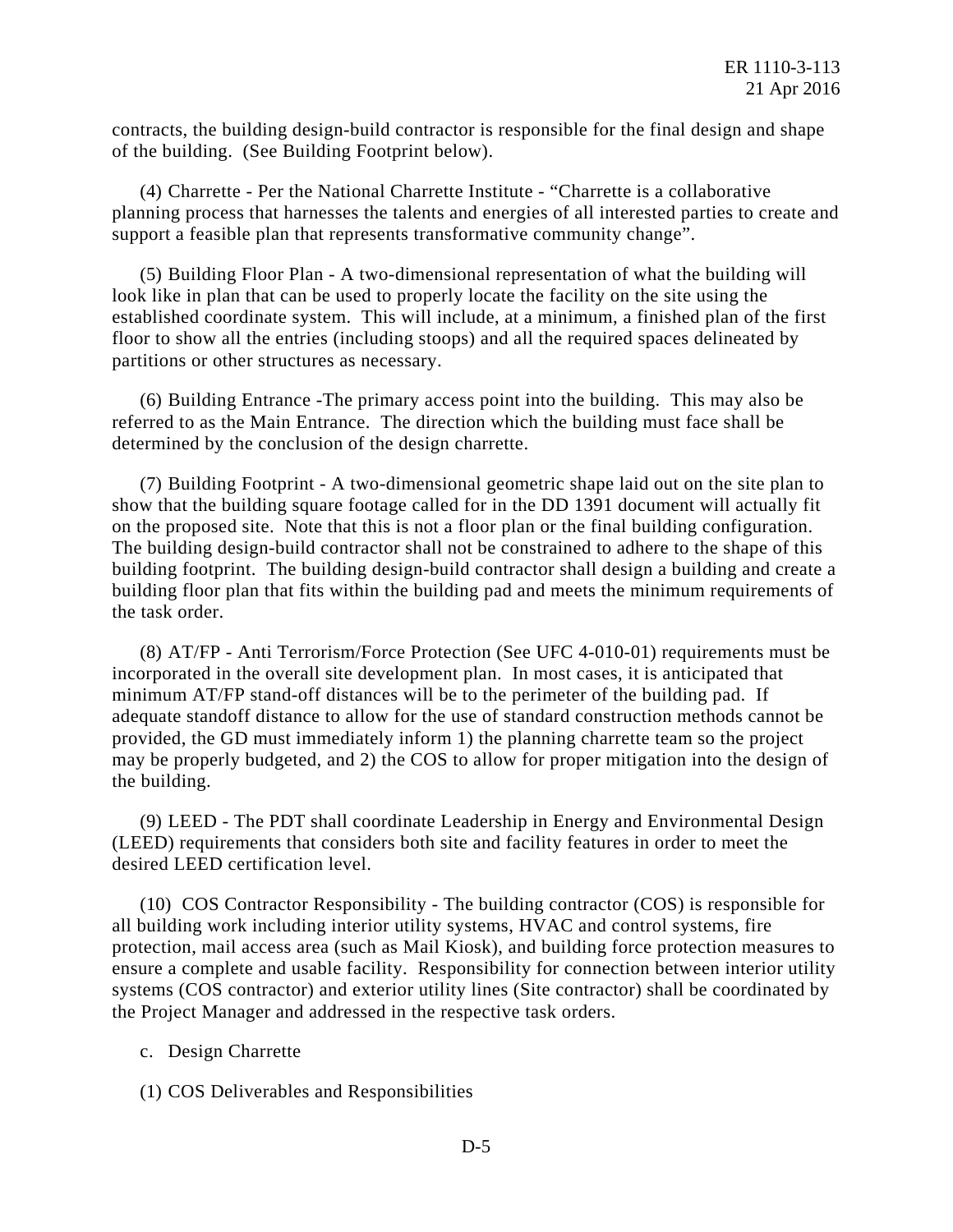contracts, the building design-build contractor is responsible for the final design and shape of the building. (See Building Footprint below).

(4) Charrette - Per the National Charrette Institute - "Charrette is a collaborative planning process that harnesses the talents and energies of all interested parties to create and support a feasible plan that represents transformative community change".

(5) Building Floor Plan - A two-dimensional representation of what the building will look like in plan that can be used to properly locate the facility on the site using the established coordinate system. This will include, at a minimum, a finished plan of the first floor to show all the entries (including stoops) and all the required spaces delineated by partitions or other structures as necessary.

(6) Building Entrance -The primary access point into the building. This may also be referred to as the Main Entrance. The direction which the building must face shall be determined by the conclusion of the design charrette.

(7) Building Footprint - A two-dimensional geometric shape laid out on the site plan to show that the building square footage called for in the DD 1391 document will actually fit on the proposed site. Note that this is not a floor plan or the final building configuration. The building design-build contractor shall not be constrained to adhere to the shape of this building footprint. The building design-build contractor shall design a building and create a building floor plan that fits within the building pad and meets the minimum requirements of the task order.

(8) AT/FP - Anti Terrorism/Force Protection (See UFC 4-010-01) requirements must be incorporated in the overall site development plan. In most cases, it is anticipated that minimum AT/FP stand-off distances will be to the perimeter of the building pad. If adequate standoff distance to allow for the use of standard construction methods cannot be provided, the GD must immediately inform 1) the planning charrette team so the project may be properly budgeted, and 2) the COS to allow for proper mitigation into the design of the building.

(9) LEED - The PDT shall coordinate Leadership in Energy and Environmental Design (LEED) requirements that considers both site and facility features in order to meet the desired LEED certification level.

(10) COS Contractor Responsibility - The building contractor (COS) is responsible for all building work including interior utility systems, HVAC and control systems, fire protection, mail access area (such as Mail Kiosk), and building force protection measures to ensure a complete and usable facility. Responsibility for connection between interior utility systems (COS contractor) and exterior utility lines (Site contractor) shall be coordinated by the Project Manager and addressed in the respective task orders.

c. Design Charrette

(1) COS Deliverables and Responsibilities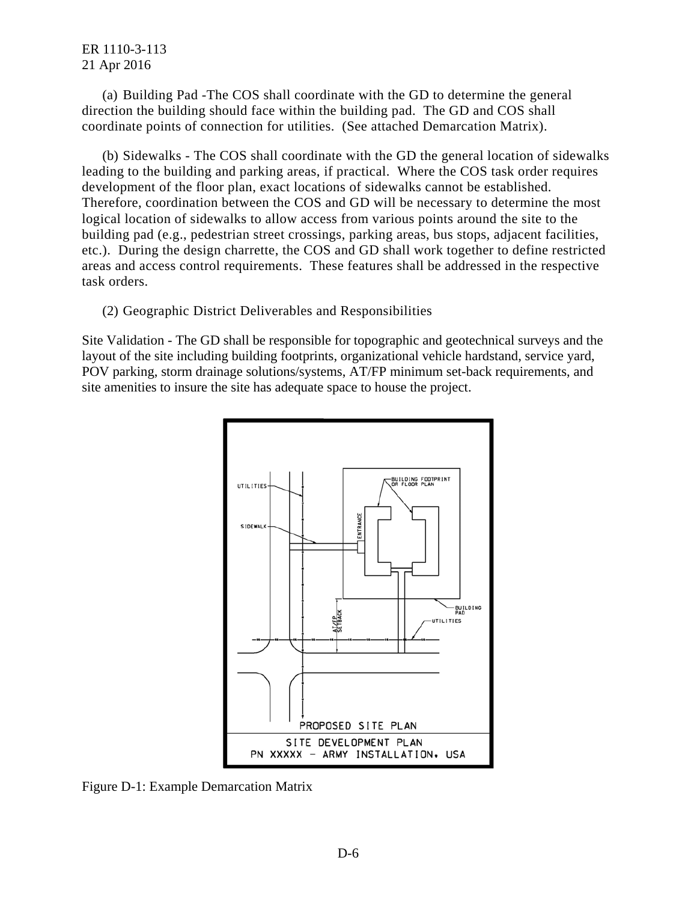(a) Building Pad -The COS shall coordinate with the GD to determine the general direction the building should face within the building pad. The GD and COS shall coordinate points of connection for utilities. (See attached Demarcation Matrix).

(b) Sidewalks - The COS shall coordinate with the GD the general location of sidewalks leading to the building and parking areas, if practical. Where the COS task order requires development of the floor plan, exact locations of sidewalks cannot be established. Therefore, coordination between the COS and GD will be necessary to determine the most logical location of sidewalks to allow access from various points around the site to the building pad (e.g., pedestrian street crossings, parking areas, bus stops, adjacent facilities, etc.). During the design charrette, the COS and GD shall work together to define restricted areas and access control requirements. These features shall be addressed in the respective task orders.

(2) Geographic District Deliverables and Responsibilities

Site Validation - The GD shall be responsible for topographic and geotechnical surveys and the layout of the site including building footprints, organizational vehicle hardstand, service yard, POV parking, storm drainage solutions/systems, AT/FP minimum set-back requirements, and site amenities to insure the site has adequate space to house the project.

Figure D-1: Example Demarcation Matrix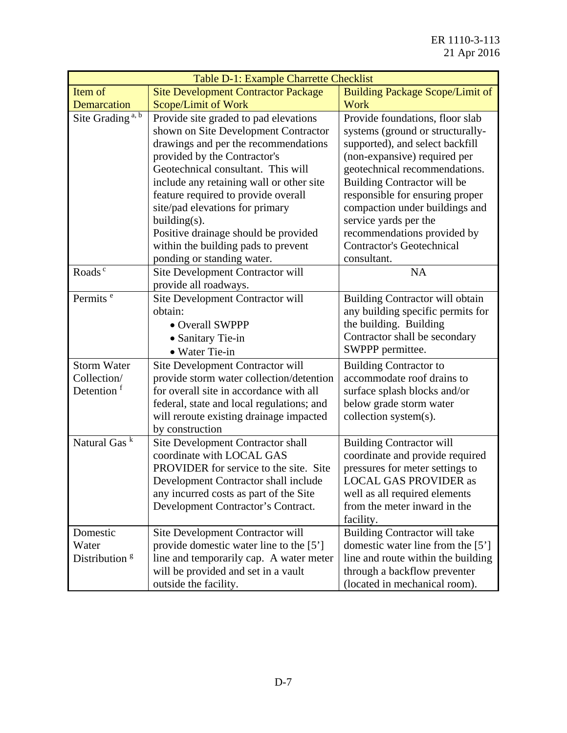| Table D-1: Example Charrette Checklist | | |
|---|---|---|
| Item of Demarcation | Site Development Contractor Package Scope/Limit of Work | Building Package Scope/Limit of Work |
| Site Grading [a, b] | Provide site graded to pad elevations shown on Site Development Contractor drawings and per the recommendations provided by the Contractor's Geotechnical consultant. This will include any retaining wall or other site feature required to provide overall site/pad elevations for primary building(s).<br>Positive drainage should be provided within the building pads to prevent ponding or standing water. | Provide foundations, floor slab systems (ground or structurally-supported), and select backfill (non-expansive) required per geotechnical recommendations. Building Contractor will be responsible for ensuring proper compaction under buildings and service yards per the recommendations provided by Contractor's Geotechnical consultant. |
| Roads [c] | Site Development Contractor will provide all roadways. | NA |
| Permits [e] | Site Development Contractor will obtain:<br>• Overall SWPPP<br>• Sanitary Tie-in<br>• Water Tie-in | Building Contractor will obtain any building specific permits for the building. Building Contractor shall be secondary SWPPP permittee. |
| Storm Water Collection/ Detention [f] | Site Development Contractor will provide storm water collection/detention for overall site in accordance with all federal, state and local regulations; and will reroute existing drainage impacted by construction | Building Contractor to accommodate roof drains to surface splash blocks and/or below grade storm water collection system(s). |
| Natural Gas [k] | Site Development Contractor shall coordinate with LOCAL GAS PROVIDER for service to the site. Site Development Contractor shall include any incurred costs as part of the Site Development Contractor's Contract. | Building Contractor will coordinate and provide required pressures for meter settings to LOCAL GAS PROVIDER as well as all required elements from the meter inward in the facility. |
| Domestic Water Distribution [g] | Site Development Contractor will provide domestic water line to the [5'] line and temporarily cap. A water meter will be provided and set in a vault outside the facility. | Building Contractor will take domestic water line from the [5'] line and route within the building through a backflow preventer (located in mechanical room). |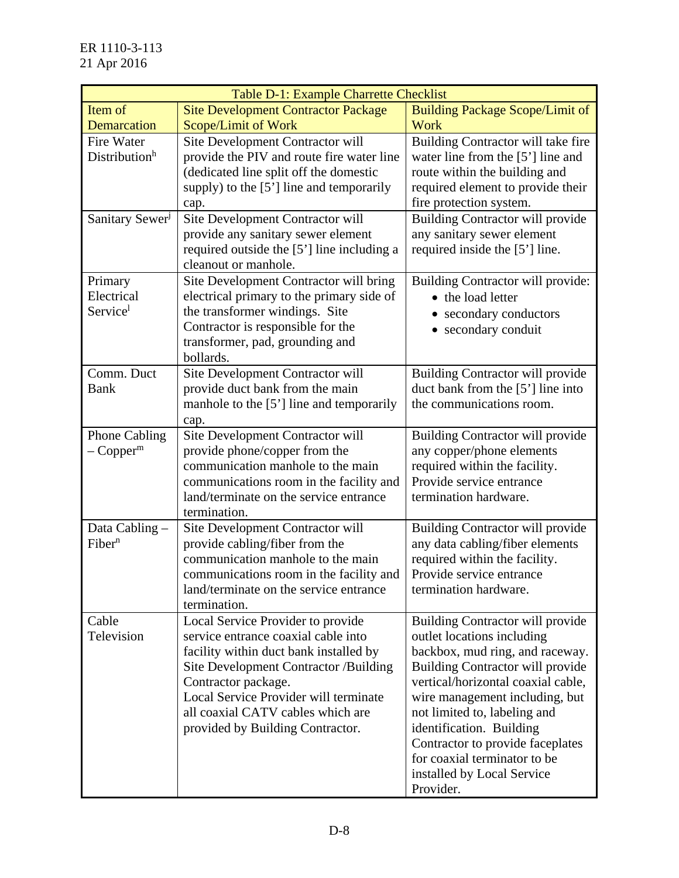| Table D-1: Example Charrette Checklist | | |
|---|---|---|
| Item of Demarcation | Site Development Contractor Package Scope/Limit of Work | Building Package Scope/Limit of Work |
| Fire Water Distribution[h] | Site Development Contractor will provide the PIV and route fire water line (dedicated line split off the domestic supply) to the [5'] line and temporarily cap. | Building Contractor will take fire water line from the [5'] line and route within the building and required element to provide their fire protection system. |
| Sanitary Sewer[j] | Site Development Contractor will provide any sanitary sewer element required outside the [5'] line including a cleanout or manhole. | Building Contractor will provide any sanitary sewer element required inside the [5'] line. |
| Primary Electrical Service[l] | Site Development Contractor will bring electrical primary to the primary side of the transformer windings. Site Contractor is responsible for the transformer, pad, grounding and bollards. | Building Contractor will provide: <br>• the load letter <br>• secondary conductors <br>• secondary conduit |
| Comm. Duct Bank | Site Development Contractor will provide duct bank from the main manhole to the [5'] line and temporarily cap. | Building Contractor will provide duct bank from the [5'] line into the communications room. |
| Phone Cabling – Copper[m] | Site Development Contractor will provide phone/copper from the communication manhole to the main communications room in the facility and land/terminate on the service entrance termination. | Building Contractor will provide any copper/phone elements required within the facility. Provide service entrance termination hardware. |
| Data Cabling – Fiber[n] | Site Development Contractor will provide cabling/fiber from the communication manhole to the main communications room in the facility and land/terminate on the service entrance termination. | Building Contractor will provide any data cabling/fiber elements required within the facility. Provide service entrance termination hardware. |
| Cable Television | Local Service Provider to provide service entrance coaxial cable into facility within duct bank installed by Site Development Contractor /Building Contractor package. <br>Local Service Provider will terminate all coaxial CATV cables which are provided by Building Contractor. | Building Contractor will provide outlet locations including backbox, mud ring, and raceway. Building Contractor will provide vertical/horizontal coaxial cable, wire management including, but not limited to, labeling and identification. Building Contractor to provide faceplates for coaxial terminator to be installed by Local Service Provider. |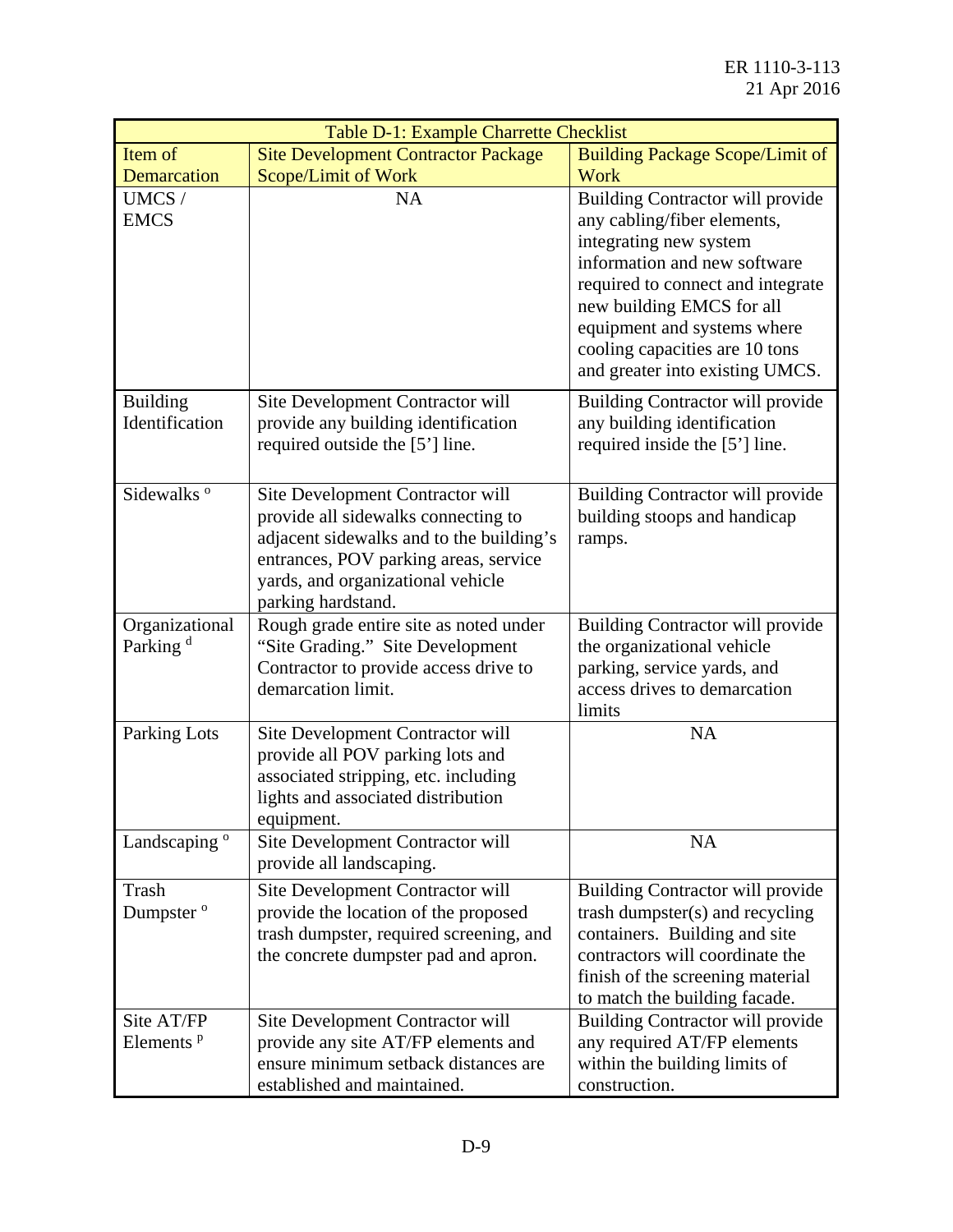| Table D-1: Example Charrette Checklist | | |
|---|---|---|
| Item of Demarcation | Site Development Contractor Package Scope/Limit of Work | Building Package Scope/Limit of Work |
| UMCS / EMCS | NA | Building Contractor will provide any cabling/fiber elements, integrating new system information and new software required to connect and integrate new building EMCS for all equipment and systems where cooling capacities are 10 tons and greater into existing UMCS. |
| Building Identification | Site Development Contractor will provide any building identification required outside the [5'] line. | Building Contractor will provide any building identification required inside the [5'] line. |
| Sidewalks [o] | Site Development Contractor will provide all sidewalks connecting to adjacent sidewalks and to the building's entrances, POV parking areas, service yards, and organizational vehicle parking hardstand. | Building Contractor will provide building stoops and handicap ramps. |
| Organizational Parking [d] | Rough grade entire site as noted under "Site Grading." Site Development Contractor to provide access drive to demarcation limit. | Building Contractor will provide the organizational vehicle parking, service yards, and access drives to demarcation limits |
| Parking Lots | Site Development Contractor will provide all POV parking lots and associated stripping, etc. including lights and associated distribution equipment. | NA |
| Landscaping [o] | Site Development Contractor will provide all landscaping. | NA |
| Trash Dumpster [o] | Site Development Contractor will provide the location of the proposed trash dumpster, required screening, and the concrete dumpster pad and apron. | Building Contractor will provide trash dumpster(s) and recycling containers. Building and site contractors will coordinate the finish of the screening material to match the building facade. |
| Site AT/FP Elements [p] | Site Development Contractor will provide any site AT/FP elements and ensure minimum setback distances are established and maintained. | Building Contractor will provide any required AT/FP elements within the building limits of construction. |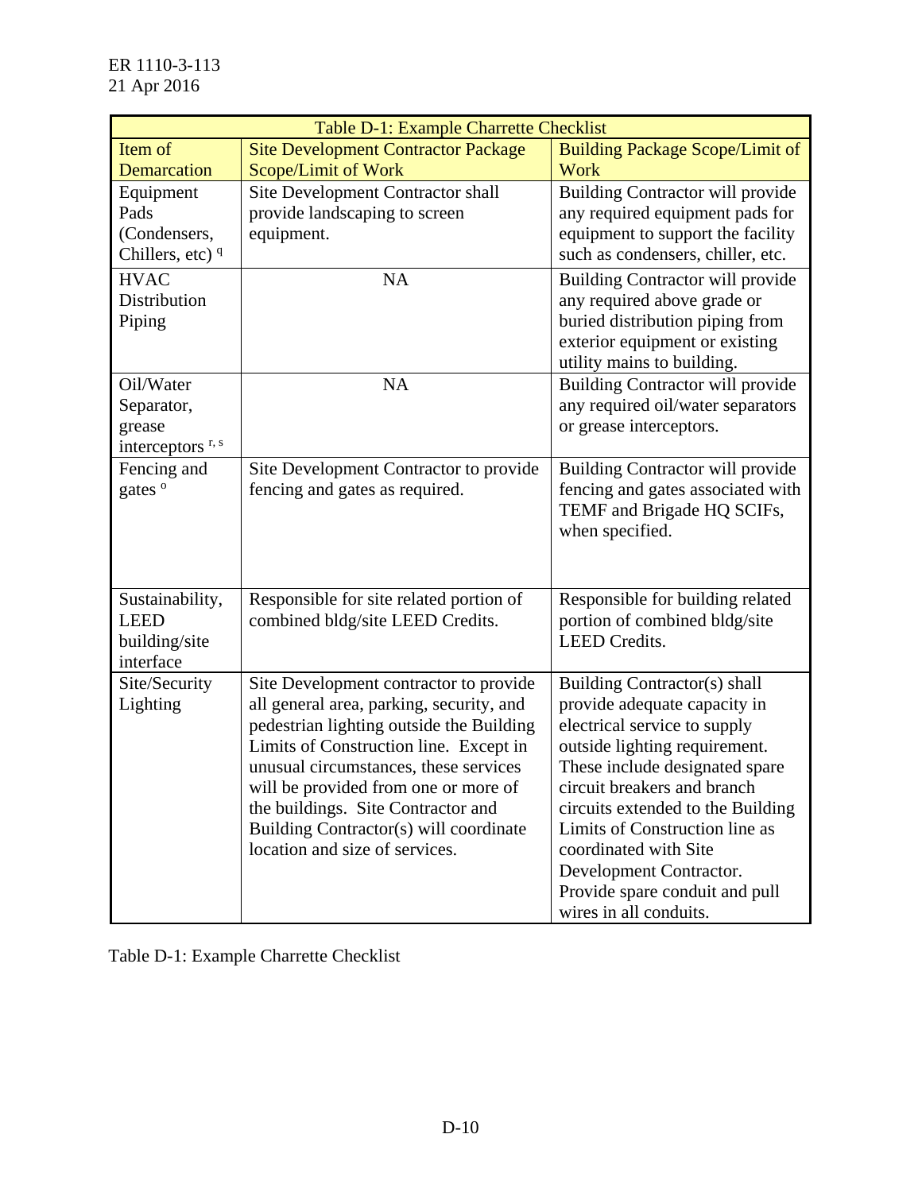| Table D-1: Example Charrette Checklist | | |
|---|---|---|
| Item of Demarcation | Site Development Contractor Package Scope/Limit of Work | Building Package Scope/Limit of Work |
| Equipment Pads (Condensers, Chillers, etc) [q] | Site Development Contractor shall provide landscaping to screen equipment. | Building Contractor will provide any required equipment pads for equipment to support the facility such as condensers, chiller, etc. |
| HVAC Distribution Piping | NA | Building Contractor will provide any required above grade or buried distribution piping from exterior equipment or existing utility mains to building. |
| Oil/Water Separator, grease interceptors [r, s] | NA | Building Contractor will provide any required oil/water separators or grease interceptors. |
| Fencing and gates [o] | Site Development Contractor to provide fencing and gates as required. | Building Contractor will provide fencing and gates associated with TEMF and Brigade HQ SCIFs, when specified. |
| Sustainability, LEED building/site interface | Responsible for site related portion of combined bldg/site LEED Credits. | Responsible for building related portion of combined bldg/site LEED Credits. |
| Site/Security Lighting | Site Development contractor to provide all general area, parking, security, and pedestrian lighting outside the Building Limits of Construction line. Except in unusual circumstances, these services will be provided from one or more of the buildings. Site Contractor and Building Contractor(s) will coordinate location and size of services. | Building Contractor(s) shall provide adequate capacity in electrical service to supply outside lighting requirement. These include designated spare circuit breakers and branch circuits extended to the Building Limits of Construction line as coordinated with Site Development Contractor. Provide spare conduit and pull wires in all conduits. |

Table D-1: Example Charrette Checklist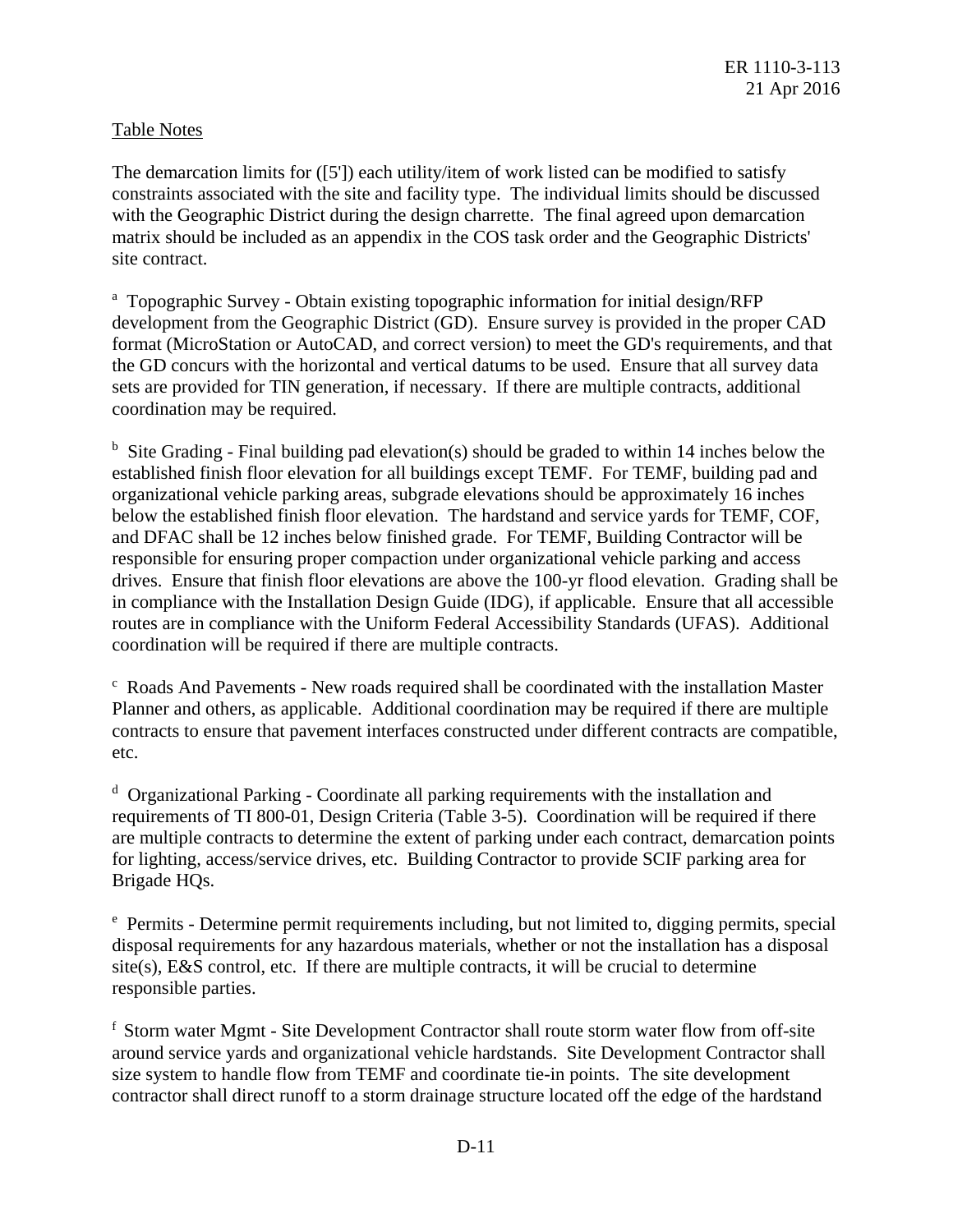<u>Table Notes</u>

The demarcation limits for ([5']) each utility/item of work listed can be modified to satisfy constraints associated with the site and facility type. The individual limits should be discussed with the Geographic District during the design charrette. The final agreed upon demarcation matrix should be included as an appendix in the COS task order and the Geographic Districts' site contract.

[a] Topographic Survey - Obtain existing topographic information for initial design/RFP development from the Geographic District (GD). Ensure survey is provided in the proper CAD format (MicroStation or AutoCAD, and correct version) to meet the GD's requirements, and that the GD concurs with the horizontal and vertical datums to be used. Ensure that all survey data sets are provided for TIN generation, if necessary. If there are multiple contracts, additional coordination may be required.

[b] Site Grading - Final building pad elevation(s) should be graded to within 14 inches below the established finish floor elevation for all buildings except TEMF. For TEMF, building pad and organizational vehicle parking areas, subgrade elevations should be approximately 16 inches below the established finish floor elevation. The hardstand and service yards for TEMF, COF, and DFAC shall be 12 inches below finished grade. For TEMF, Building Contractor will be responsible for ensuring proper compaction under organizational vehicle parking and access drives. Ensure that finish floor elevations are above the 100-yr flood elevation. Grading shall be in compliance with the Installation Design Guide (IDG), if applicable. Ensure that all accessible routes are in compliance with the Uniform Federal Accessibility Standards (UFAS). Additional coordination will be required if there are multiple contracts.

[c] Roads And Pavements - New roads required shall be coordinated with the installation Master Planner and others, as applicable. Additional coordination may be required if there are multiple contracts to ensure that pavement interfaces constructed under different contracts are compatible, etc.

[d] Organizational Parking - Coordinate all parking requirements with the installation and requirements of TI 800-01, Design Criteria (Table 3-5). Coordination will be required if there are multiple contracts to determine the extent of parking under each contract, demarcation points for lighting, access/service drives, etc. Building Contractor to provide SCIF parking area for Brigade HQs.

[e] Permits - Determine permit requirements including, but not limited to, digging permits, special disposal requirements for any hazardous materials, whether or not the installation has a disposal site(s), E&S control, etc. If there are multiple contracts, it will be crucial to determine responsible parties.

[f] Storm water Mgmt - Site Development Contractor shall route storm water flow from off-site around service yards and organizational vehicle hardstands. Site Development Contractor shall size system to handle flow from TEMF and coordinate tie-in points. The site development contractor shall direct runoff to a storm drainage structure located off the edge of the hardstand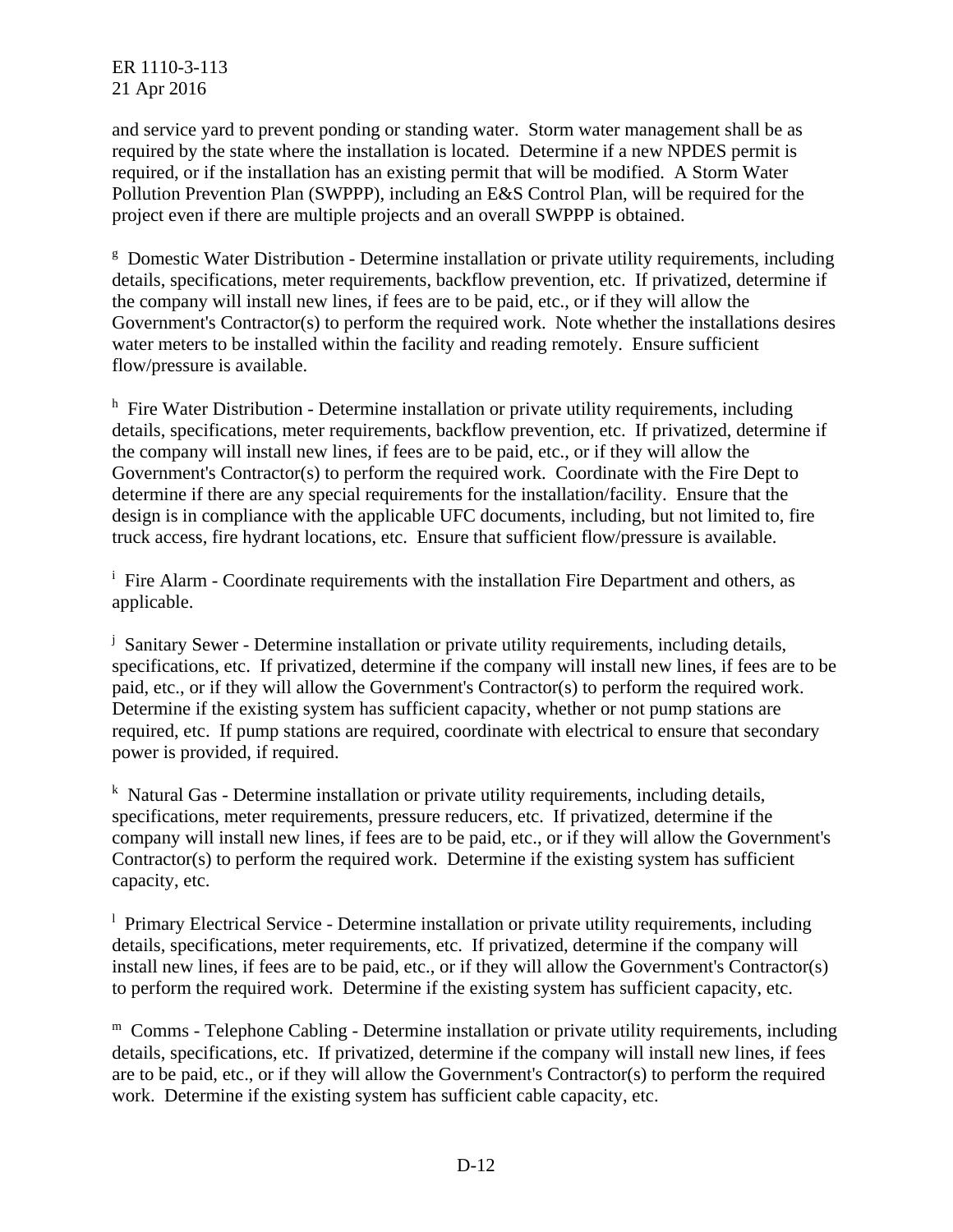and service yard to prevent ponding or standing water. Storm water management shall be as required by the state where the installation is located. Determine if a new NPDES permit is required, or if the installation has an existing permit that will be modified. A Storm Water Pollution Prevention Plan (SWPPP), including an E&S Control Plan, will be required for the project even if there are multiple projects and an overall SWPPP is obtained.

[g] Domestic Water Distribution - Determine installation or private utility requirements, including details, specifications, meter requirements, backflow prevention, etc. If privatized, determine if the company will install new lines, if fees are to be paid, etc., or if they will allow the Government's Contractor(s) to perform the required work. Note whether the installations desires water meters to be installed within the facility and reading remotely. Ensure sufficient flow/pressure is available.

[h] Fire Water Distribution - Determine installation or private utility requirements, including details, specifications, meter requirements, backflow prevention, etc. If privatized, determine if the company will install new lines, if fees are to be paid, etc., or if they will allow the Government's Contractor(s) to perform the required work. Coordinate with the Fire Dept to determine if there are any special requirements for the installation/facility. Ensure that the design is in compliance with the applicable UFC documents, including, but not limited to, fire truck access, fire hydrant locations, etc. Ensure that sufficient flow/pressure is available.

[i] Fire Alarm - Coordinate requirements with the installation Fire Department and others, as applicable.

[j] Sanitary Sewer - Determine installation or private utility requirements, including details, specifications, etc. If privatized, determine if the company will install new lines, if fees are to be paid, etc., or if they will allow the Government's Contractor(s) to perform the required work. Determine if the existing system has sufficient capacity, whether or not pump stations are required, etc. If pump stations are required, coordinate with electrical to ensure that secondary power is provided, if required.

[k] Natural Gas - Determine installation or private utility requirements, including details, specifications, meter requirements, pressure reducers, etc. If privatized, determine if the company will install new lines, if fees are to be paid, etc., or if they will allow the Government's Contractor(s) to perform the required work. Determine if the existing system has sufficient capacity, etc.

[l] Primary Electrical Service - Determine installation or private utility requirements, including details, specifications, meter requirements, etc. If privatized, determine if the company will install new lines, if fees are to be paid, etc., or if they will allow the Government's Contractor(s) to perform the required work. Determine if the existing system has sufficient capacity, etc.

[m] Comms - Telephone Cabling - Determine installation or private utility requirements, including details, specifications, etc. If privatized, determine if the company will install new lines, if fees are to be paid, etc., or if they will allow the Government's Contractor(s) to perform the required work. Determine if the existing system has sufficient cable capacity, etc.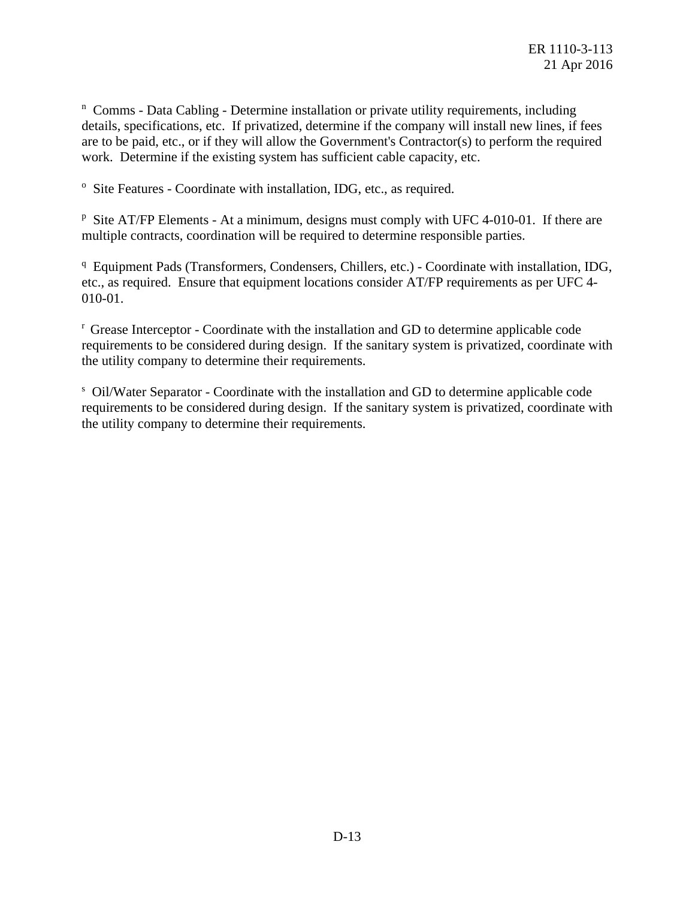[n] Comms - Data Cabling - Determine installation or private utility requirements, including details, specifications, etc. If privatized, determine if the company will install new lines, if fees are to be paid, etc., or if they will allow the Government's Contractor(s) to perform the required work. Determine if the existing system has sufficient cable capacity, etc.

[o] Site Features - Coordinate with installation, IDG, etc., as required.

[p] Site AT/FP Elements - At a minimum, designs must comply with UFC 4-010-01. If there are multiple contracts, coordination will be required to determine responsible parties.

[q] Equipment Pads (Transformers, Condensers, Chillers, etc.) - Coordinate with installation, IDG, etc., as required. Ensure that equipment locations consider AT/FP requirements as per UFC 4-010-01.

[r] Grease Interceptor - Coordinate with the installation and GD to determine applicable code requirements to be considered during design. If the sanitary system is privatized, coordinate with the utility company to determine their requirements.

[s] Oil/Water Separator - Coordinate with the installation and GD to determine applicable code requirements to be considered during design. If the sanitary system is privatized, coordinate with the utility company to determine their requirements.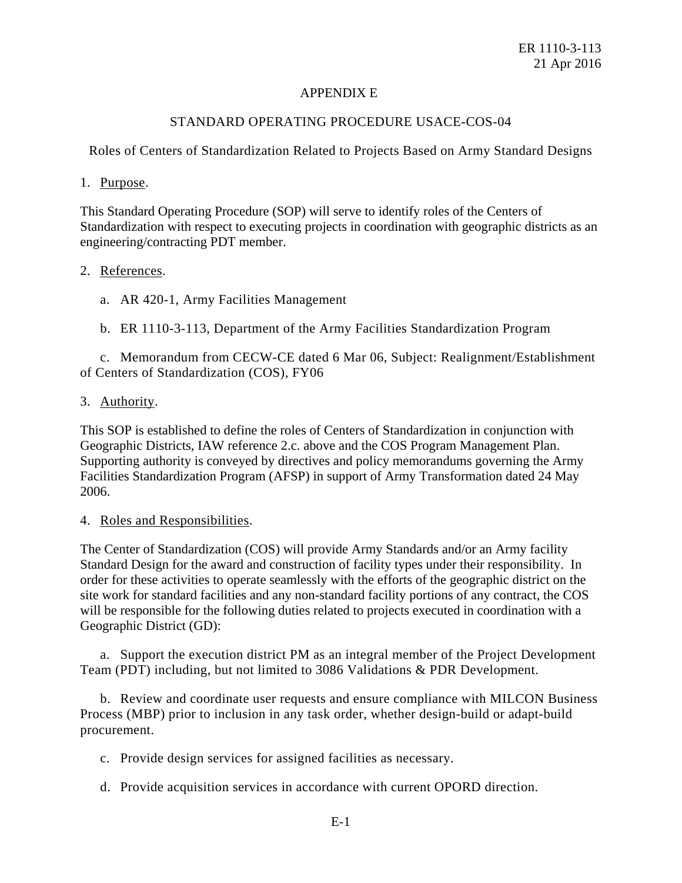## APPENDIX E

## STANDARD OPERATING PROCEDURE USACE-COS-04

### Roles of Centers of Standardization Related to Projects Based on Army Standard Designs

1. Purpose.

This Standard Operating Procedure (SOP) will serve to identify roles of the Centers of Standardization with respect to executing projects in coordination with geographic districts as an engineering/contracting PDT member.

2. References.

a. AR 420-1, Army Facilities Management

b. ER 1110-3-113, Department of the Army Facilities Standardization Program

c. Memorandum from CECW-CE dated 6 Mar 06, Subject: Realignment/Establishment of Centers of Standardization (COS), FY06

3. Authority.

This SOP is established to define the roles of Centers of Standardization in conjunction with Geographic Districts, IAW reference 2.c. above and the COS Program Management Plan. Supporting authority is conveyed by directives and policy memorandums governing the Army Facilities Standardization Program (AFSP) in support of Army Transformation dated 24 May 2006.

4. Roles and Responsibilities.

The Center of Standardization (COS) will provide Army Standards and/or an Army facility Standard Design for the award and construction of facility types under their responsibility. In order for these activities to operate seamlessly with the efforts of the geographic district on the site work for standard facilities and any non-standard facility portions of any contract, the COS will be responsible for the following duties related to projects executed in coordination with a Geographic District (GD):

a. Support the execution district PM as an integral member of the Project Development Team (PDT) including, but not limited to 3086 Validations & PDR Development.

b. Review and coordinate user requests and ensure compliance with MILCON Business Process (MBP) prior to inclusion in any task order, whether design-build or adapt-build procurement.

c. Provide design services for assigned facilities as necessary.

d. Provide acquisition services in accordance with current OPORD direction.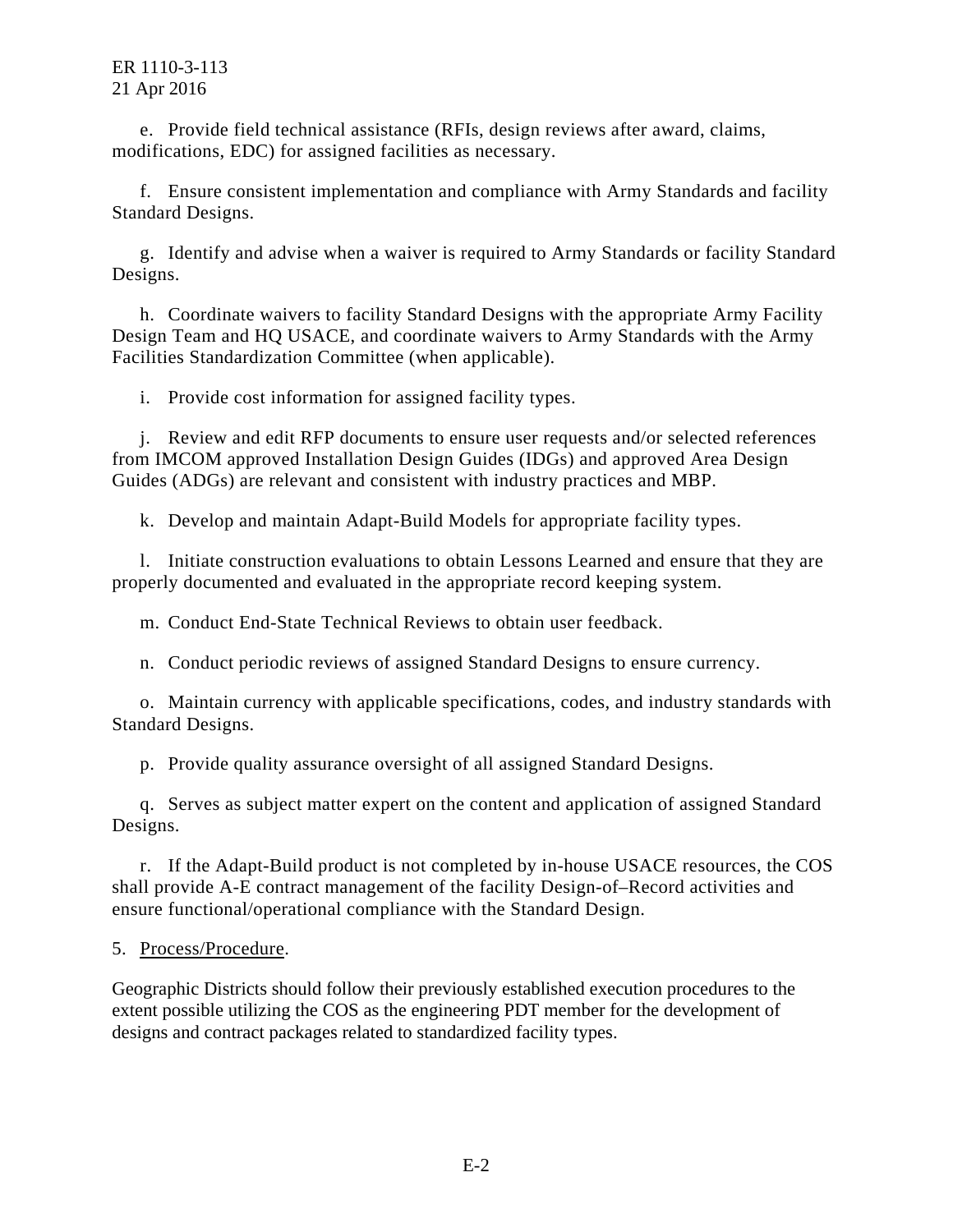e. Provide field technical assistance (RFIs, design reviews after award, claims, modifications, EDC) for assigned facilities as necessary.

f. Ensure consistent implementation and compliance with Army Standards and facility Standard Designs.

g. Identify and advise when a waiver is required to Army Standards or facility Standard Designs.

h. Coordinate waivers to facility Standard Designs with the appropriate Army Facility Design Team and HQ USACE, and coordinate waivers to Army Standards with the Army Facilities Standardization Committee (when applicable).

i. Provide cost information for assigned facility types.

j. Review and edit RFP documents to ensure user requests and/or selected references from IMCOM approved Installation Design Guides (IDGs) and approved Area Design Guides (ADGs) are relevant and consistent with industry practices and MBP.

k. Develop and maintain Adapt-Build Models for appropriate facility types.

l. Initiate construction evaluations to obtain Lessons Learned and ensure that they are properly documented and evaluated in the appropriate record keeping system.

m. Conduct End-State Technical Reviews to obtain user feedback.

n. Conduct periodic reviews of assigned Standard Designs to ensure currency.

o. Maintain currency with applicable specifications, codes, and industry standards with Standard Designs.

p. Provide quality assurance oversight of all assigned Standard Designs.

q. Serves as subject matter expert on the content and application of assigned Standard Designs.

r. If the Adapt-Build product is not completed by in-house USACE resources, the COS shall provide A-E contract management of the facility Design-of–Record activities and ensure functional/operational compliance with the Standard Design.

5. Process/Procedure.

Geographic Districts should follow their previously established execution procedures to the extent possible utilizing the COS as the engineering PDT member for the development of designs and contract packages related to standardized facility types.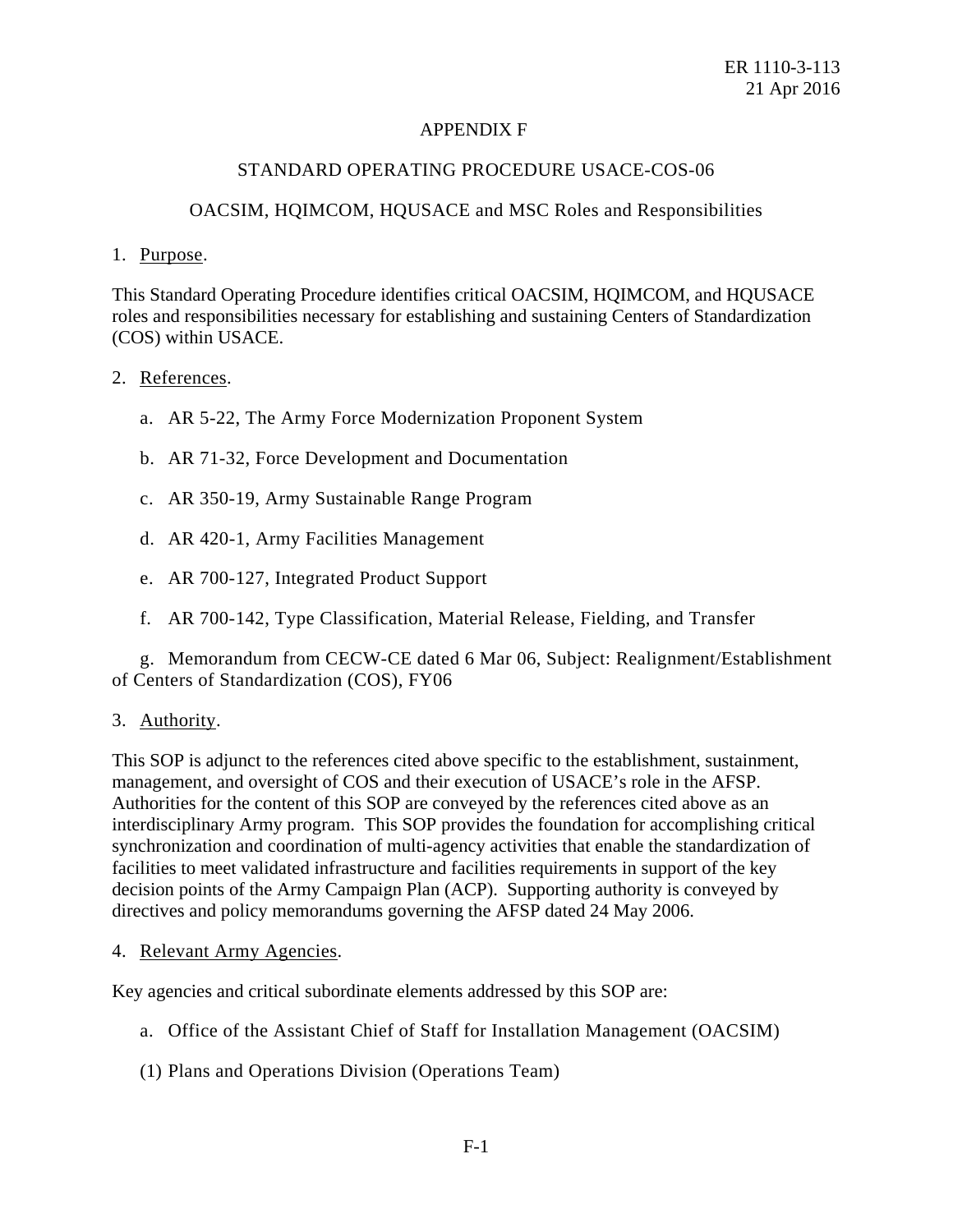# APPENDIX F

## STANDARD OPERATING PROCEDURE USACE-COS-06

### OACSIM, HQIMCOM, HQUSACE and MSC Roles and Responsibilities

1. Purpose.

This Standard Operating Procedure identifies critical OACSIM, HQIMCOM, and HQUSACE roles and responsibilities necessary for establishing and sustaining Centers of Standardization (COS) within USACE.

2. References.

a. AR 5-22, The Army Force Modernization Proponent System

b. AR 71-32, Force Development and Documentation

c. AR 350-19, Army Sustainable Range Program

d. AR 420-1, Army Facilities Management

e. AR 700-127, Integrated Product Support

f. AR 700-142, Type Classification, Material Release, Fielding, and Transfer

g. Memorandum from CECW-CE dated 6 Mar 06, Subject: Realignment/Establishment of Centers of Standardization (COS), FY06

3. Authority.

This SOP is adjunct to the references cited above specific to the establishment, sustainment, management, and oversight of COS and their execution of USACE's role in the AFSP. Authorities for the content of this SOP are conveyed by the references cited above as an interdisciplinary Army program. This SOP provides the foundation for accomplishing critical synchronization and coordination of multi-agency activities that enable the standardization of facilities to meet validated infrastructure and facilities requirements in support of the key decision points of the Army Campaign Plan (ACP). Supporting authority is conveyed by directives and policy memorandums governing the AFSP dated 24 May 2006.

4. Relevant Army Agencies.

Key agencies and critical subordinate elements addressed by this SOP are:

a. Office of the Assistant Chief of Staff for Installation Management (OACSIM)

(1) Plans and Operations Division (Operations Team)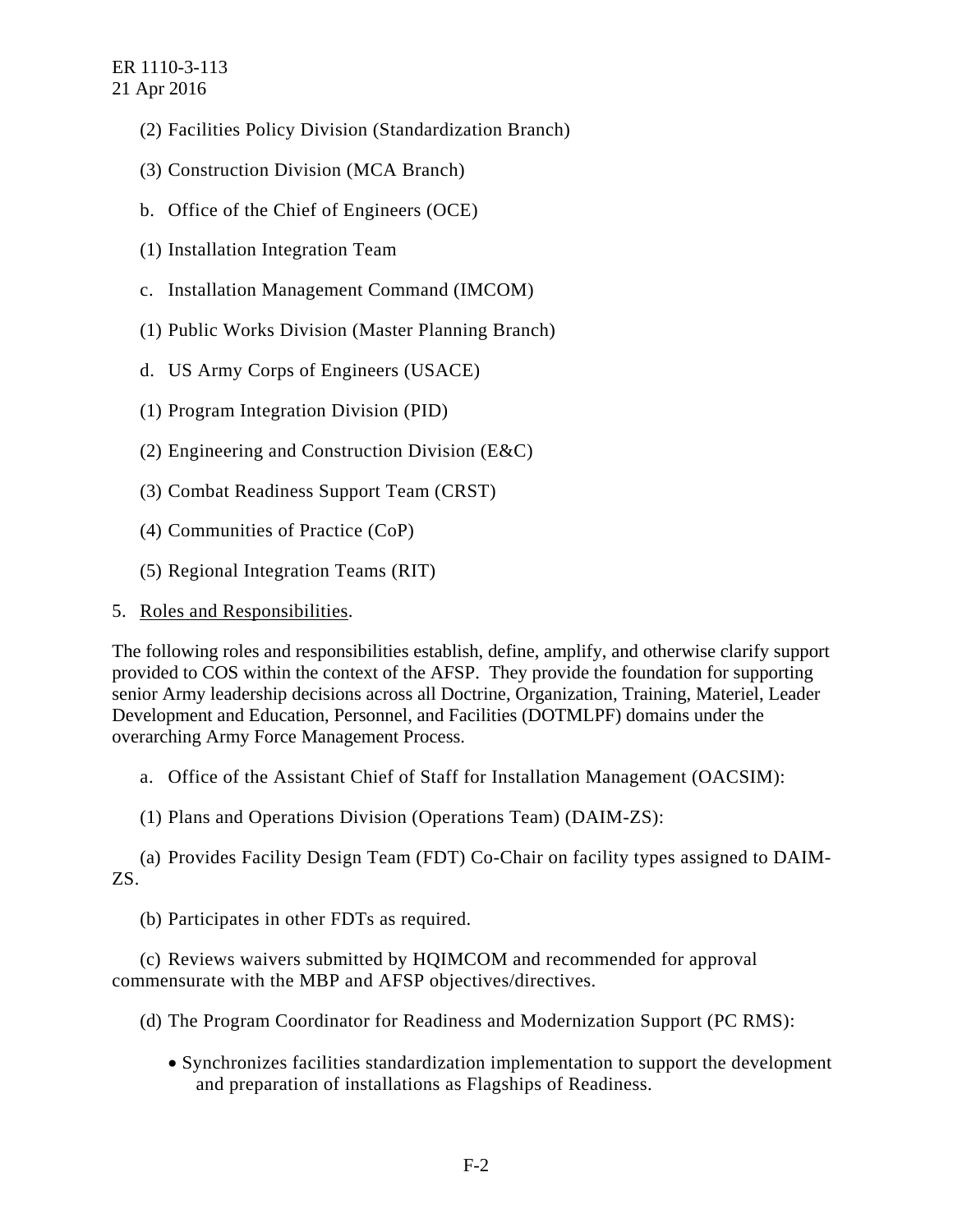(2) Facilities Policy Division (Standardization Branch)

(3) Construction Division (MCA Branch)

b. Office of the Chief of Engineers (OCE)

(1) Installation Integration Team

c. Installation Management Command (IMCOM)

(1) Public Works Division (Master Planning Branch)

d. US Army Corps of Engineers (USACE)

(1) Program Integration Division (PID)

(2) Engineering and Construction Division (E&C)

(3) Combat Readiness Support Team (CRST)

(4) Communities of Practice (CoP)

(5) Regional Integration Teams (RIT)

5. Roles and Responsibilities.

The following roles and responsibilities establish, define, amplify, and otherwise clarify support provided to COS within the context of the AFSP. They provide the foundation for supporting senior Army leadership decisions across all Doctrine, Organization, Training, Materiel, Leader Development and Education, Personnel, and Facilities (DOTMLPF) domains under the overarching Army Force Management Process.

a. Office of the Assistant Chief of Staff for Installation Management (OACSIM):

(1) Plans and Operations Division (Operations Team) (DAIM-ZS):

(a) Provides Facility Design Team (FDT) Co-Chair on facility types assigned to DAIM-ZS.

(b) Participates in other FDTs as required.

(c) Reviews waivers submitted by HQIMCOM and recommended for approval commensurate with the MBP and AFSP objectives/directives.

(d) The Program Coordinator for Readiness and Modernization Support (PC RMS):

- Synchronizes facilities standardization implementation to support the development and preparation of installations as Flagships of Readiness.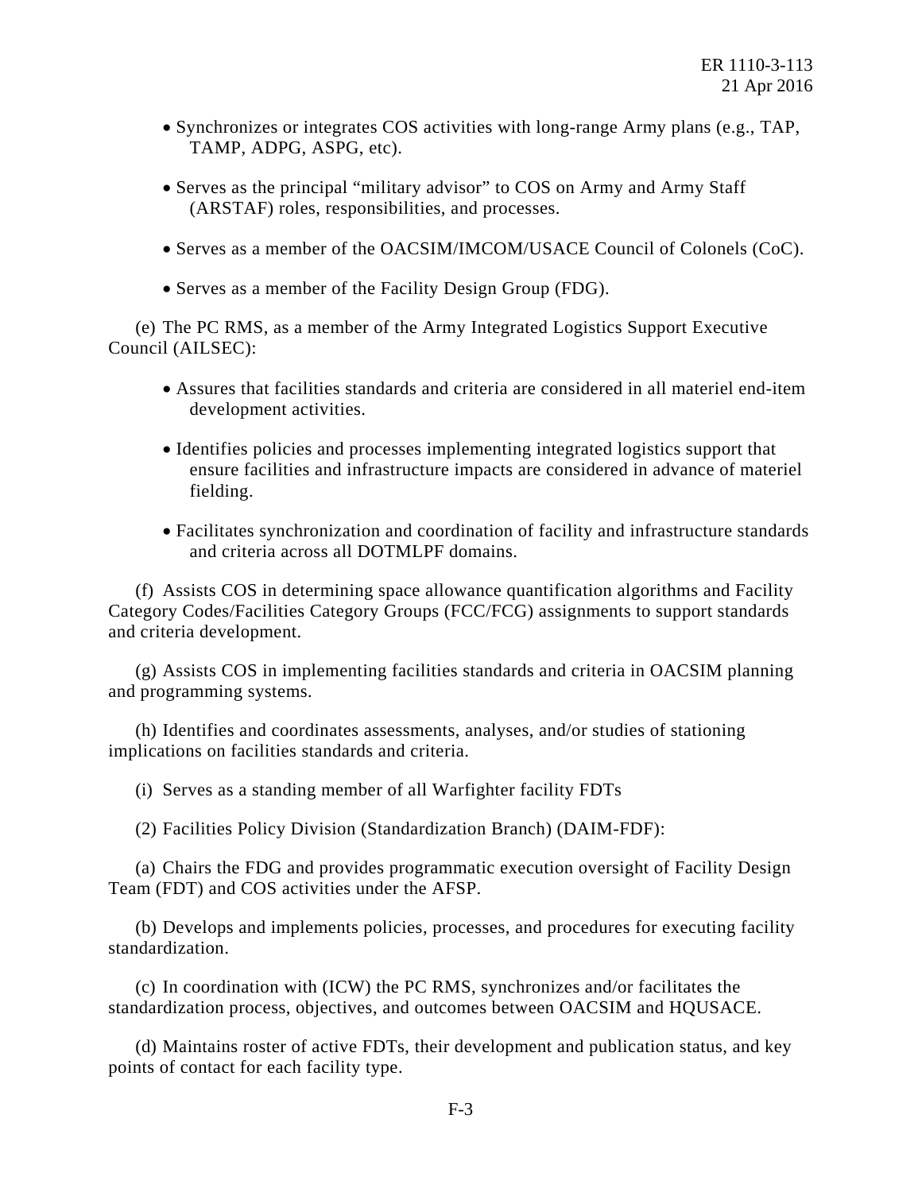- Synchronizes or integrates COS activities with long-range Army plans (e.g., TAP, TAMP, ADPG, ASPG, etc).

- Serves as the principal "military advisor" to COS on Army and Army Staff (ARSTAF) roles, responsibilities, and processes.

- Serves as a member of the OACSIM/IMCOM/USACE Council of Colonels (CoC).

- Serves as a member of the Facility Design Group (FDG).

(e) The PC RMS, as a member of the Army Integrated Logistics Support Executive Council (AILSEC):

- Assures that facilities standards and criteria are considered in all materiel end-item development activities.

- Identifies policies and processes implementing integrated logistics support that ensure facilities and infrastructure impacts are considered in advance of materiel fielding.

- Facilitates synchronization and coordination of facility and infrastructure standards and criteria across all DOTMLPF domains.

(f) Assists COS in determining space allowance quantification algorithms and Facility Category Codes/Facilities Category Groups (FCC/FCG) assignments to support standards and criteria development.

(g) Assists COS in implementing facilities standards and criteria in OACSIM planning and programming systems.

(h) Identifies and coordinates assessments, analyses, and/or studies of stationing implications on facilities standards and criteria.

(i) Serves as a standing member of all Warfighter facility FDTs

(2) Facilities Policy Division (Standardization Branch) (DAIM-FDF):

(a) Chairs the FDG and provides programmatic execution oversight of Facility Design Team (FDT) and COS activities under the AFSP.

(b) Develops and implements policies, processes, and procedures for executing facility standardization.

(c) In coordination with (ICW) the PC RMS, synchronizes and/or facilitates the standardization process, objectives, and outcomes between OACSIM and HQUSACE.

(d) Maintains roster of active FDTs, their development and publication status, and key points of contact for each facility type.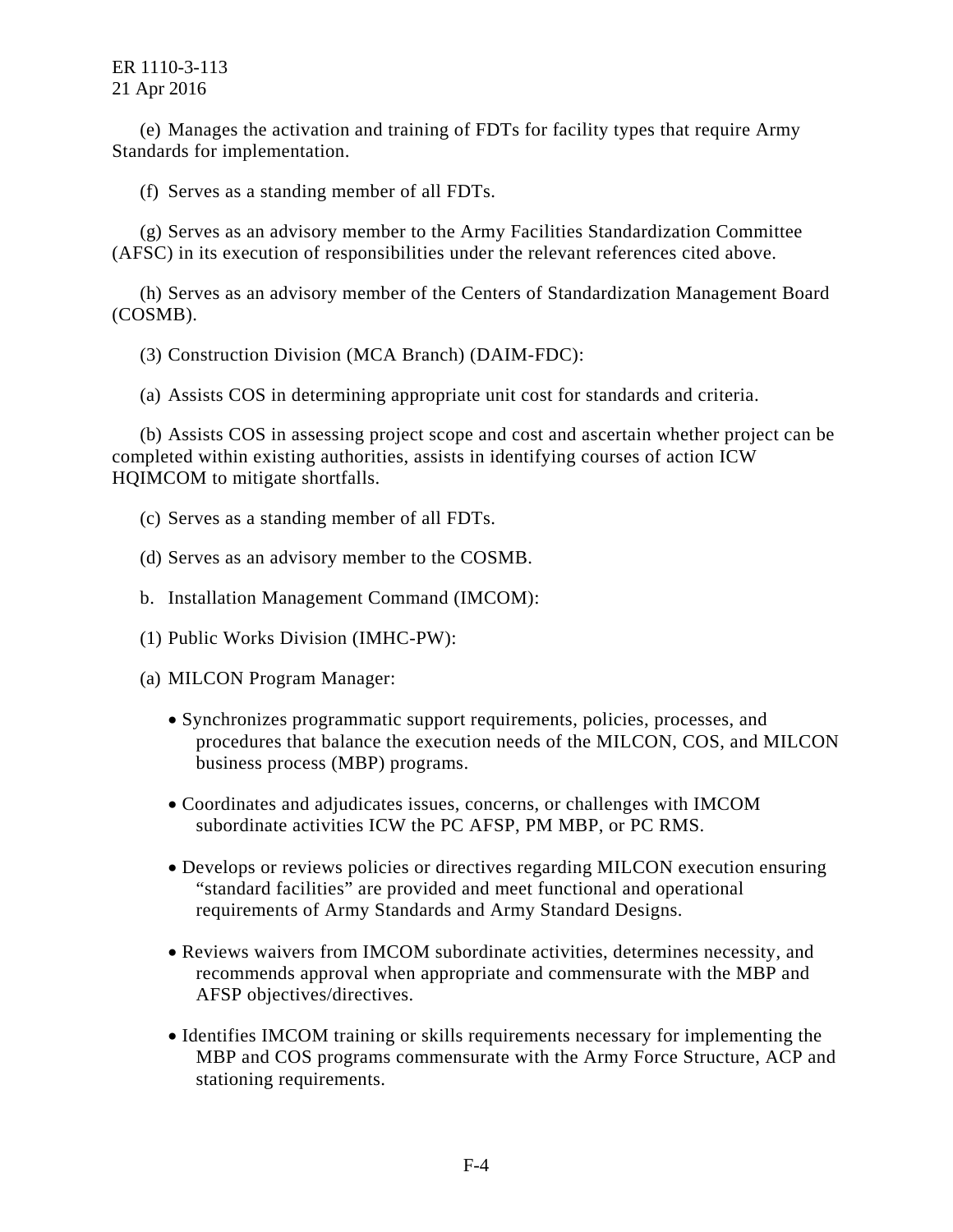(e) Manages the activation and training of FDTs for facility types that require Army Standards for implementation.

(f) Serves as a standing member of all FDTs.

(g) Serves as an advisory member to the Army Facilities Standardization Committee (AFSC) in its execution of responsibilities under the relevant references cited above.

(h) Serves as an advisory member of the Centers of Standardization Management Board (COSMB).

(3) Construction Division (MCA Branch) (DAIM-FDC):

(a) Assists COS in determining appropriate unit cost for standards and criteria.

(b) Assists COS in assessing project scope and cost and ascertain whether project can be completed within existing authorities, assists in identifying courses of action ICW HQIMCOM to mitigate shortfalls.

(c) Serves as a standing member of all FDTs.

(d) Serves as an advisory member to the COSMB.

b. Installation Management Command (IMCOM):

(1) Public Works Division (IMHC-PW):

(a) MILCON Program Manager:

- Synchronizes programmatic support requirements, policies, processes, and procedures that balance the execution needs of the MILCON, COS, and MILCON business process (MBP) programs.
- Coordinates and adjudicates issues, concerns, or challenges with IMCOM subordinate activities ICW the PC AFSP, PM MBP, or PC RMS.
- Develops or reviews policies or directives regarding MILCON execution ensuring "standard facilities" are provided and meet functional and operational requirements of Army Standards and Army Standard Designs.
- Reviews waivers from IMCOM subordinate activities, determines necessity, and recommends approval when appropriate and commensurate with the MBP and AFSP objectives/directives.
- Identifies IMCOM training or skills requirements necessary for implementing the MBP and COS programs commensurate with the Army Force Structure, ACP and stationing requirements.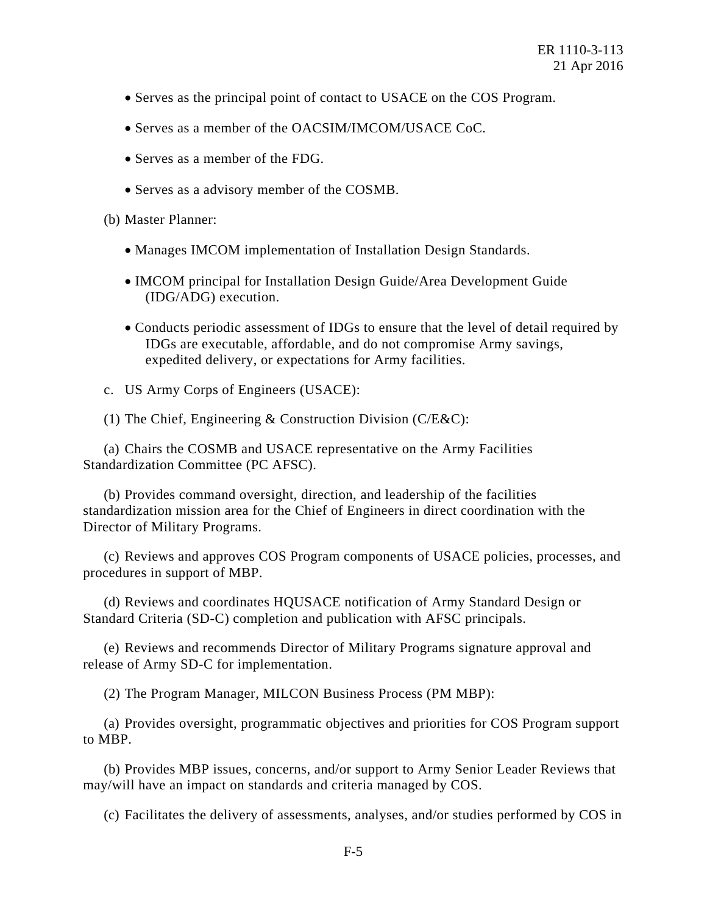- Serves as the principal point of contact to USACE on the COS Program.
- Serves as a member of the OACSIM/IMCOM/USACE CoC.
- Serves as a member of the FDG.
- Serves as a advisory member of the COSMB.

(b) Master Planner:

- Manages IMCOM implementation of Installation Design Standards.
- IMCOM principal for Installation Design Guide/Area Development Guide (IDG/ADG) execution.
- Conducts periodic assessment of IDGs to ensure that the level of detail required by IDGs are executable, affordable, and do not compromise Army savings, expedited delivery, or expectations for Army facilities.

c. US Army Corps of Engineers (USACE):

(1) The Chief, Engineering & Construction Division (C/E&C):

(a) Chairs the COSMB and USACE representative on the Army Facilities Standardization Committee (PC AFSC).

(b) Provides command oversight, direction, and leadership of the facilities standardization mission area for the Chief of Engineers in direct coordination with the Director of Military Programs.

(c) Reviews and approves COS Program components of USACE policies, processes, and procedures in support of MBP.

(d) Reviews and coordinates HQUSACE notification of Army Standard Design or Standard Criteria (SD-C) completion and publication with AFSC principals.

(e) Reviews and recommends Director of Military Programs signature approval and release of Army SD-C for implementation.

(2) The Program Manager, MILCON Business Process (PM MBP):

(a) Provides oversight, programmatic objectives and priorities for COS Program support to MBP.

(b) Provides MBP issues, concerns, and/or support to Army Senior Leader Reviews that may/will have an impact on standards and criteria managed by COS.

(c) Facilitates the delivery of assessments, analyses, and/or studies performed by COS in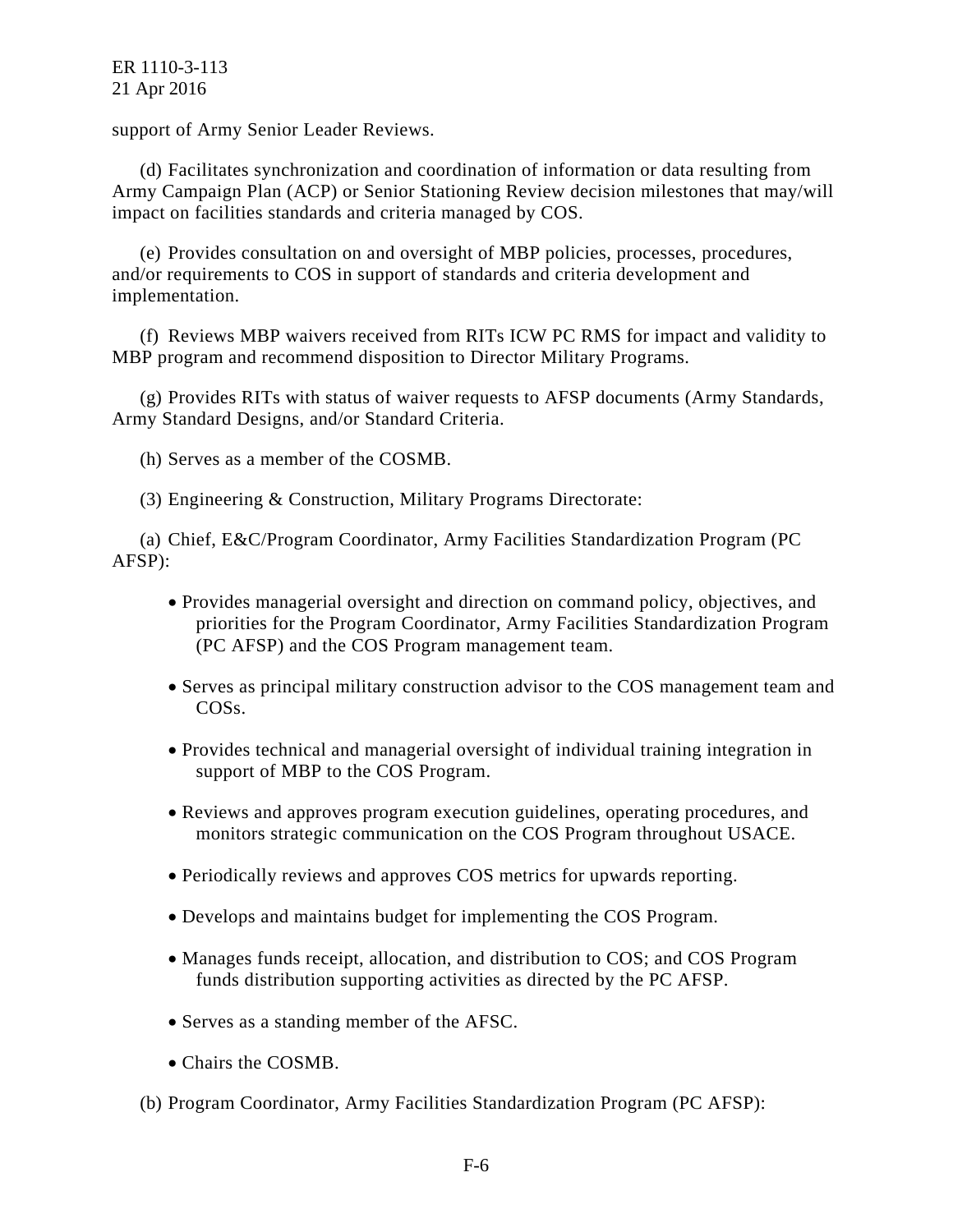support of Army Senior Leader Reviews.

(d) Facilitates synchronization and coordination of information or data resulting from Army Campaign Plan (ACP) or Senior Stationing Review decision milestones that may/will impact on facilities standards and criteria managed by COS.

(e) Provides consultation on and oversight of MBP policies, processes, procedures, and/or requirements to COS in support of standards and criteria development and implementation.

(f) Reviews MBP waivers received from RITs ICW PC RMS for impact and validity to MBP program and recommend disposition to Director Military Programs.

(g) Provides RITs with status of waiver requests to AFSP documents (Army Standards, Army Standard Designs, and/or Standard Criteria.

(h) Serves as a member of the COSMB.

(3) Engineering & Construction, Military Programs Directorate:

(a) Chief, E&C/Program Coordinator, Army Facilities Standardization Program (PC AFSP):

- Provides managerial oversight and direction on command policy, objectives, and priorities for the Program Coordinator, Army Facilities Standardization Program (PC AFSP) and the COS Program management team.
- Serves as principal military construction advisor to the COS management team and COSs.
- Provides technical and managerial oversight of individual training integration in support of MBP to the COS Program.
- Reviews and approves program execution guidelines, operating procedures, and monitors strategic communication on the COS Program throughout USACE.
- Periodically reviews and approves COS metrics for upwards reporting.
- Develops and maintains budget for implementing the COS Program.
- Manages funds receipt, allocation, and distribution to COS; and COS Program funds distribution supporting activities as directed by the PC AFSP.
- Serves as a standing member of the AFSC.
- Chairs the COSMB.

(b) Program Coordinator, Army Facilities Standardization Program (PC AFSP):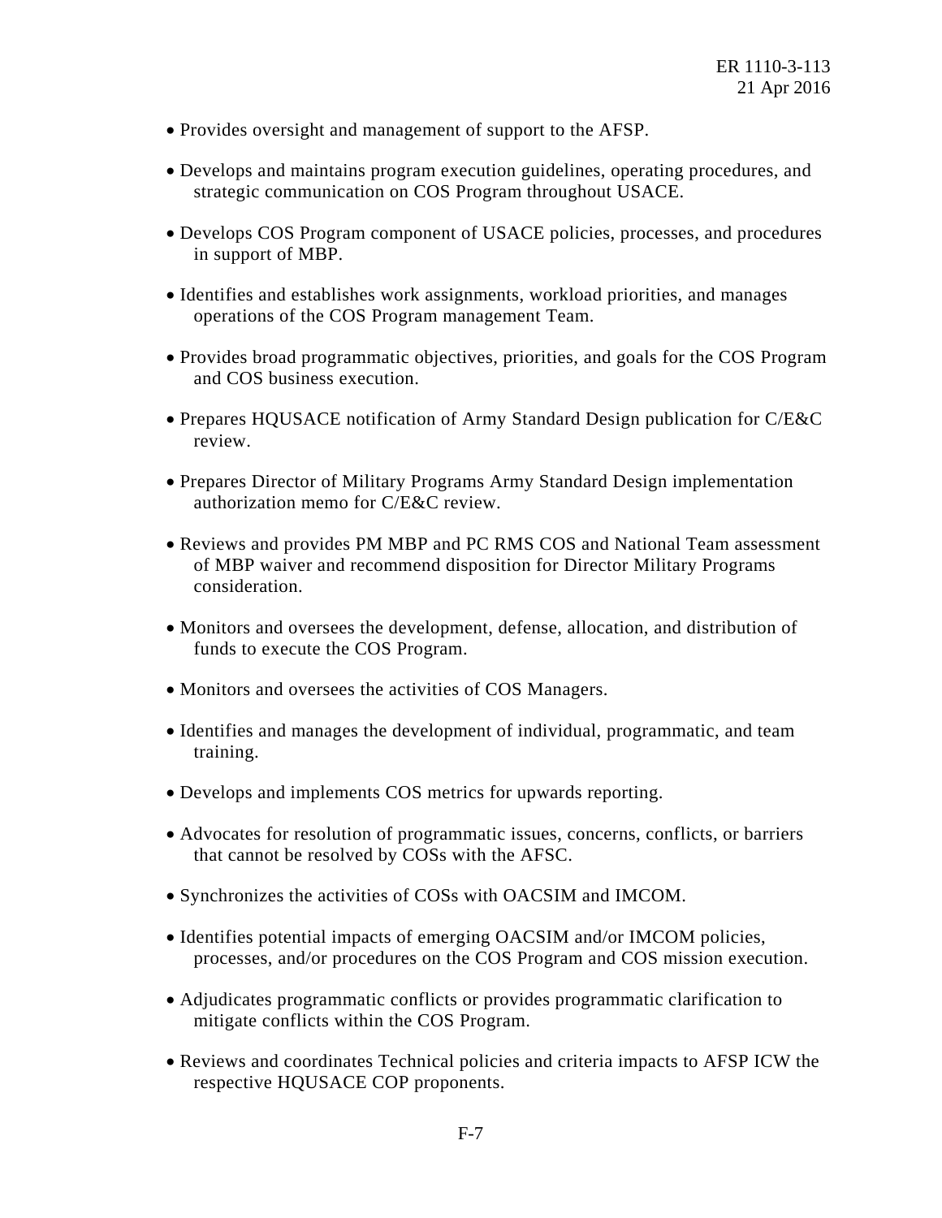- Provides oversight and management of support to the AFSP.

- Develops and maintains program execution guidelines, operating procedures, and strategic communication on COS Program throughout USACE.

- Develops COS Program component of USACE policies, processes, and procedures in support of MBP.

- Identifies and establishes work assignments, workload priorities, and manages operations of the COS Program management Team.

- Provides broad programmatic objectives, priorities, and goals for the COS Program and COS business execution.

- Prepares HQUSACE notification of Army Standard Design publication for C/E&C review.

- Prepares Director of Military Programs Army Standard Design implementation authorization memo for C/E&C review.

- Reviews and provides PM MBP and PC RMS COS and National Team assessment of MBP waiver and recommend disposition for Director Military Programs consideration.

- Monitors and oversees the development, defense, allocation, and distribution of funds to execute the COS Program.

- Monitors and oversees the activities of COS Managers.

- Identifies and manages the development of individual, programmatic, and team training.

- Develops and implements COS metrics for upwards reporting.

- Advocates for resolution of programmatic issues, concerns, conflicts, or barriers that cannot be resolved by COSs with the AFSC.

- Synchronizes the activities of COSs with OACSIM and IMCOM.

- Identifies potential impacts of emerging OACSIM and/or IMCOM policies, processes, and/or procedures on the COS Program and COS mission execution.

- Adjudicates programmatic conflicts or provides programmatic clarification to mitigate conflicts within the COS Program.

- Reviews and coordinates Technical policies and criteria impacts to AFSP ICW the respective HQUSACE COP proponents.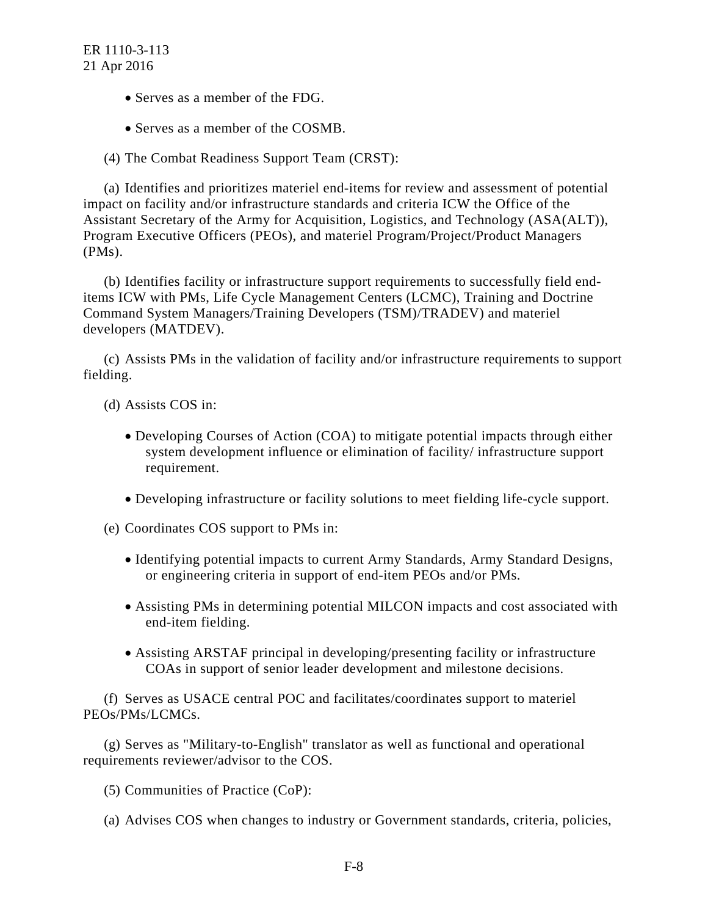- Serves as a member of the FDG.

- Serves as a member of the COSMB.

(4) The Combat Readiness Support Team (CRST):

(a) Identifies and prioritizes materiel end-items for review and assessment of potential impact on facility and/or infrastructure standards and criteria ICW the Office of the Assistant Secretary of the Army for Acquisition, Logistics, and Technology (ASA(ALT)), Program Executive Officers (PEOs), and materiel Program/Project/Product Managers (PMs).

(b) Identifies facility or infrastructure support requirements to successfully field end-items ICW with PMs, Life Cycle Management Centers (LCMC), Training and Doctrine Command System Managers/Training Developers (TSM)/TRADEV) and materiel developers (MATDEV).

(c) Assists PMs in the validation of facility and/or infrastructure requirements to support fielding.

(d) Assists COS in:

- Developing Courses of Action (COA) to mitigate potential impacts through either system development influence or elimination of facility/ infrastructure support requirement.

- Developing infrastructure or facility solutions to meet fielding life-cycle support.

(e) Coordinates COS support to PMs in:

- Identifying potential impacts to current Army Standards, Army Standard Designs, or engineering criteria in support of end-item PEOs and/or PMs.

- Assisting PMs in determining potential MILCON impacts and cost associated with end-item fielding.

- Assisting ARSTAF principal in developing/presenting facility or infrastructure COAs in support of senior leader development and milestone decisions.

(f) Serves as USACE central POC and facilitates/coordinates support to materiel PEOs/PMs/LCMCs.

(g) Serves as "Military-to-English" translator as well as functional and operational requirements reviewer/advisor to the COS.

(5) Communities of Practice (CoP):

(a) Advises COS when changes to industry or Government standards, criteria, policies,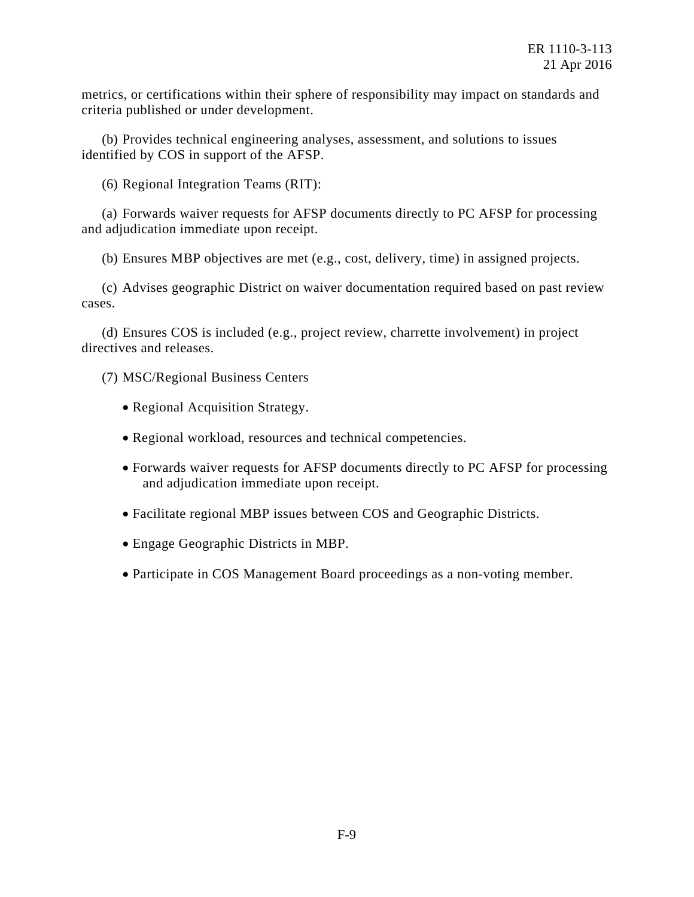metrics, or certifications within their sphere of responsibility may impact on standards and criteria published or under development.

(b) Provides technical engineering analyses, assessment, and solutions to issues identified by COS in support of the AFSP.

(6) Regional Integration Teams (RIT):

(a) Forwards waiver requests for AFSP documents directly to PC AFSP for processing and adjudication immediate upon receipt.

(b) Ensures MBP objectives are met (e.g., cost, delivery, time) in assigned projects.

(c) Advises geographic District on waiver documentation required based on past review cases.

(d) Ensures COS is included (e.g., project review, charrette involvement) in project directives and releases.

(7) MSC/Regional Business Centers

- Regional Acquisition Strategy.
- Regional workload, resources and technical competencies.
- Forwards waiver requests for AFSP documents directly to PC AFSP for processing and adjudication immediate upon receipt.
- Facilitate regional MBP issues between COS and Geographic Districts.
- Engage Geographic Districts in MBP.
- Participate in COS Management Board proceedings as a non-voting member.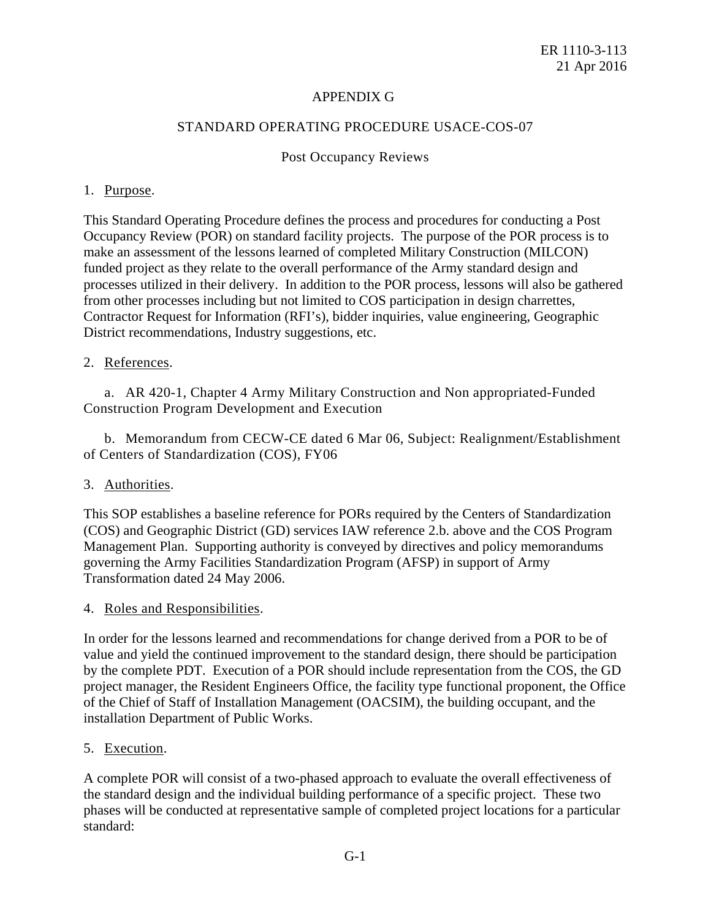# APPENDIX G

## STANDARD OPERATING PROCEDURE USACE-COS-07

### Post Occupancy Reviews

1. Purpose.

This Standard Operating Procedure defines the process and procedures for conducting a Post Occupancy Review (POR) on standard facility projects. The purpose of the POR process is to make an assessment of the lessons learned of completed Military Construction (MILCON) funded project as they relate to the overall performance of the Army standard design and processes utilized in their delivery. In addition to the POR process, lessons will also be gathered from other processes including but not limited to COS participation in design charrettes, Contractor Request for Information (RFI's), bidder inquiries, value engineering, Geographic District recommendations, Industry suggestions, etc.

2. References.

a. AR 420-1, Chapter 4 Army Military Construction and Non appropriated-Funded Construction Program Development and Execution

b. Memorandum from CECW-CE dated 6 Mar 06, Subject: Realignment/Establishment of Centers of Standardization (COS), FY06

3. Authorities.

This SOP establishes a baseline reference for PORs required by the Centers of Standardization (COS) and Geographic District (GD) services IAW reference 2.b. above and the COS Program Management Plan. Supporting authority is conveyed by directives and policy memorandums governing the Army Facilities Standardization Program (AFSP) in support of Army Transformation dated 24 May 2006.

4. Roles and Responsibilities.

In order for the lessons learned and recommendations for change derived from a POR to be of value and yield the continued improvement to the standard design, there should be participation by the complete PDT. Execution of a POR should include representation from the COS, the GD project manager, the Resident Engineers Office, the facility type functional proponent, the Office of the Chief of Staff of Installation Management (OACSIM), the building occupant, and the installation Department of Public Works.

5. Execution.

A complete POR will consist of a two-phased approach to evaluate the overall effectiveness of the standard design and the individual building performance of a specific project. These two phases will be conducted at representative sample of completed project locations for a particular standard: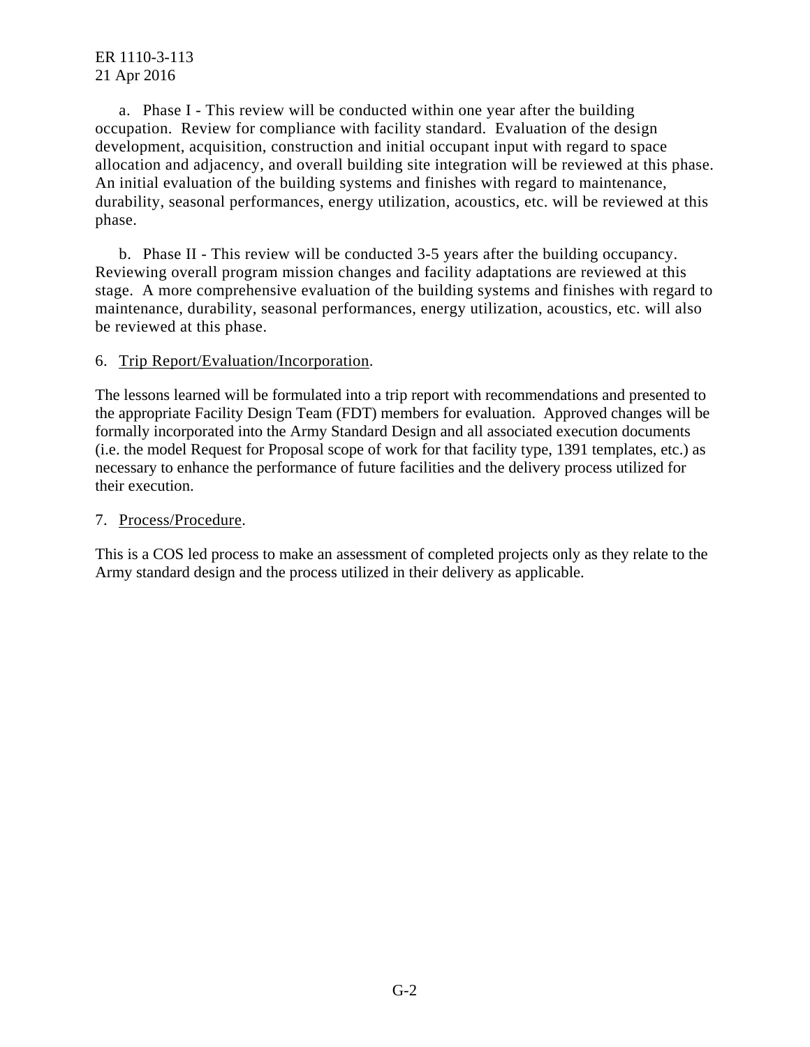a. Phase I - This review will be conducted within one year after the building occupation. Review for compliance with facility standard. Evaluation of the design development, acquisition, construction and initial occupant input with regard to space allocation and adjacency, and overall building site integration will be reviewed at this phase. An initial evaluation of the building systems and finishes with regard to maintenance, durability, seasonal performances, energy utilization, acoustics, etc. will be reviewed at this phase.

b. Phase II - This review will be conducted 3-5 years after the building occupancy. Reviewing overall program mission changes and facility adaptations are reviewed at this stage. A more comprehensive evaluation of the building systems and finishes with regard to maintenance, durability, seasonal performances, energy utilization, acoustics, etc. will also be reviewed at this phase.

6. Trip Report/Evaluation/Incorporation.

The lessons learned will be formulated into a trip report with recommendations and presented to the appropriate Facility Design Team (FDT) members for evaluation. Approved changes will be formally incorporated into the Army Standard Design and all associated execution documents (i.e. the model Request for Proposal scope of work for that facility type, 1391 templates, etc.) as necessary to enhance the performance of future facilities and the delivery process utilized for their execution.

7. Process/Procedure.

This is a COS led process to make an assessment of completed projects only as they relate to the Army standard design and the process utilized in their delivery as applicable.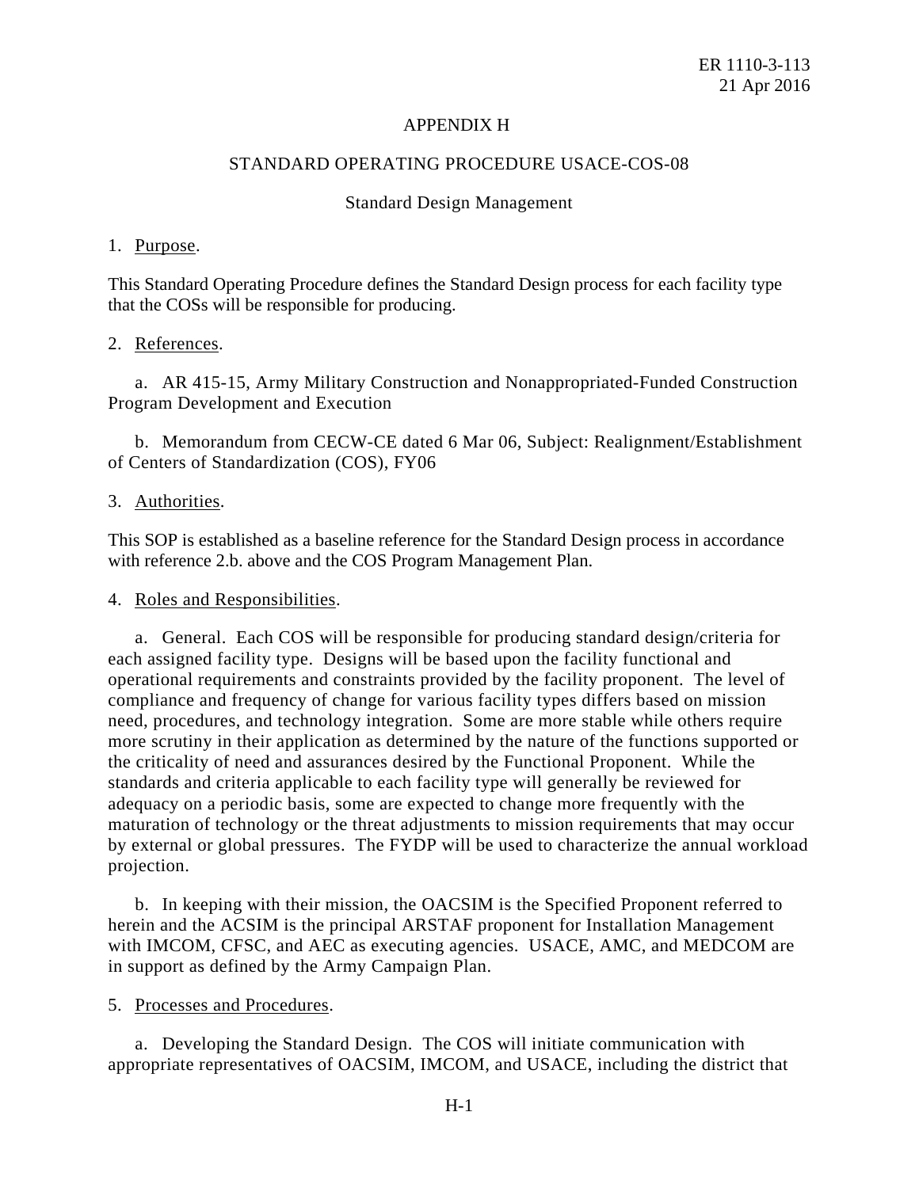# APPENDIX H

## STANDARD OPERATING PROCEDURE USACE-COS-08

### Standard Design Management

1. Purpose.

This Standard Operating Procedure defines the Standard Design process for each facility type that the COSs will be responsible for producing.

2. References.

a. AR 415-15, Army Military Construction and Nonappropriated-Funded Construction Program Development and Execution

b. Memorandum from CECW-CE dated 6 Mar 06, Subject: Realignment/Establishment of Centers of Standardization (COS), FY06

3. Authorities.

This SOP is established as a baseline reference for the Standard Design process in accordance with reference 2.b. above and the COS Program Management Plan.

4. Roles and Responsibilities.

a. General. Each COS will be responsible for producing standard design/criteria for each assigned facility type. Designs will be based upon the facility functional and operational requirements and constraints provided by the facility proponent. The level of compliance and frequency of change for various facility types differs based on mission need, procedures, and technology integration. Some are more stable while others require more scrutiny in their application as determined by the nature of the functions supported or the criticality of need and assurances desired by the Functional Proponent. While the standards and criteria applicable to each facility type will generally be reviewed for adequacy on a periodic basis, some are expected to change more frequently with the maturation of technology or the threat adjustments to mission requirements that may occur by external or global pressures. The FYDP will be used to characterize the annual workload projection.

b. In keeping with their mission, the OACSIM is the Specified Proponent referred to herein and the ACSIM is the principal ARSTAF proponent for Installation Management with IMCOM, CFSC, and AEC as executing agencies. USACE, AMC, and MEDCOM are in support as defined by the Army Campaign Plan.

5. Processes and Procedures.

a. Developing the Standard Design. The COS will initiate communication with appropriate representatives of OACSIM, IMCOM, and USACE, including the district that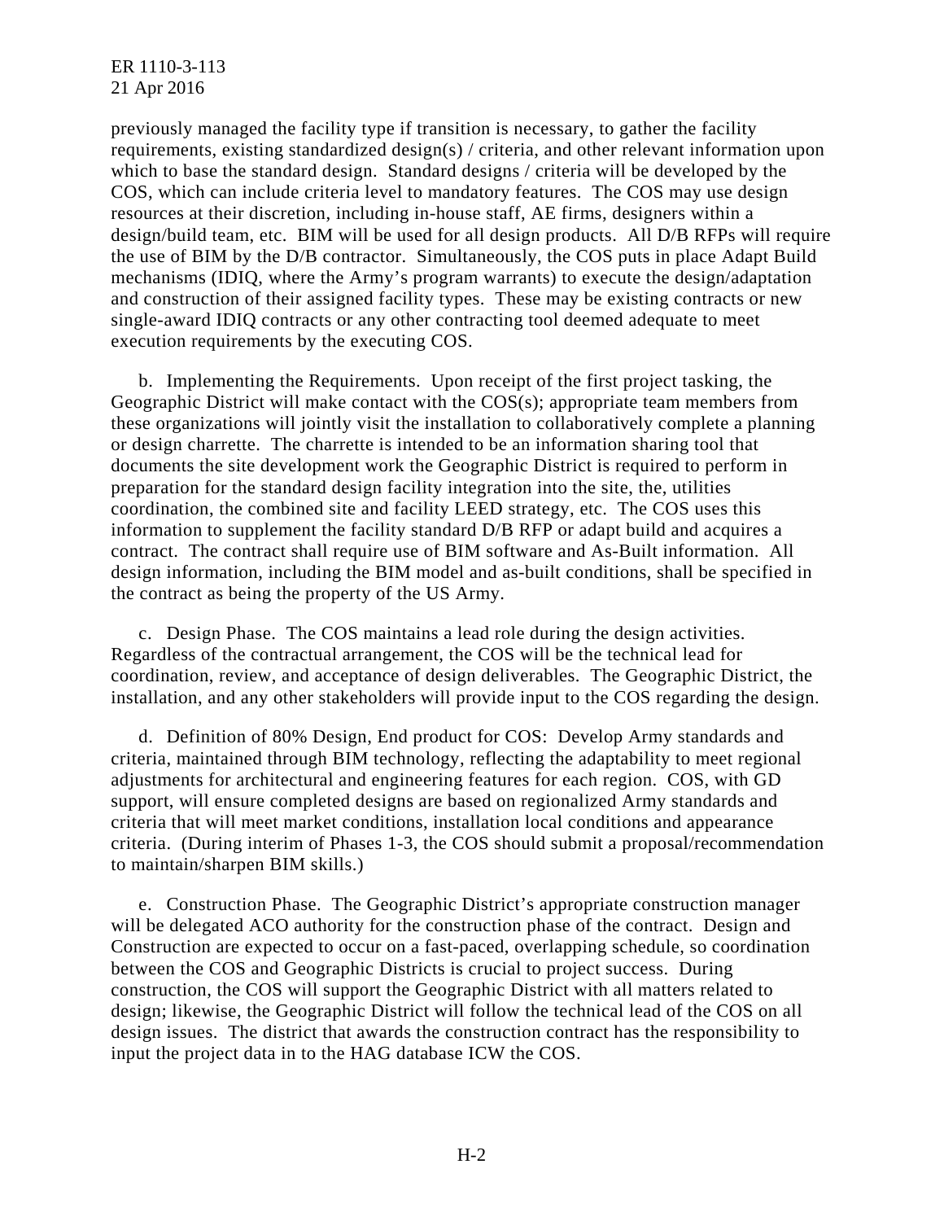previously managed the facility type if transition is necessary, to gather the facility requirements, existing standardized design(s) / criteria, and other relevant information upon which to base the standard design. Standard designs / criteria will be developed by the COS, which can include criteria level to mandatory features. The COS may use design resources at their discretion, including in-house staff, AE firms, designers within a design/build team, etc. BIM will be used for all design products. All D/B RFPs will require the use of BIM by the D/B contractor. Simultaneously, the COS puts in place Adapt Build mechanisms (IDIQ, where the Army's program warrants) to execute the design/adaptation and construction of their assigned facility types. These may be existing contracts or new single-award IDIQ contracts or any other contracting tool deemed adequate to meet execution requirements by the executing COS.

b. Implementing the Requirements. Upon receipt of the first project tasking, the Geographic District will make contact with the COS(s); appropriate team members from these organizations will jointly visit the installation to collaboratively complete a planning or design charrette. The charrette is intended to be an information sharing tool that documents the site development work the Geographic District is required to perform in preparation for the standard design facility integration into the site, the, utilities coordination, the combined site and facility LEED strategy, etc. The COS uses this information to supplement the facility standard D/B RFP or adapt build and acquires a contract. The contract shall require use of BIM software and As-Built information. All design information, including the BIM model and as-built conditions, shall be specified in the contract as being the property of the US Army.

c. Design Phase. The COS maintains a lead role during the design activities. Regardless of the contractual arrangement, the COS will be the technical lead for coordination, review, and acceptance of design deliverables. The Geographic District, the installation, and any other stakeholders will provide input to the COS regarding the design.

d. Definition of 80% Design, End product for COS: Develop Army standards and criteria, maintained through BIM technology, reflecting the adaptability to meet regional adjustments for architectural and engineering features for each region. COS, with GD support, will ensure completed designs are based on regionalized Army standards and criteria that will meet market conditions, installation local conditions and appearance criteria. (During interim of Phases 1-3, the COS should submit a proposal/recommendation to maintain/sharpen BIM skills.)

e. Construction Phase. The Geographic District's appropriate construction manager will be delegated ACO authority for the construction phase of the contract. Design and Construction are expected to occur on a fast-paced, overlapping schedule, so coordination between the COS and Geographic Districts is crucial to project success. During construction, the COS will support the Geographic District with all matters related to design; likewise, the Geographic District will follow the technical lead of the COS on all design issues. The district that awards the construction contract has the responsibility to input the project data in to the HAG database ICW the COS.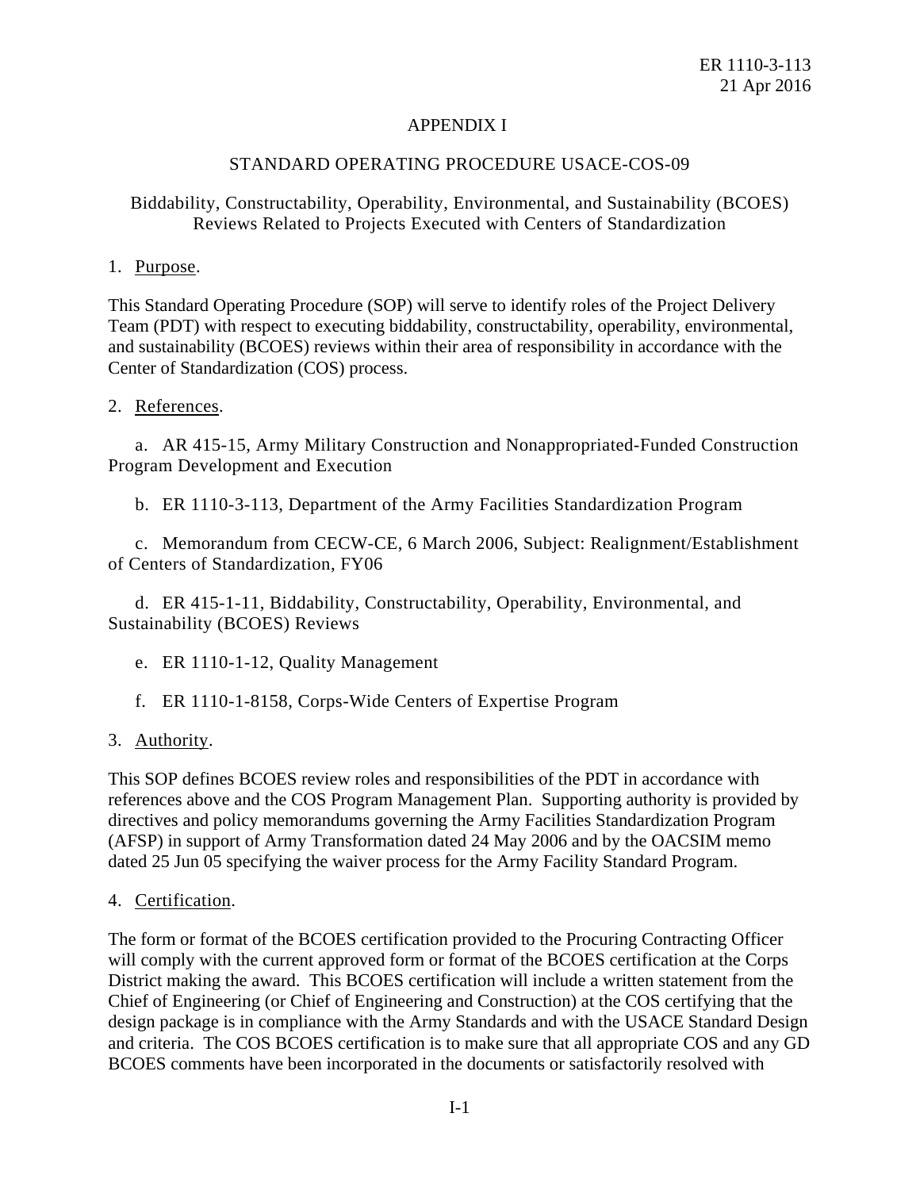# APPENDIX I

## STANDARD OPERATING PROCEDURE USACE-COS-09

### Biddability, Constructability, Operability, Environmental, and Sustainability (BCOES) Reviews Related to Projects Executed with Centers of Standardization

1. Purpose.

This Standard Operating Procedure (SOP) will serve to identify roles of the Project Delivery Team (PDT) with respect to executing biddability, constructability, operability, environmental, and sustainability (BCOES) reviews within their area of responsibility in accordance with the Center of Standardization (COS) process.

2. References.

a. AR 415-15, Army Military Construction and Nonappropriated-Funded Construction Program Development and Execution

b. ER 1110-3-113, Department of the Army Facilities Standardization Program

c. Memorandum from CECW-CE, 6 March 2006, Subject: Realignment/Establishment of Centers of Standardization, FY06

d. ER 415-1-11, Biddability, Constructability, Operability, Environmental, and Sustainability (BCOES) Reviews

e. ER 1110-1-12, Quality Management

f. ER 1110-1-8158, Corps-Wide Centers of Expertise Program

3. Authority.

This SOP defines BCOES review roles and responsibilities of the PDT in accordance with references above and the COS Program Management Plan. Supporting authority is provided by directives and policy memorandums governing the Army Facilities Standardization Program (AFSP) in support of Army Transformation dated 24 May 2006 and by the OACSIM memo dated 25 Jun 05 specifying the waiver process for the Army Facility Standard Program.

4. Certification.

The form or format of the BCOES certification provided to the Procuring Contracting Officer will comply with the current approved form or format of the BCOES certification at the Corps District making the award. This BCOES certification will include a written statement from the Chief of Engineering (or Chief of Engineering and Construction) at the COS certifying that the design package is in compliance with the Army Standards and with the USACE Standard Design and criteria. The COS BCOES certification is to make sure that all appropriate COS and any GD BCOES comments have been incorporated in the documents or satisfactorily resolved with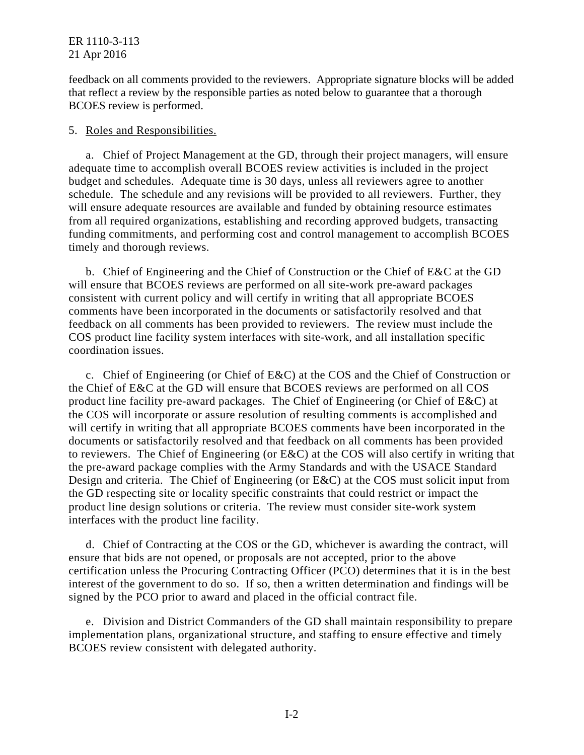feedback on all comments provided to the reviewers. Appropriate signature blocks will be added that reflect a review by the responsible parties as noted below to guarantee that a thorough BCOES review is performed.

5. Roles and Responsibilities.

a. Chief of Project Management at the GD, through their project managers, will ensure adequate time to accomplish overall BCOES review activities is included in the project budget and schedules. Adequate time is 30 days, unless all reviewers agree to another schedule. The schedule and any revisions will be provided to all reviewers. Further, they will ensure adequate resources are available and funded by obtaining resource estimates from all required organizations, establishing and recording approved budgets, transacting funding commitments, and performing cost and control management to accomplish BCOES timely and thorough reviews.

b. Chief of Engineering and the Chief of Construction or the Chief of E&C at the GD will ensure that BCOES reviews are performed on all site-work pre-award packages consistent with current policy and will certify in writing that all appropriate BCOES comments have been incorporated in the documents or satisfactorily resolved and that feedback on all comments has been provided to reviewers. The review must include the COS product line facility system interfaces with site-work, and all installation specific coordination issues.

c. Chief of Engineering (or Chief of E&C) at the COS and the Chief of Construction or the Chief of E&C at the GD will ensure that BCOES reviews are performed on all COS product line facility pre-award packages. The Chief of Engineering (or Chief of E&C) at the COS will incorporate or assure resolution of resulting comments is accomplished and will certify in writing that all appropriate BCOES comments have been incorporated in the documents or satisfactorily resolved and that feedback on all comments has been provided to reviewers. The Chief of Engineering (or E&C) at the COS will also certify in writing that the pre-award package complies with the Army Standards and with the USACE Standard Design and criteria. The Chief of Engineering (or E&C) at the COS must solicit input from the GD respecting site or locality specific constraints that could restrict or impact the product line design solutions or criteria. The review must consider site-work system interfaces with the product line facility.

d. Chief of Contracting at the COS or the GD, whichever is awarding the contract, will ensure that bids are not opened, or proposals are not accepted, prior to the above certification unless the Procuring Contracting Officer (PCO) determines that it is in the best interest of the government to do so. If so, then a written determination and findings will be signed by the PCO prior to award and placed in the official contract file.

e. Division and District Commanders of the GD shall maintain responsibility to prepare implementation plans, organizational structure, and staffing to ensure effective and timely BCOES review consistent with delegated authority.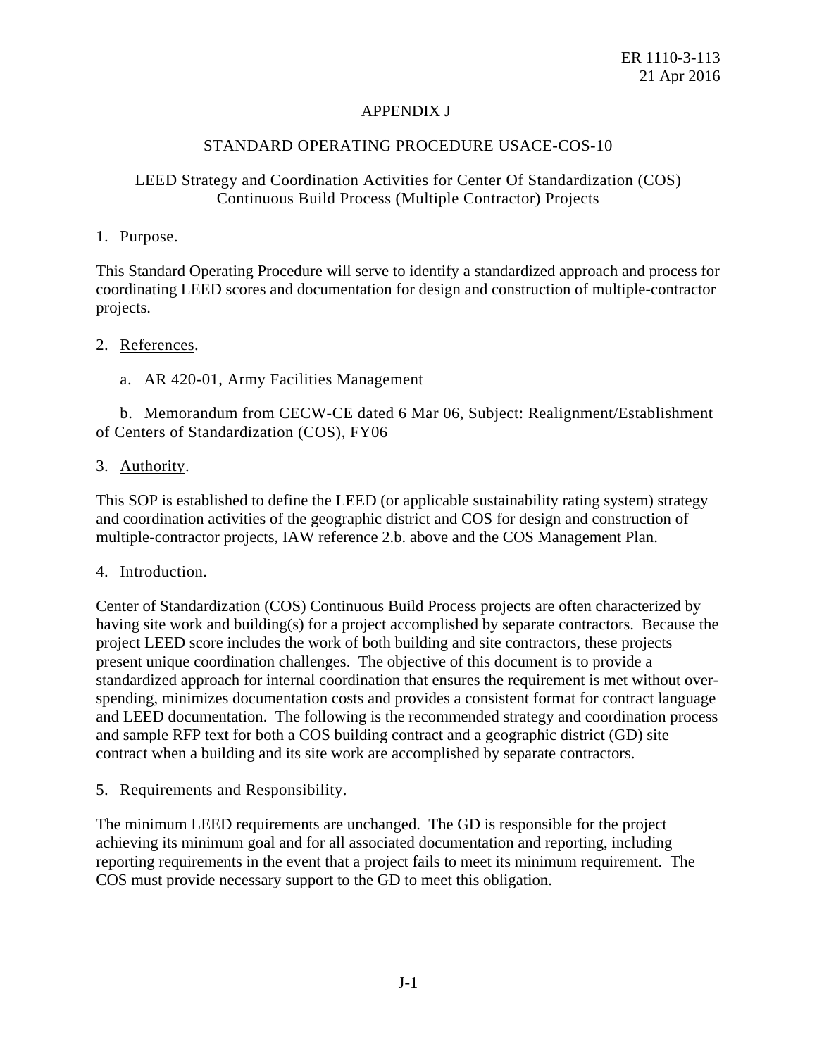# APPENDIX J

## STANDARD OPERATING PROCEDURE USACE-COS-10

### LEED Strategy and Coordination Activities for Center Of Standardization (COS) Continuous Build Process (Multiple Contractor) Projects

1. Purpose.

This Standard Operating Procedure will serve to identify a standardized approach and process for coordinating LEED scores and documentation for design and construction of multiple-contractor projects.

2. References.

   a. AR 420-01, Army Facilities Management

   b. Memorandum from CECW-CE dated 6 Mar 06, Subject: Realignment/Establishment of Centers of Standardization (COS), FY06

3. Authority.

This SOP is established to define the LEED (or applicable sustainability rating system) strategy and coordination activities of the geographic district and COS for design and construction of multiple-contractor projects, IAW reference 2.b. above and the COS Management Plan.

4. Introduction.

Center of Standardization (COS) Continuous Build Process projects are often characterized by having site work and building(s) for a project accomplished by separate contractors. Because the project LEED score includes the work of both building and site contractors, these projects present unique coordination challenges. The objective of this document is to provide a standardized approach for internal coordination that ensures the requirement is met without over-spending, minimizes documentation costs and provides a consistent format for contract language and LEED documentation. The following is the recommended strategy and coordination process and sample RFP text for both a COS building contract and a geographic district (GD) site contract when a building and its site work are accomplished by separate contractors.

5. Requirements and Responsibility.

The minimum LEED requirements are unchanged. The GD is responsible for the project achieving its minimum goal and for all associated documentation and reporting, including reporting requirements in the event that a project fails to meet its minimum requirement. The COS must provide necessary support to the GD to meet this obligation.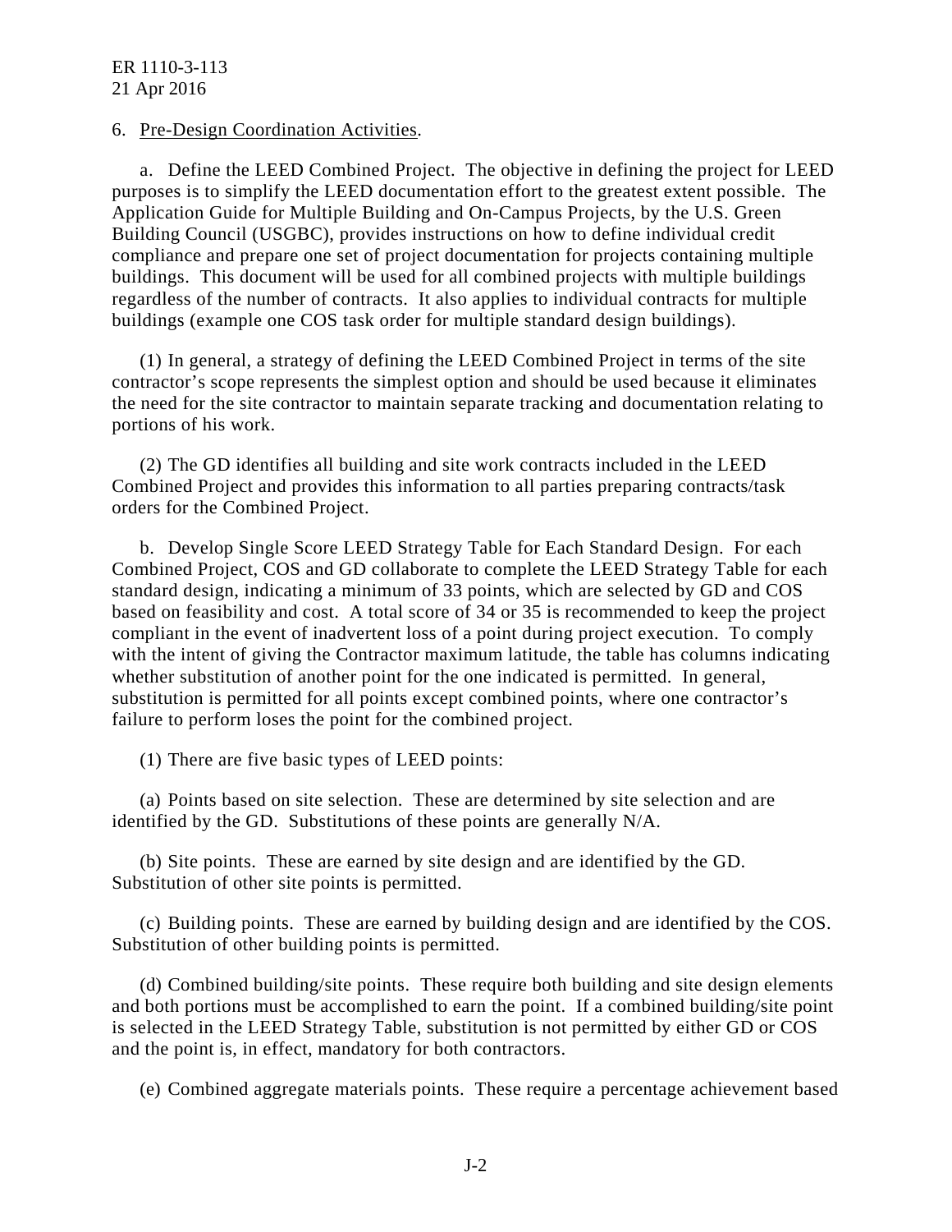6. Pre-Design Coordination Activities.

a. Define the LEED Combined Project. The objective in defining the project for LEED purposes is to simplify the LEED documentation effort to the greatest extent possible. The Application Guide for Multiple Building and On-Campus Projects, by the U.S. Green Building Council (USGBC), provides instructions on how to define individual credit compliance and prepare one set of project documentation for projects containing multiple buildings. This document will be used for all combined projects with multiple buildings regardless of the number of contracts. It also applies to individual contracts for multiple buildings (example one COS task order for multiple standard design buildings).

(1) In general, a strategy of defining the LEED Combined Project in terms of the site contractor's scope represents the simplest option and should be used because it eliminates the need for the site contractor to maintain separate tracking and documentation relating to portions of his work.

(2) The GD identifies all building and site work contracts included in the LEED Combined Project and provides this information to all parties preparing contracts/task orders for the Combined Project.

b. Develop Single Score LEED Strategy Table for Each Standard Design. For each Combined Project, COS and GD collaborate to complete the LEED Strategy Table for each standard design, indicating a minimum of 33 points, which are selected by GD and COS based on feasibility and cost. A total score of 34 or 35 is recommended to keep the project compliant in the event of inadvertent loss of a point during project execution. To comply with the intent of giving the Contractor maximum latitude, the table has columns indicating whether substitution of another point for the one indicated is permitted. In general, substitution is permitted for all points except combined points, where one contractor's failure to perform loses the point for the combined project.

(1) There are five basic types of LEED points:

(a) Points based on site selection. These are determined by site selection and are identified by the GD. Substitutions of these points are generally N/A.

(b) Site points. These are earned by site design and are identified by the GD. Substitution of other site points is permitted.

(c) Building points. These are earned by building design and are identified by the COS. Substitution of other building points is permitted.

(d) Combined building/site points. These require both building and site design elements and both portions must be accomplished to earn the point. If a combined building/site point is selected in the LEED Strategy Table, substitution is not permitted by either GD or COS and the point is, in effect, mandatory for both contractors.

(e) Combined aggregate materials points. These require a percentage achievement based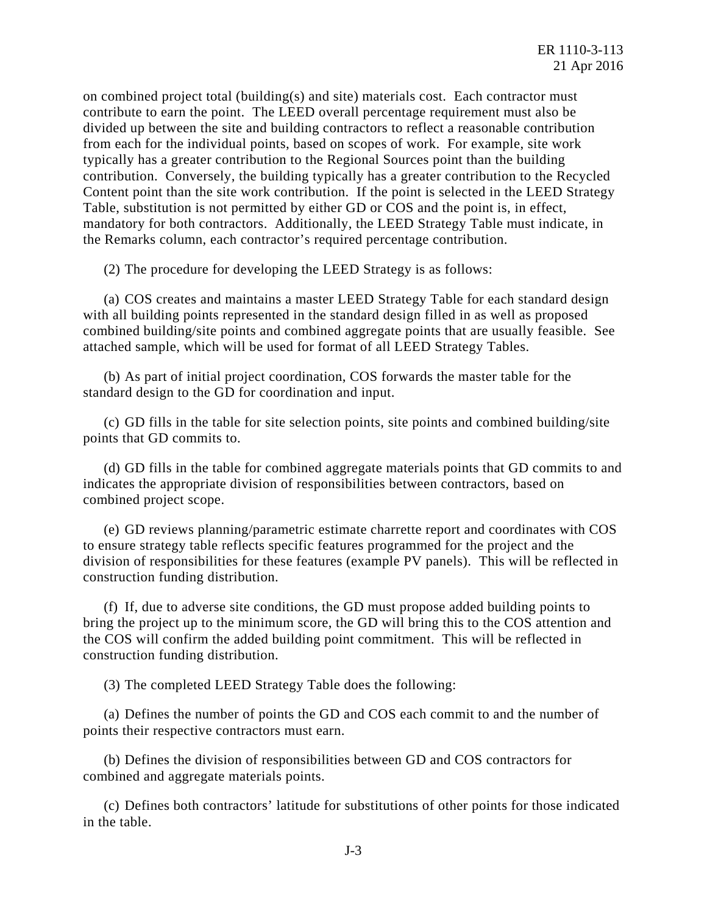on combined project total (building(s) and site) materials cost. Each contractor must contribute to earn the point. The LEED overall percentage requirement must also be divided up between the site and building contractors to reflect a reasonable contribution from each for the individual points, based on scopes of work. For example, site work typically has a greater contribution to the Regional Sources point than the building contribution. Conversely, the building typically has a greater contribution to the Recycled Content point than the site work contribution. If the point is selected in the LEED Strategy Table, substitution is not permitted by either GD or COS and the point is, in effect, mandatory for both contractors. Additionally, the LEED Strategy Table must indicate, in the Remarks column, each contractor's required percentage contribution.

(2) The procedure for developing the LEED Strategy is as follows:

(a) COS creates and maintains a master LEED Strategy Table for each standard design with all building points represented in the standard design filled in as well as proposed combined building/site points and combined aggregate points that are usually feasible. See attached sample, which will be used for format of all LEED Strategy Tables.

(b) As part of initial project coordination, COS forwards the master table for the standard design to the GD for coordination and input.

(c) GD fills in the table for site selection points, site points and combined building/site points that GD commits to.

(d) GD fills in the table for combined aggregate materials points that GD commits to and indicates the appropriate division of responsibilities between contractors, based on combined project scope.

(e) GD reviews planning/parametric estimate charrette report and coordinates with COS to ensure strategy table reflects specific features programmed for the project and the division of responsibilities for these features (example PV panels). This will be reflected in construction funding distribution.

(f) If, due to adverse site conditions, the GD must propose added building points to bring the project up to the minimum score, the GD will bring this to the COS attention and the COS will confirm the added building point commitment. This will be reflected in construction funding distribution.

(3) The completed LEED Strategy Table does the following:

(a) Defines the number of points the GD and COS each commit to and the number of points their respective contractors must earn.

(b) Defines the division of responsibilities between GD and COS contractors for combined and aggregate materials points.

(c) Defines both contractors' latitude for substitutions of other points for those indicated in the table.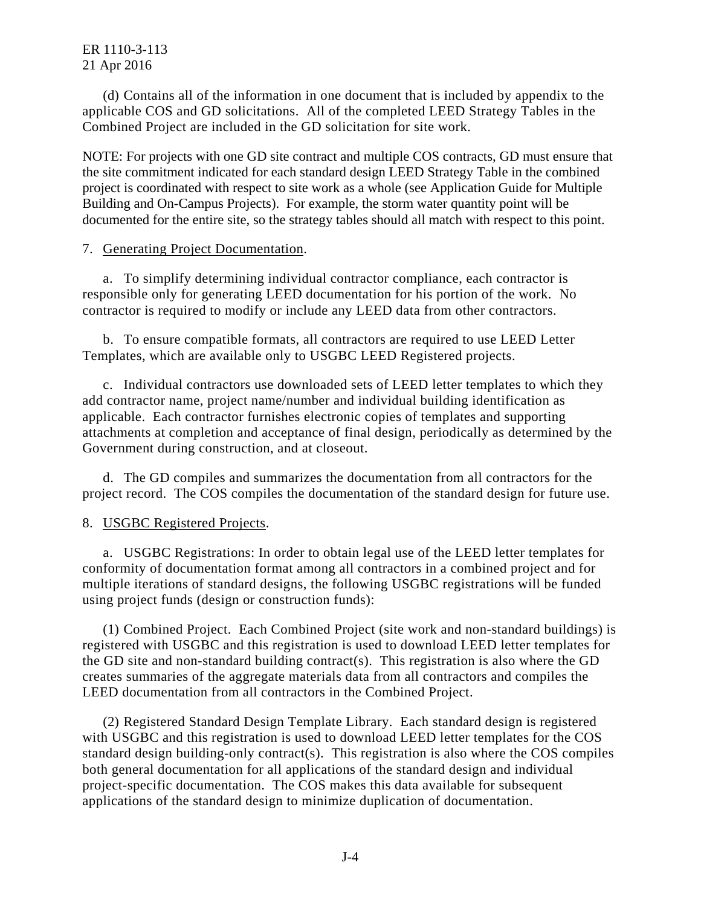(d) Contains all of the information in one document that is included by appendix to the applicable COS and GD solicitations. All of the completed LEED Strategy Tables in the Combined Project are included in the GD solicitation for site work.

NOTE: For projects with one GD site contract and multiple COS contracts, GD must ensure that the site commitment indicated for each standard design LEED Strategy Table in the combined project is coordinated with respect to site work as a whole (see Application Guide for Multiple Building and On-Campus Projects). For example, the storm water quantity point will be documented for the entire site, so the strategy tables should all match with respect to this point.

7. Generating Project Documentation.

a. To simplify determining individual contractor compliance, each contractor is responsible only for generating LEED documentation for his portion of the work. No contractor is required to modify or include any LEED data from other contractors.

b. To ensure compatible formats, all contractors are required to use LEED Letter Templates, which are available only to USGBC LEED Registered projects.

c. Individual contractors use downloaded sets of LEED letter templates to which they add contractor name, project name/number and individual building identification as applicable. Each contractor furnishes electronic copies of templates and supporting attachments at completion and acceptance of final design, periodically as determined by the Government during construction, and at closeout.

d. The GD compiles and summarizes the documentation from all contractors for the project record. The COS compiles the documentation of the standard design for future use.

8. USGBC Registered Projects.

a. USGBC Registrations: In order to obtain legal use of the LEED letter templates for conformity of documentation format among all contractors in a combined project and for multiple iterations of standard designs, the following USGBC registrations will be funded using project funds (design or construction funds):

(1) Combined Project. Each Combined Project (site work and non-standard buildings) is registered with USGBC and this registration is used to download LEED letter templates for the GD site and non-standard building contract(s). This registration is also where the GD creates summaries of the aggregate materials data from all contractors and compiles the LEED documentation from all contractors in the Combined Project.

(2) Registered Standard Design Template Library. Each standard design is registered with USGBC and this registration is used to download LEED letter templates for the COS standard design building-only contract(s). This registration is also where the COS compiles both general documentation for all applications of the standard design and individual project-specific documentation. The COS makes this data available for subsequent applications of the standard design to minimize duplication of documentation.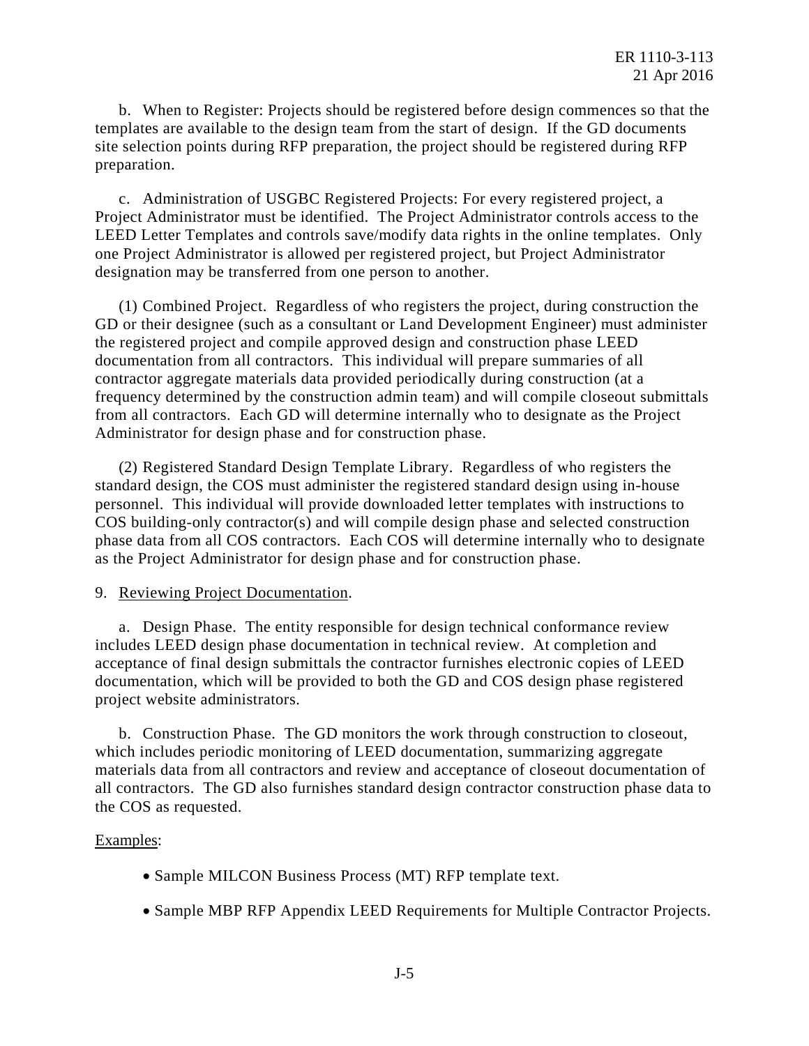b. When to Register: Projects should be registered before design commences so that the templates are available to the design team from the start of design. If the GD documents site selection points during RFP preparation, the project should be registered during RFP preparation.

c. Administration of USGBC Registered Projects: For every registered project, a Project Administrator must be identified. The Project Administrator controls access to the LEED Letter Templates and controls save/modify data rights in the online templates. Only one Project Administrator is allowed per registered project, but Project Administrator designation may be transferred from one person to another.

(1) Combined Project. Regardless of who registers the project, during construction the GD or their designee (such as a consultant or Land Development Engineer) must administer the registered project and compile approved design and construction phase LEED documentation from all contractors. This individual will prepare summaries of all contractor aggregate materials data provided periodically during construction (at a frequency determined by the construction admin team) and will compile closeout submittals from all contractors. Each GD will determine internally who to designate as the Project Administrator for design phase and for construction phase.

(2) Registered Standard Design Template Library. Regardless of who registers the standard design, the COS must administer the registered standard design using in-house personnel. This individual will provide downloaded letter templates with instructions to COS building-only contractor(s) and will compile design phase and selected construction phase data from all COS contractors. Each COS will determine internally who to designate as the Project Administrator for design phase and for construction phase.

9. Reviewing Project Documentation.

a. Design Phase. The entity responsible for design technical conformance review includes LEED design phase documentation in technical review. At completion and acceptance of final design submittals the contractor furnishes electronic copies of LEED documentation, which will be provided to both the GD and COS design phase registered project website administrators.

b. Construction Phase. The GD monitors the work through construction to closeout, which includes periodic monitoring of LEED documentation, summarizing aggregate materials data from all contractors and review and acceptance of closeout documentation of all contractors. The GD also furnishes standard design contractor construction phase data to the COS as requested.

Examples:

- Sample MILCON Business Process (MT) RFP template text.
- Sample MBP RFP Appendix LEED Requirements for Multiple Contractor Projects.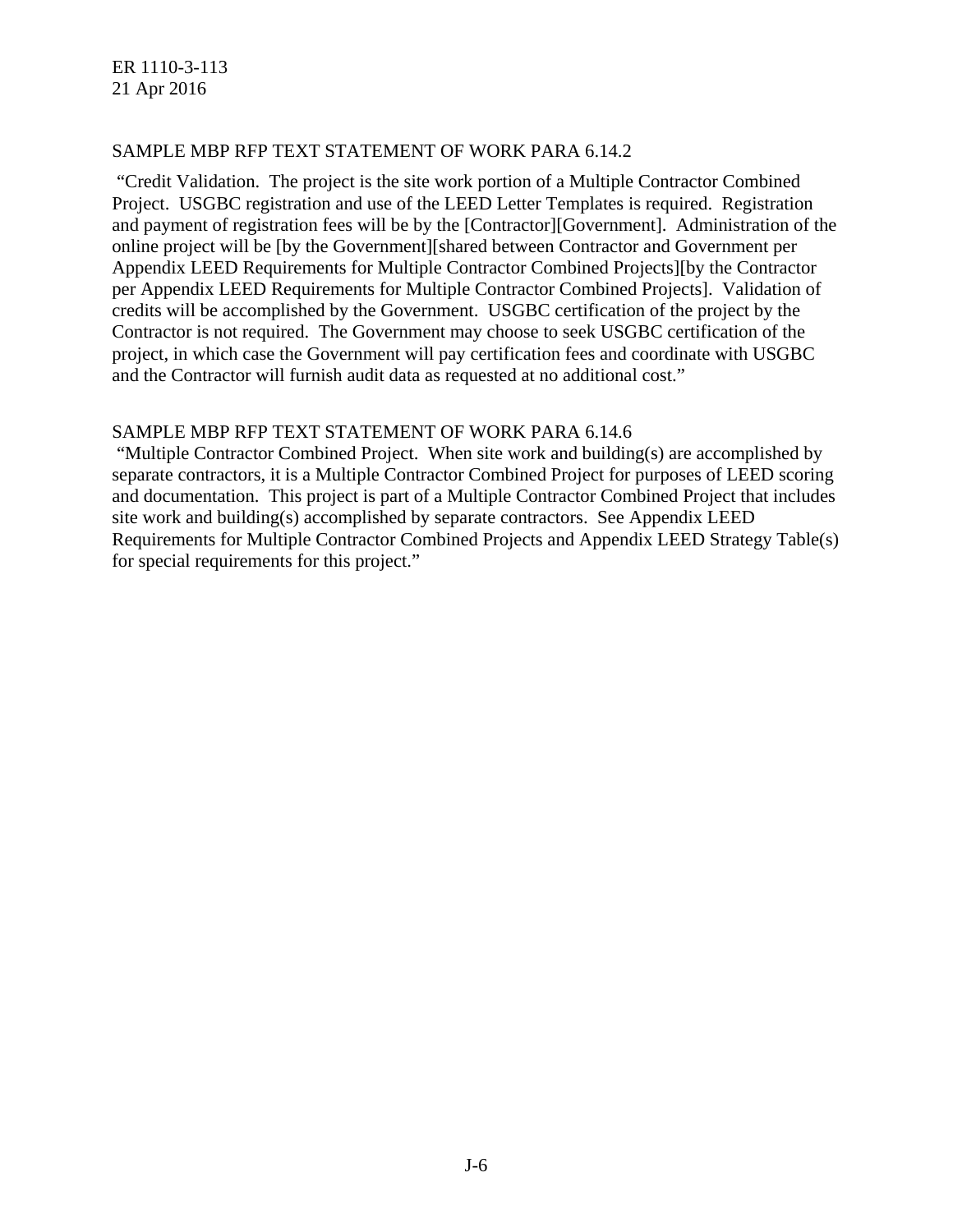SAMPLE MBP RFP TEXT STATEMENT OF WORK PARA 6.14.2

"Credit Validation. The project is the site work portion of a Multiple Contractor Combined Project. USGBC registration and use of the LEED Letter Templates is required. Registration and payment of registration fees will be by the [Contractor][Government]. Administration of the online project will be [by the Government][shared between Contractor and Government per Appendix LEED Requirements for Multiple Contractor Combined Projects][by the Contractor per Appendix LEED Requirements for Multiple Contractor Combined Projects]. Validation of credits will be accomplished by the Government. USGBC certification of the project by the Contractor is not required. The Government may choose to seek USGBC certification of the project, in which case the Government will pay certification fees and coordinate with USGBC and the Contractor will furnish audit data as requested at no additional cost."

SAMPLE MBP RFP TEXT STATEMENT OF WORK PARA 6.14.6

"Multiple Contractor Combined Project. When site work and building(s) are accomplished by separate contractors, it is a Multiple Contractor Combined Project for purposes of LEED scoring and documentation. This project is part of a Multiple Contractor Combined Project that includes site work and building(s) accomplished by separate contractors. See Appendix LEED Requirements for Multiple Contractor Combined Projects and Appendix LEED Strategy Table(s) for special requirements for this project."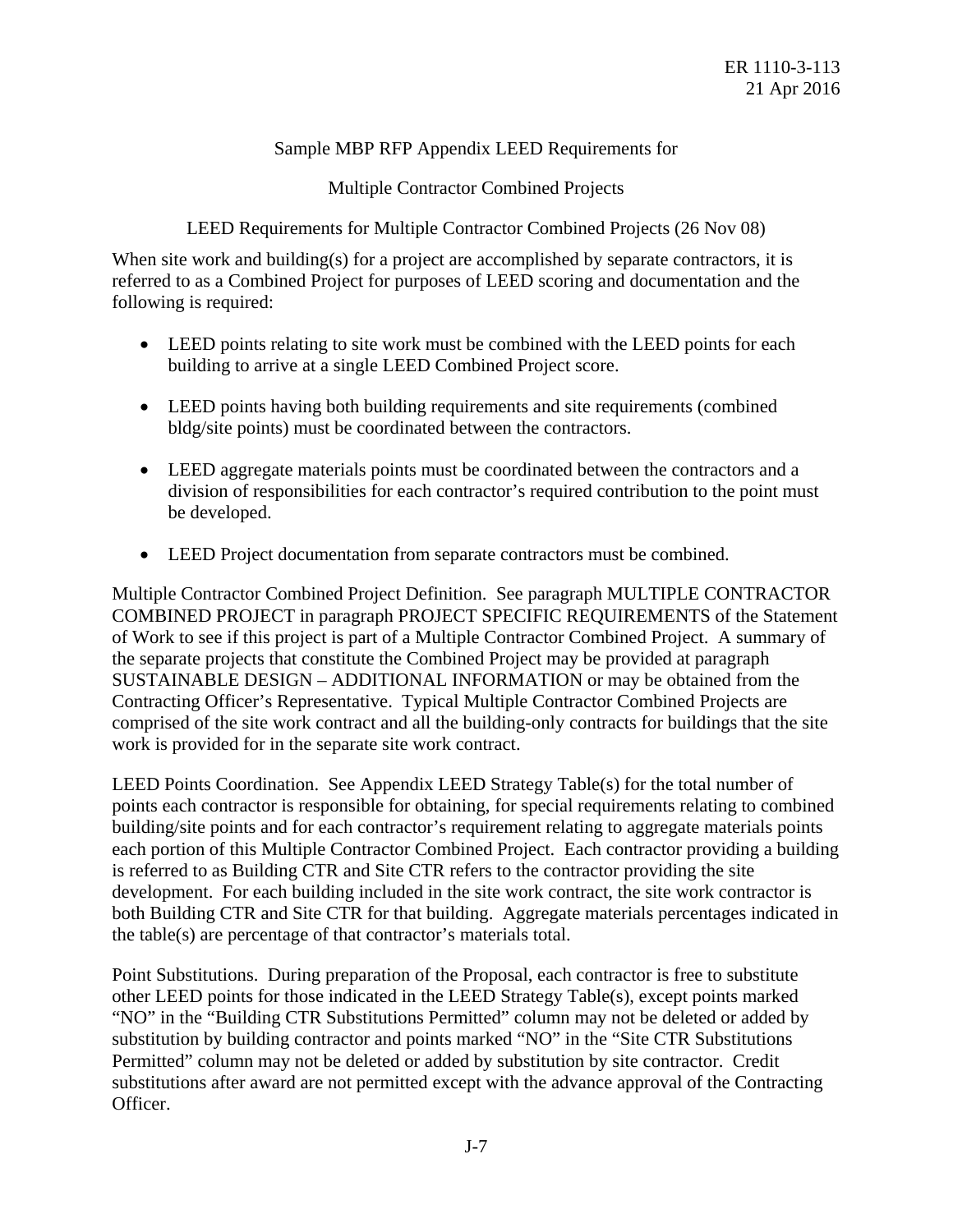Sample MBP RFP Appendix LEED Requirements for

Multiple Contractor Combined Projects

LEED Requirements for Multiple Contractor Combined Projects (26 Nov 08)

When site work and building(s) for a project are accomplished by separate contractors, it is referred to as a Combined Project for purposes of LEED scoring and documentation and the following is required:

- LEED points relating to site work must be combined with the LEED points for each building to arrive at a single LEED Combined Project score.
- LEED points having both building requirements and site requirements (combined bldg/site points) must be coordinated between the contractors.
- LEED aggregate materials points must be coordinated between the contractors and a division of responsibilities for each contractor's required contribution to the point must be developed.
- LEED Project documentation from separate contractors must be combined.

Multiple Contractor Combined Project Definition. See paragraph MULTIPLE CONTRACTOR COMBINED PROJECT in paragraph PROJECT SPECIFIC REQUIREMENTS of the Statement of Work to see if this project is part of a Multiple Contractor Combined Project. A summary of the separate projects that constitute the Combined Project may be provided at paragraph SUSTAINABLE DESIGN – ADDITIONAL INFORMATION or may be obtained from the Contracting Officer's Representative. Typical Multiple Contractor Combined Projects are comprised of the site work contract and all the building-only contracts for buildings that the site work is provided for in the separate site work contract.

LEED Points Coordination. See Appendix LEED Strategy Table(s) for the total number of points each contractor is responsible for obtaining, for special requirements relating to combined building/site points and for each contractor's requirement relating to aggregate materials points each portion of this Multiple Contractor Combined Project. Each contractor providing a building is referred to as Building CTR and Site CTR refers to the contractor providing the site development. For each building included in the site work contract, the site work contractor is both Building CTR and Site CTR for that building. Aggregate materials percentages indicated in the table(s) are percentage of that contractor's materials total.

Point Substitutions. During preparation of the Proposal, each contractor is free to substitute other LEED points for those indicated in the LEED Strategy Table(s), except points marked "NO" in the "Building CTR Substitutions Permitted" column may not be deleted or added by substitution by building contractor and points marked "NO" in the "Site CTR Substitutions Permitted" column may not be deleted or added by substitution by site contractor. Credit substitutions after award are not permitted except with the advance approval of the Contracting Officer.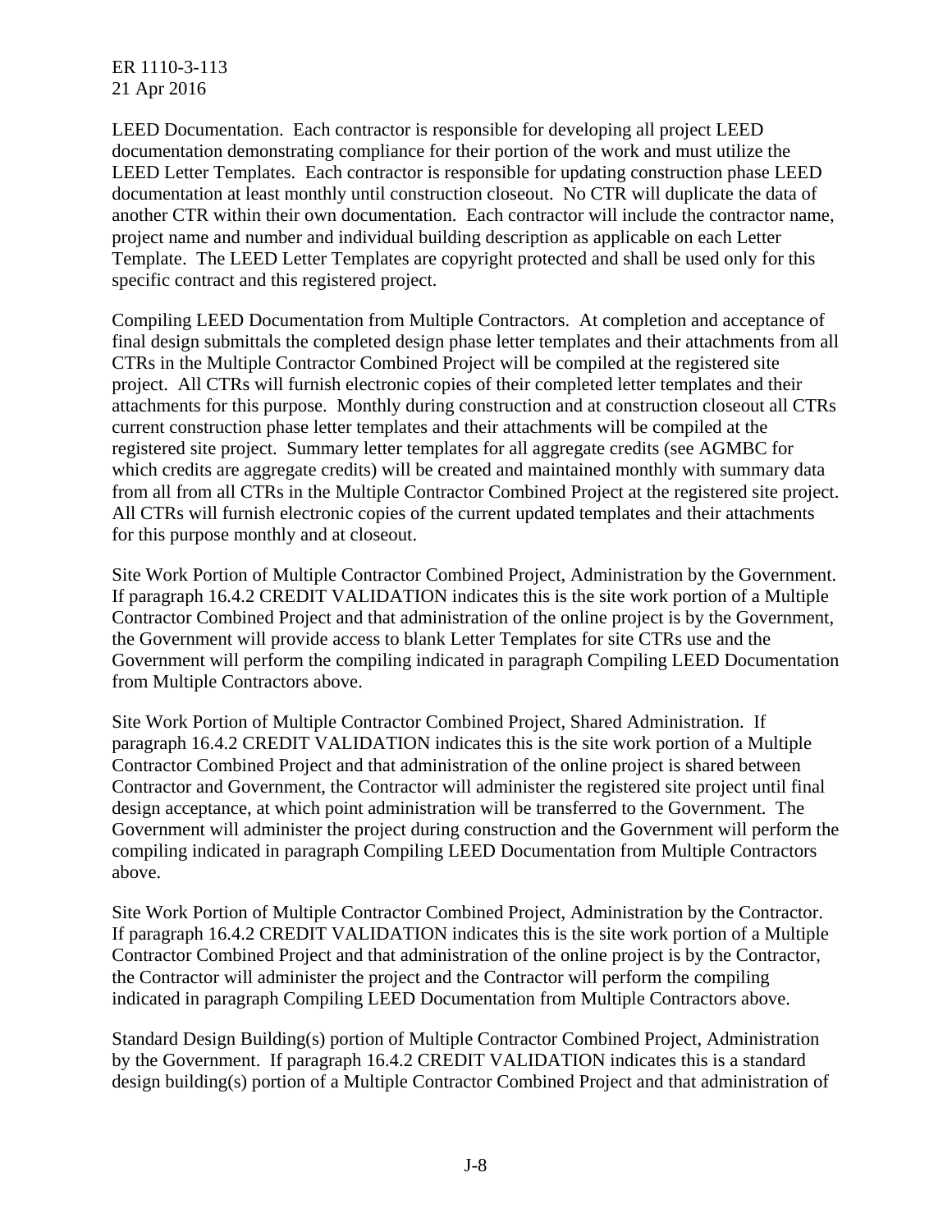LEED Documentation. Each contractor is responsible for developing all project LEED documentation demonstrating compliance for their portion of the work and must utilize the LEED Letter Templates. Each contractor is responsible for updating construction phase LEED documentation at least monthly until construction closeout. No CTR will duplicate the data of another CTR within their own documentation. Each contractor will include the contractor name, project name and number and individual building description as applicable on each Letter Template. The LEED Letter Templates are copyright protected and shall be used only for this specific contract and this registered project.

Compiling LEED Documentation from Multiple Contractors. At completion and acceptance of final design submittals the completed design phase letter templates and their attachments from all CTRs in the Multiple Contractor Combined Project will be compiled at the registered site project. All CTRs will furnish electronic copies of their completed letter templates and their attachments for this purpose. Monthly during construction and at construction closeout all CTRs current construction phase letter templates and their attachments will be compiled at the registered site project. Summary letter templates for all aggregate credits (see AGMBC for which credits are aggregate credits) will be created and maintained monthly with summary data from all from all CTRs in the Multiple Contractor Combined Project at the registered site project. All CTRs will furnish electronic copies of the current updated templates and their attachments for this purpose monthly and at closeout.

Site Work Portion of Multiple Contractor Combined Project, Administration by the Government. If paragraph 16.4.2 CREDIT VALIDATION indicates this is the site work portion of a Multiple Contractor Combined Project and that administration of the online project is by the Government, the Government will provide access to blank Letter Templates for site CTRs use and the Government will perform the compiling indicated in paragraph Compiling LEED Documentation from Multiple Contractors above.

Site Work Portion of Multiple Contractor Combined Project, Shared Administration. If paragraph 16.4.2 CREDIT VALIDATION indicates this is the site work portion of a Multiple Contractor Combined Project and that administration of the online project is shared between Contractor and Government, the Contractor will administer the registered site project until final design acceptance, at which point administration will be transferred to the Government. The Government will administer the project during construction and the Government will perform the compiling indicated in paragraph Compiling LEED Documentation from Multiple Contractors above.

Site Work Portion of Multiple Contractor Combined Project, Administration by the Contractor. If paragraph 16.4.2 CREDIT VALIDATION indicates this is the site work portion of a Multiple Contractor Combined Project and that administration of the online project is by the Contractor, the Contractor will administer the project and the Contractor will perform the compiling indicated in paragraph Compiling LEED Documentation from Multiple Contractors above.

Standard Design Building(s) portion of Multiple Contractor Combined Project, Administration by the Government. If paragraph 16.4.2 CREDIT VALIDATION indicates this is a standard design building(s) portion of a Multiple Contractor Combined Project and that administration of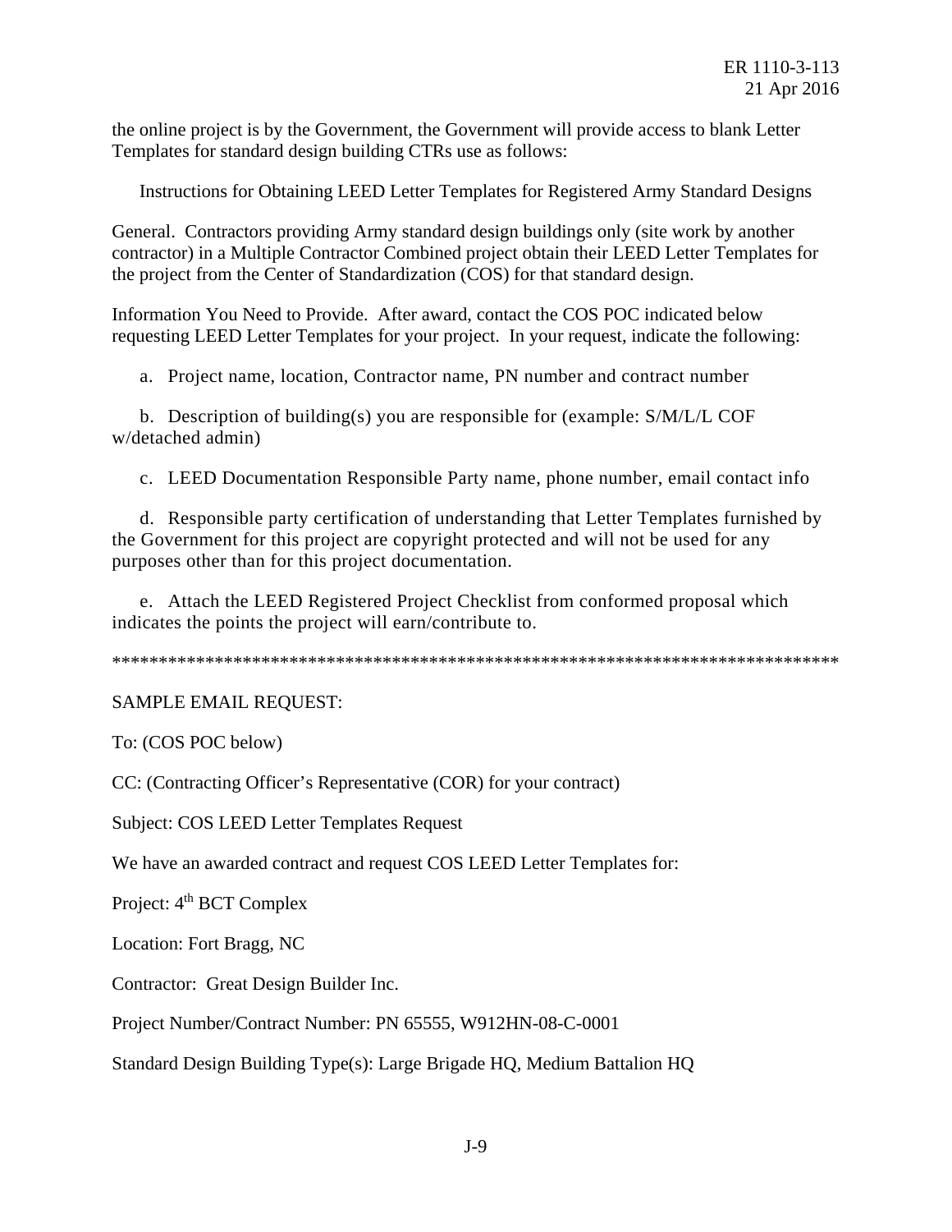the online project is by the Government, the Government will provide access to blank Letter Templates for standard design building CTRs use as follows:

Instructions for Obtaining LEED Letter Templates for Registered Army Standard Designs

General. Contractors providing Army standard design buildings only (site work by another contractor) in a Multiple Contractor Combined project obtain their LEED Letter Templates for the project from the Center of Standardization (COS) for that standard design.

Information You Need to Provide. After award, contact the COS POC indicated below requesting LEED Letter Templates for your project. In your request, indicate the following:

a. Project name, location, Contractor name, PN number and contract number

b. Description of building(s) you are responsible for (example: S/M/L/L COF w/detached admin)

c. LEED Documentation Responsible Party name, phone number, email contact info

d. Responsible party certification of understanding that Letter Templates furnished by the Government for this project are copyright protected and will not be used for any purposes other than for this project documentation.

e. Attach the LEED Registered Project Checklist from conformed proposal which indicates the points the project will earn/contribute to.

*******************************************************************************

SAMPLE EMAIL REQUEST:

To: (COS POC below)

CC: (Contracting Officer's Representative (COR) for your contract)

Subject: COS LEED Letter Templates Request

We have an awarded contract and request COS LEED Letter Templates for:

Project: 4th BCT Complex

Location: Fort Bragg, NC

Contractor: Great Design Builder Inc.

Project Number/Contract Number: PN 65555, W912HN-08-C-0001

Standard Design Building Type(s): Large Brigade HQ, Medium Battalion HQ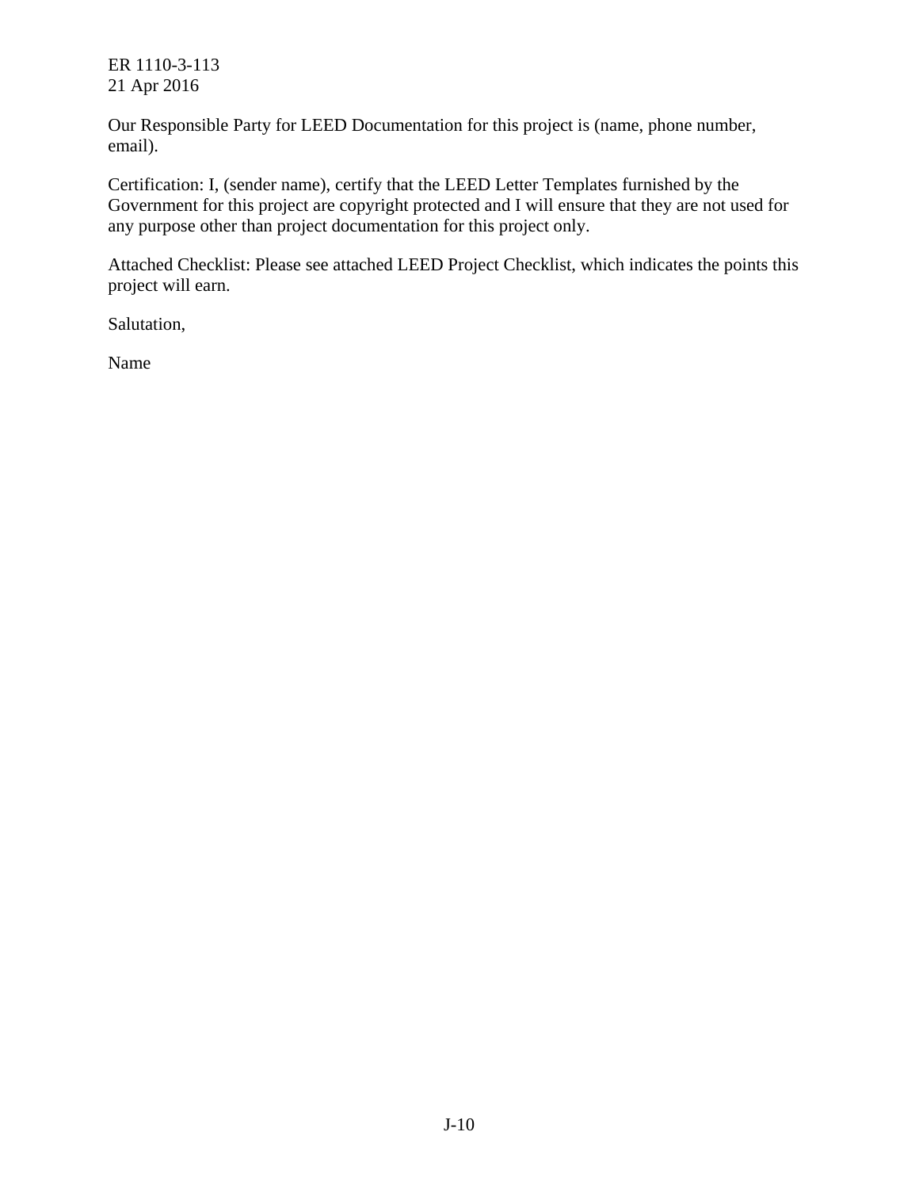Our Responsible Party for LEED Documentation for this project is (name, phone number, email).

Certification: I, (sender name), certify that the LEED Letter Templates furnished by the Government for this project are copyright protected and I will ensure that they are not used for any purpose other than project documentation for this project only.

Attached Checklist: Please see attached LEED Project Checklist, which indicates the points this project will earn.

Salutation,

Name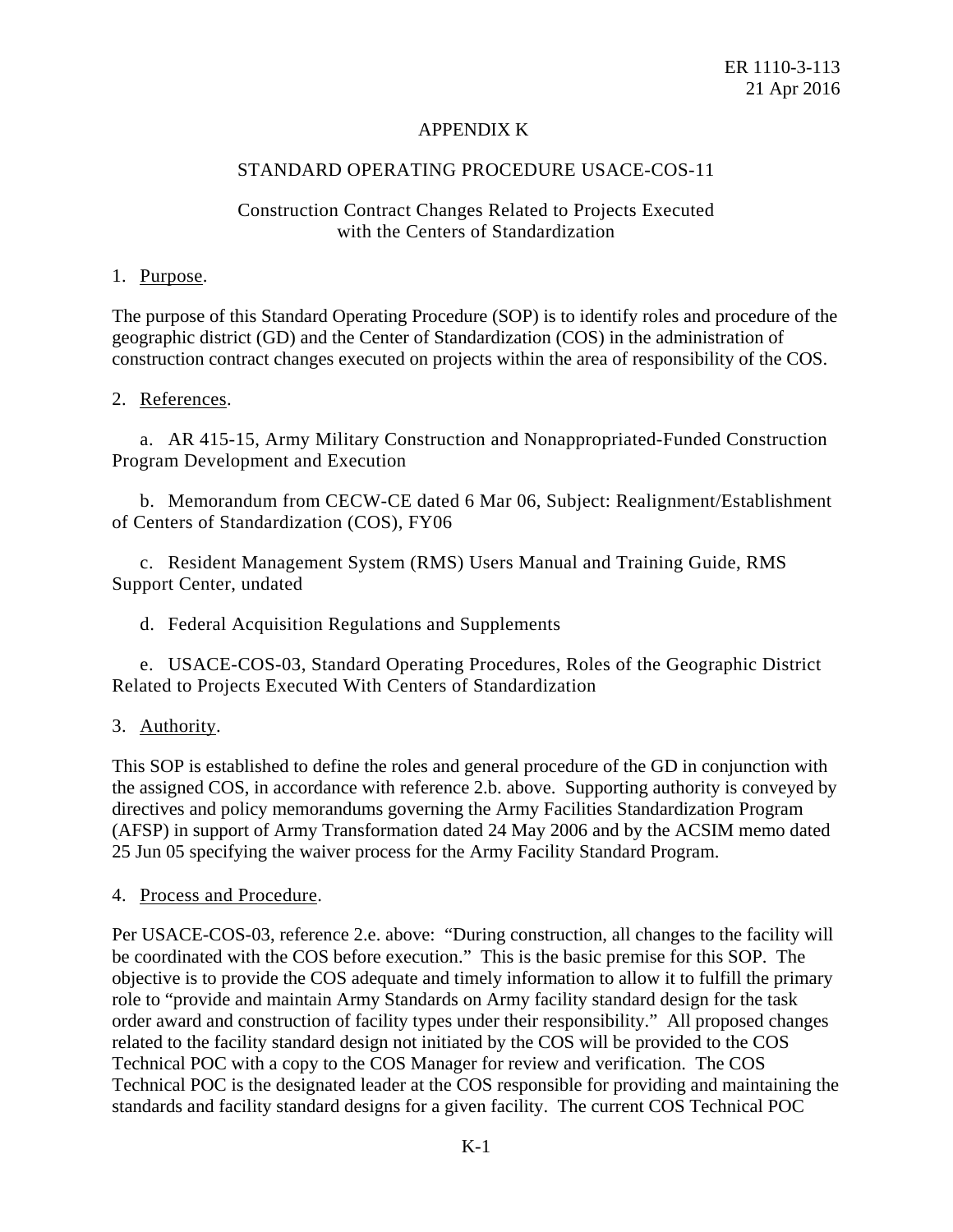# APPENDIX K

## STANDARD OPERATING PROCEDURE USACE-COS-11

### Construction Contract Changes Related to Projects Executed with the Centers of Standardization

1. Purpose.

The purpose of this Standard Operating Procedure (SOP) is to identify roles and procedure of the geographic district (GD) and the Center of Standardization (COS) in the administration of construction contract changes executed on projects within the area of responsibility of the COS.

2. References.

a. AR 415-15, Army Military Construction and Nonappropriated-Funded Construction Program Development and Execution

b. Memorandum from CECW-CE dated 6 Mar 06, Subject: Realignment/Establishment of Centers of Standardization (COS), FY06

c. Resident Management System (RMS) Users Manual and Training Guide, RMS Support Center, undated

d. Federal Acquisition Regulations and Supplements

e. USACE-COS-03, Standard Operating Procedures, Roles of the Geographic District Related to Projects Executed With Centers of Standardization

3. Authority.

This SOP is established to define the roles and general procedure of the GD in conjunction with the assigned COS, in accordance with reference 2.b. above. Supporting authority is conveyed by directives and policy memorandums governing the Army Facilities Standardization Program (AFSP) in support of Army Transformation dated 24 May 2006 and by the ACSIM memo dated 25 Jun 05 specifying the waiver process for the Army Facility Standard Program.

4. Process and Procedure.

Per USACE-COS-03, reference 2.e. above: "During construction, all changes to the facility will be coordinated with the COS before execution." This is the basic premise for this SOP. The objective is to provide the COS adequate and timely information to allow it to fulfill the primary role to "provide and maintain Army Standards on Army facility standard design for the task order award and construction of facility types under their responsibility." All proposed changes related to the facility standard design not initiated by the COS will be provided to the COS Technical POC with a copy to the COS Manager for review and verification. The COS Technical POC is the designated leader at the COS responsible for providing and maintaining the standards and facility standard designs for a given facility. The current COS Technical POC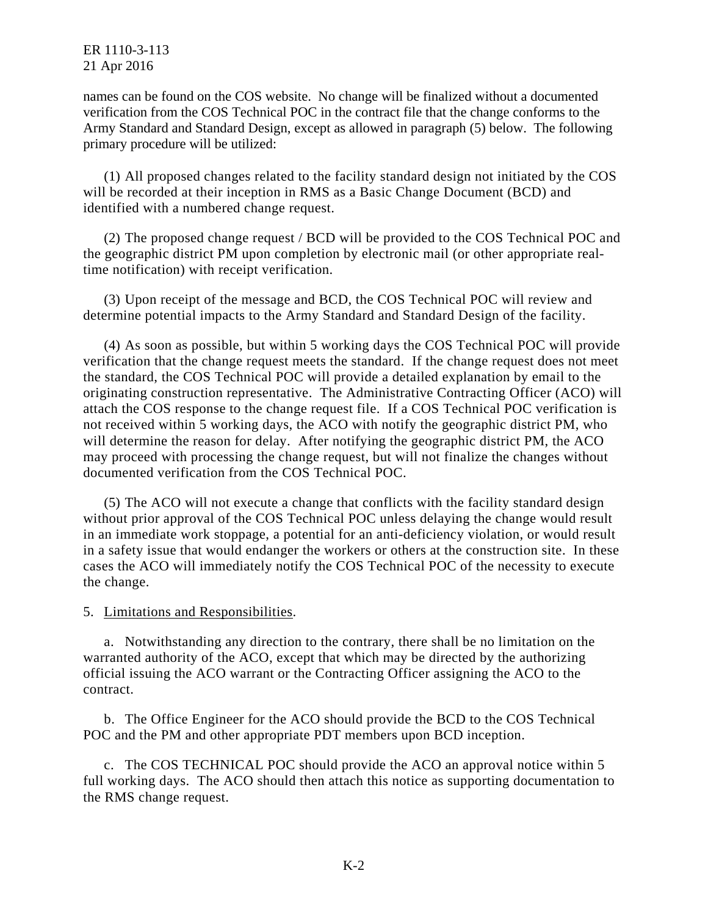names can be found on the COS website. No change will be finalized without a documented verification from the COS Technical POC in the contract file that the change conforms to the Army Standard and Standard Design, except as allowed in paragraph (5) below. The following primary procedure will be utilized:

(1) All proposed changes related to the facility standard design not initiated by the COS will be recorded at their inception in RMS as a Basic Change Document (BCD) and identified with a numbered change request.

(2) The proposed change request / BCD will be provided to the COS Technical POC and the geographic district PM upon completion by electronic mail (or other appropriate real-time notification) with receipt verification.

(3) Upon receipt of the message and BCD, the COS Technical POC will review and determine potential impacts to the Army Standard and Standard Design of the facility.

(4) As soon as possible, but within 5 working days the COS Technical POC will provide verification that the change request meets the standard. If the change request does not meet the standard, the COS Technical POC will provide a detailed explanation by email to the originating construction representative. The Administrative Contracting Officer (ACO) will attach the COS response to the change request file. If a COS Technical POC verification is not received within 5 working days, the ACO with notify the geographic district PM, who will determine the reason for delay. After notifying the geographic district PM, the ACO may proceed with processing the change request, but will not finalize the changes without documented verification from the COS Technical POC.

(5) The ACO will not execute a change that conflicts with the facility standard design without prior approval of the COS Technical POC unless delaying the change would result in an immediate work stoppage, a potential for an anti-deficiency violation, or would result in a safety issue that would endanger the workers or others at the construction site. In these cases the ACO will immediately notify the COS Technical POC of the necessity to execute the change.

5. Limitations and Responsibilities.

a. Notwithstanding any direction to the contrary, there shall be no limitation on the warranted authority of the ACO, except that which may be directed by the authorizing official issuing the ACO warrant or the Contracting Officer assigning the ACO to the contract.

b. The Office Engineer for the ACO should provide the BCD to the COS Technical POC and the PM and other appropriate PDT members upon BCD inception.

c. The COS TECHNICAL POC should provide the ACO an approval notice within 5 full working days. The ACO should then attach this notice as supporting documentation to the RMS change request.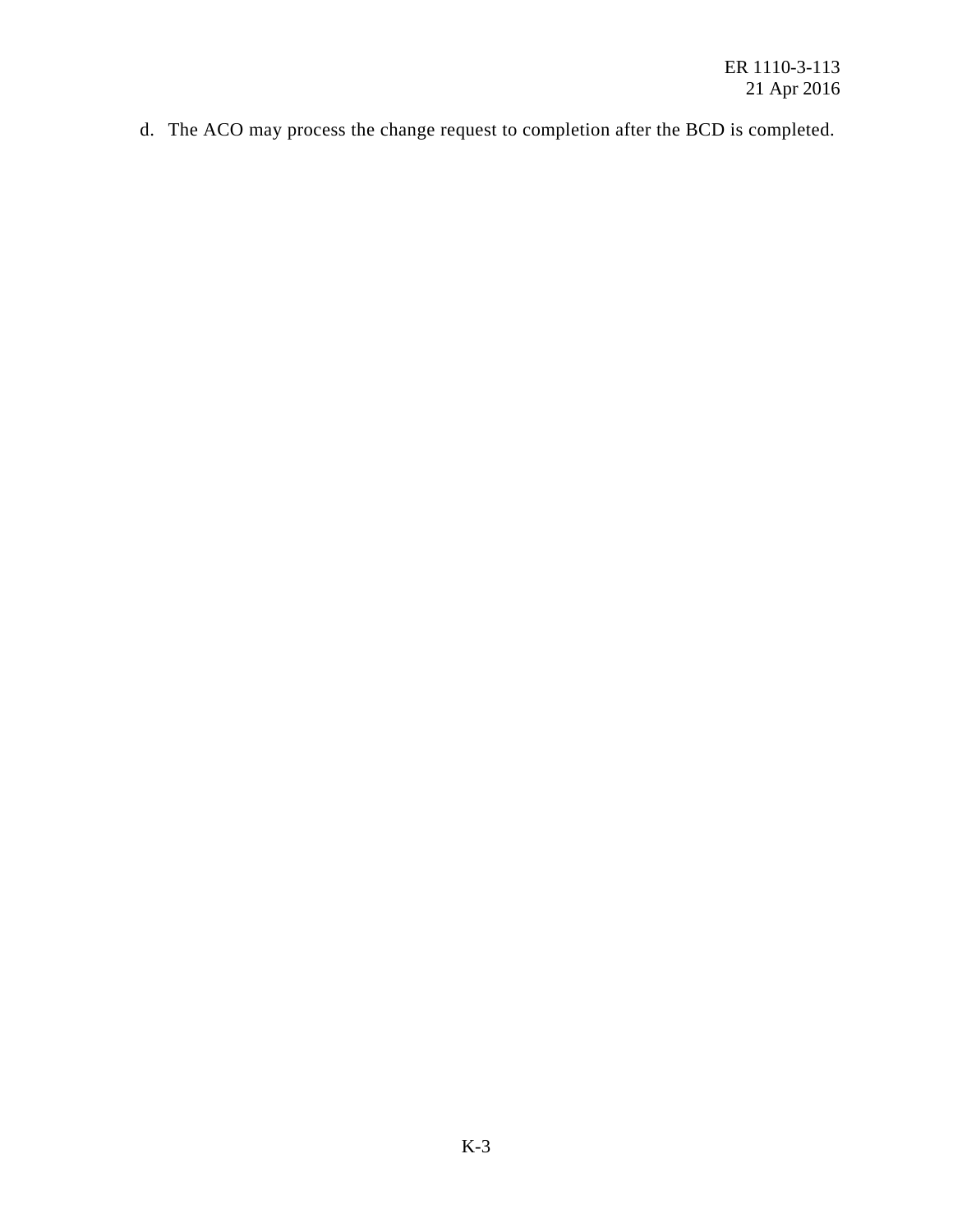d. The ACO may process the change request to completion after the BCD is completed.